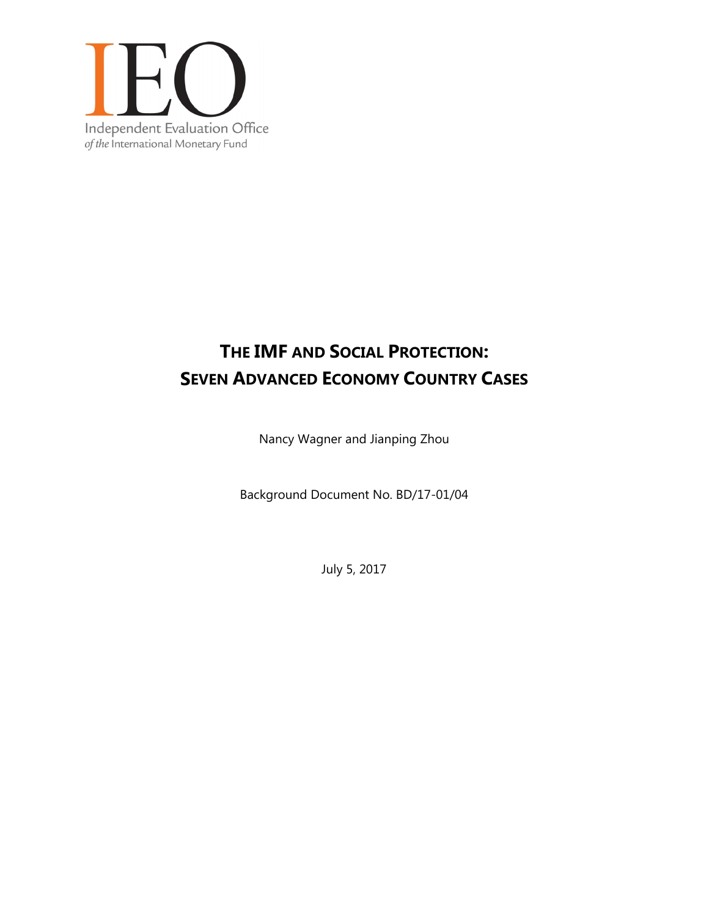IEO

Independent Evaluation Office
*of the* International Monetary Fund

# THE IMF AND SOCIAL PROTECTION: SEVEN ADVANCED ECONOMY COUNTRY CASES

Nancy Wagner and Jianping Zhou

Background Document No. BD/17-01/04

July 5, 2017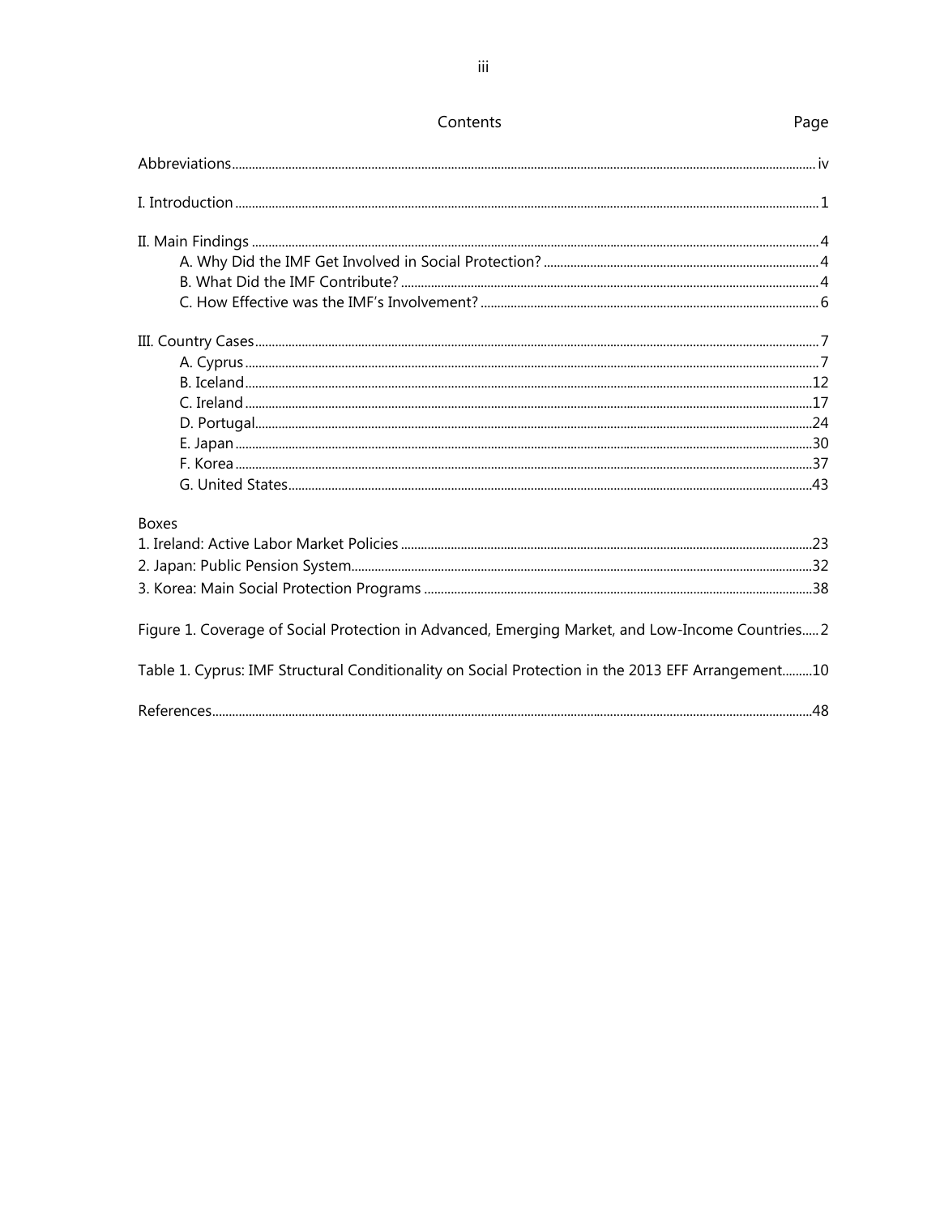# Contents

| | Page |
|---|---|
| Abbreviations | iv |
| I. Introduction | 1 |
| II. Main Findings | 4 |
| A. Why Did the IMF Get Involved in Social Protection? | 4 |
| B. What Did the IMF Contribute? | 4 |
| C. How Effective was the IMF's Involvement? | 6 |
| III. Country Cases | 7 |
| A. Cyprus | 7 |
| B. Iceland | 12 |
| C. Ireland | 17 |
| D. Portugal | 24 |
| E. Japan | 30 |
| F. Korea | 37 |
| G. United States | 43 |

**Boxes**

| | |
|---|---|
| 1. Ireland: Active Labor Market Policies | 23 |
| 2. Japan: Public Pension System | 32 |
| 3. Korea: Main Social Protection Programs | 38 |

| | |
|---|---|
| Figure 1. Coverage of Social Protection in Advanced, Emerging Market, and Low-Income Countries | 2 |
| Table 1. Cyprus: IMF Structural Conditionality on Social Protection in the 2013 EFF Arrangement | 10 |
| References | 48 |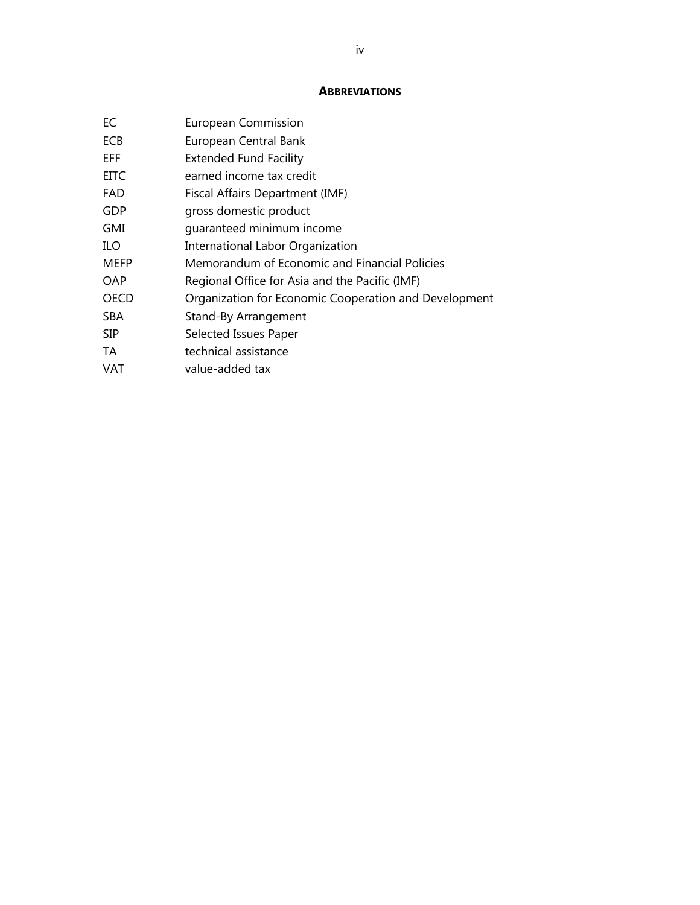## ABBREVIATIONS

| | |
|---|---|
| EC | European Commission |
| ECB | European Central Bank |
| EFF | Extended Fund Facility |
| EITC | earned income tax credit |
| FAD | Fiscal Affairs Department (IMF) |
| GDP | gross domestic product |
| GMI | guaranteed minimum income |
| ILO | International Labor Organization |
| MEFP | Memorandum of Economic and Financial Policies |
| OAP | Regional Office for Asia and the Pacific (IMF) |
| OECD | Organization for Economic Cooperation and Development |
| SBA | Stand-By Arrangement |
| SIP | Selected Issues Paper |
| TA | technical assistance |
| VAT | value-added tax |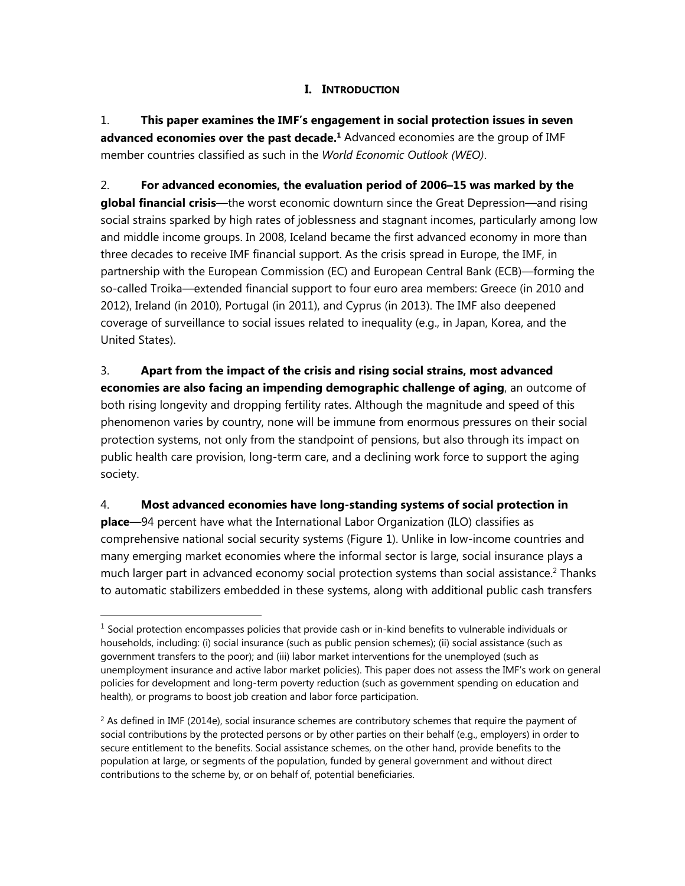# I. INTRODUCTION

1. **This paper examines the IMF's engagement in social protection issues in seven advanced economies over the past decade.**[1] Advanced economies are the group of IMF member countries classified as such in the *World Economic Outlook (WEO)*.

2. **For advanced economies, the evaluation period of 2006–15 was marked by the global financial crisis**—the worst economic downturn since the Great Depression—and rising social strains sparked by high rates of joblessness and stagnant incomes, particularly among low and middle income groups. In 2008, Iceland became the first advanced economy in more than three decades to receive IMF financial support. As the crisis spread in Europe, the IMF, in partnership with the European Commission (EC) and European Central Bank (ECB)—forming the so-called Troika—extended financial support to four euro area members: Greece (in 2010 and 2012), Ireland (in 2010), Portugal (in 2011), and Cyprus (in 2013). The IMF also deepened coverage of surveillance to social issues related to inequality (e.g., in Japan, Korea, and the United States).

3. **Apart from the impact of the crisis and rising social strains, most advanced economies are also facing an impending demographic challenge of aging**, an outcome of both rising longevity and dropping fertility rates. Although the magnitude and speed of this phenomenon varies by country, none will be immune from enormous pressures on their social protection systems, not only from the standpoint of pensions, but also through its impact on public health care provision, long-term care, and a declining work force to support the aging society.

4. **Most advanced economies have long-standing systems of social protection in place**—94 percent have what the International Labor Organization (ILO) classifies as comprehensive national social security systems (Figure 1). Unlike in low-income countries and many emerging market economies where the informal sector is large, social insurance plays a much larger part in advanced economy social protection systems than social assistance.[2] Thanks to automatic stabilizers embedded in these systems, along with additional public cash transfers

---

[1] Social protection encompasses policies that provide cash or in-kind benefits to vulnerable individuals or households, including: (i) social insurance (such as public pension schemes); (ii) social assistance (such as government transfers to the poor); and (iii) labor market interventions for the unemployed (such as unemployment insurance and active labor market policies). This paper does not assess the IMF's work on general policies for development and long-term poverty reduction (such as government spending on education and health), or programs to boost job creation and labor force participation.

[2] As defined in IMF (2014e), social insurance schemes are contributory schemes that require the payment of social contributions by the protected persons or by other parties on their behalf (e.g., employers) in order to secure entitlement to the benefits. Social assistance schemes, on the other hand, provide benefits to the population at large, or segments of the population, funded by general government and without direct contributions to the scheme by, or on behalf of, potential beneficiaries.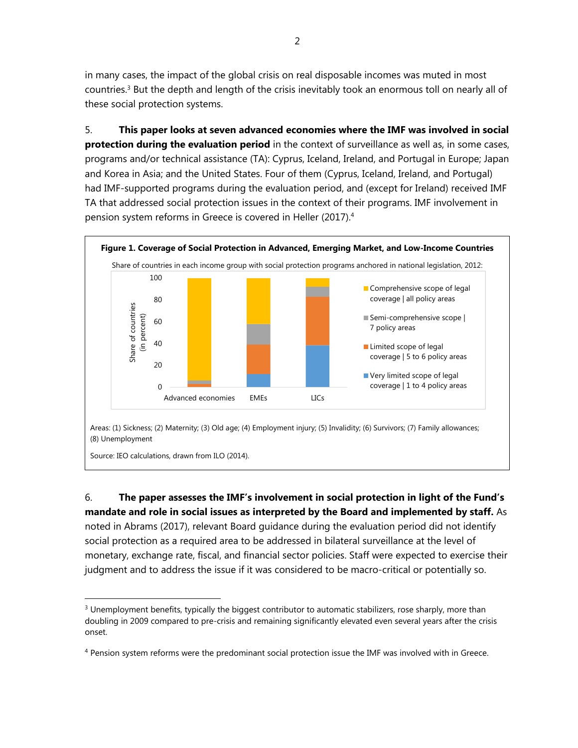in many cases, the impact of the global crisis on real disposable incomes was muted in most countries.[3] But the depth and length of the crisis inevitably took an enormous toll on nearly all of these social protection systems.

5. **This paper looks at seven advanced economies where the IMF was involved in social protection during the evaluation period** in the context of surveillance as well as, in some cases, programs and/or technical assistance (TA): Cyprus, Iceland, Ireland, and Portugal in Europe; Japan and Korea in Asia; and the United States. Four of them (Cyprus, Iceland, Ireland, and Portugal) had IMF-supported programs during the evaluation period, and (except for Ireland) received IMF TA that addressed social protection issues in the context of their programs. IMF involvement in pension system reforms in Greece is covered in Heller (2017).[4]

**Figure 1. Coverage of Social Protection in Advanced, Emerging Market, and Low-Income Countries**

Share of countries in each income group with social protection programs anchored in national legislation, 2012:

Share of countries (in percent)

| | Very limited scope of legal coverage \| 1 to 4 policy areas | Limited scope of legal coverage \| 5 to 6 policy areas | Semi-comprehensive scope \| 7 policy areas | Comprehensive scope of legal coverage \| all policy areas |
|---|---|---|---|---|
| Advanced economies | 0 | 3 | 3 | 94 |
| EMEs | 12 | 27 | 19 | 42 |
| LICs | 38 | 45 | 9 | 8 |

Areas: (1) Sickness; (2) Maternity; (3) Old age; (4) Employment injury; (5) Invalidity; (6) Survivors; (7) Family allowances; (8) Unemployment

Source: IEO calculations, drawn from ILO (2014).

6. **The paper assesses the IMF's involvement in social protection in light of the Fund's mandate and role in social issues as interpreted by the Board and implemented by staff.** As noted in Abrams (2017), relevant Board guidance during the evaluation period did not identify social protection as a required area to be addressed in bilateral surveillance at the level of monetary, exchange rate, fiscal, and financial sector policies. Staff were expected to exercise their judgment and to address the issue if it was considered to be macro-critical or potentially so.

---

[3] Unemployment benefits, typically the biggest contributor to automatic stabilizers, rose sharply, more than doubling in 2009 compared to pre-crisis and remaining significantly elevated even several years after the crisis onset.

[4] Pension system reforms were the predominant social protection issue the IMF was involved with in Greece.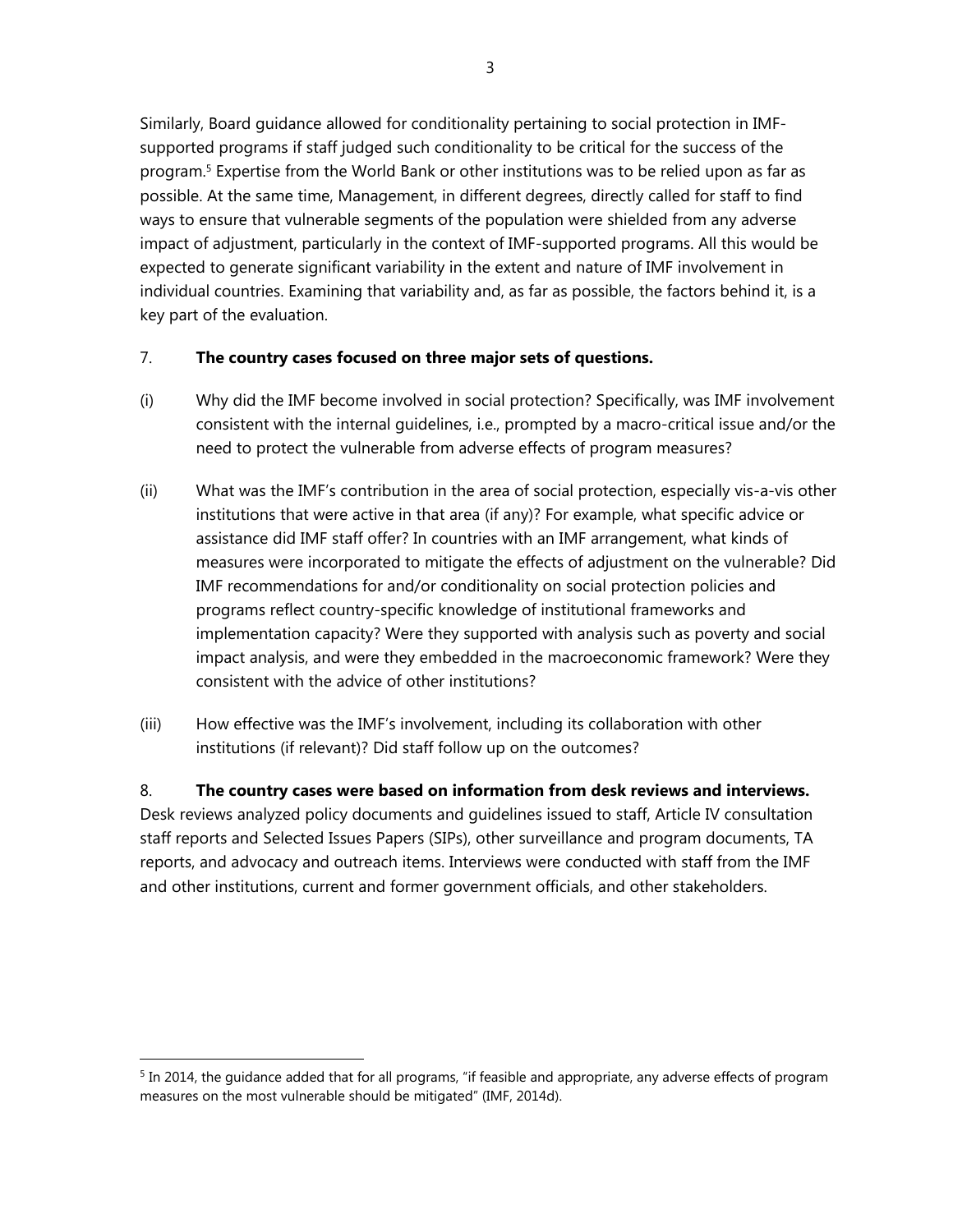Similarly, Board guidance allowed for conditionality pertaining to social protection in IMF-supported programs if staff judged such conditionality to be critical for the success of the program.[5] Expertise from the World Bank or other institutions was to be relied upon as far as possible. At the same time, Management, in different degrees, directly called for staff to find ways to ensure that vulnerable segments of the population were shielded from any adverse impact of adjustment, particularly in the context of IMF-supported programs. All this would be expected to generate significant variability in the extent and nature of IMF involvement in individual countries. Examining that variability and, as far as possible, the factors behind it, is a key part of the evaluation.

7. **The country cases focused on three major sets of questions.**

(i) Why did the IMF become involved in social protection? Specifically, was IMF involvement consistent with the internal guidelines, i.e., prompted by a macro-critical issue and/or the need to protect the vulnerable from adverse effects of program measures?

(ii) What was the IMF's contribution in the area of social protection, especially vis-a-vis other institutions that were active in that area (if any)? For example, what specific advice or assistance did IMF staff offer? In countries with an IMF arrangement, what kinds of measures were incorporated to mitigate the effects of adjustment on the vulnerable? Did IMF recommendations for and/or conditionality on social protection policies and programs reflect country-specific knowledge of institutional frameworks and implementation capacity? Were they supported with analysis such as poverty and social impact analysis, and were they embedded in the macroeconomic framework? Were they consistent with the advice of other institutions?

(iii) How effective was the IMF's involvement, including its collaboration with other institutions (if relevant)? Did staff follow up on the outcomes?

8. **The country cases were based on information from desk reviews and interviews.** Desk reviews analyzed policy documents and guidelines issued to staff, Article IV consultation staff reports and Selected Issues Papers (SIPs), other surveillance and program documents, TA reports, and advocacy and outreach items. Interviews were conducted with staff from the IMF and other institutions, current and former government officials, and other stakeholders.

[5] In 2014, the guidance added that for all programs, "if feasible and appropriate, any adverse effects of program measures on the most vulnerable should be mitigated" (IMF, 2014d).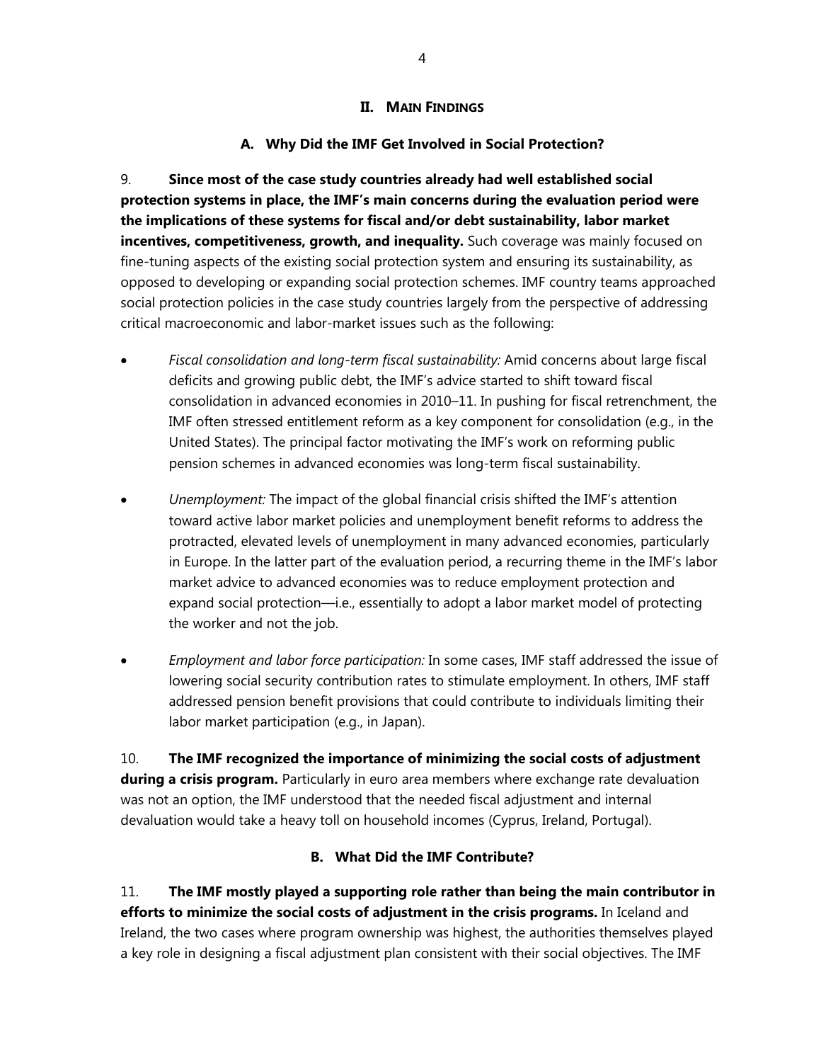## II. Main Findings

### A. Why Did the IMF Get Involved in Social Protection?

9. **Since most of the case study countries already had well established social protection systems in place, the IMF's main concerns during the evaluation period were the implications of these systems for fiscal and/or debt sustainability, labor market incentives, competitiveness, growth, and inequality.** Such coverage was mainly focused on fine-tuning aspects of the existing social protection system and ensuring its sustainability, as opposed to developing or expanding social protection schemes. IMF country teams approached social protection policies in the case study countries largely from the perspective of addressing critical macroeconomic and labor-market issues such as the following:

- *Fiscal consolidation and long-term fiscal sustainability:* Amid concerns about large fiscal deficits and growing public debt, the IMF's advice started to shift toward fiscal consolidation in advanced economies in 2010–11. In pushing for fiscal retrenchment, the IMF often stressed entitlement reform as a key component for consolidation (e.g., in the United States). The principal factor motivating the IMF's work on reforming public pension schemes in advanced economies was long-term fiscal sustainability.

- *Unemployment:* The impact of the global financial crisis shifted the IMF's attention toward active labor market policies and unemployment benefit reforms to address the protracted, elevated levels of unemployment in many advanced economies, particularly in Europe. In the latter part of the evaluation period, a recurring theme in the IMF's labor market advice to advanced economies was to reduce employment protection and expand social protection—i.e., essentially to adopt a labor market model of protecting the worker and not the job.

- *Employment and labor force participation:* In some cases, IMF staff addressed the issue of lowering social security contribution rates to stimulate employment. In others, IMF staff addressed pension benefit provisions that could contribute to individuals limiting their labor market participation (e.g., in Japan).

10. **The IMF recognized the importance of minimizing the social costs of adjustment during a crisis program.** Particularly in euro area members where exchange rate devaluation was not an option, the IMF understood that the needed fiscal adjustment and internal devaluation would take a heavy toll on household incomes (Cyprus, Ireland, Portugal).

### B. What Did the IMF Contribute?

11. **The IMF mostly played a supporting role rather than being the main contributor in efforts to minimize the social costs of adjustment in the crisis programs.** In Iceland and Ireland, the two cases where program ownership was highest, the authorities themselves played a key role in designing a fiscal adjustment plan consistent with their social objectives. The IMF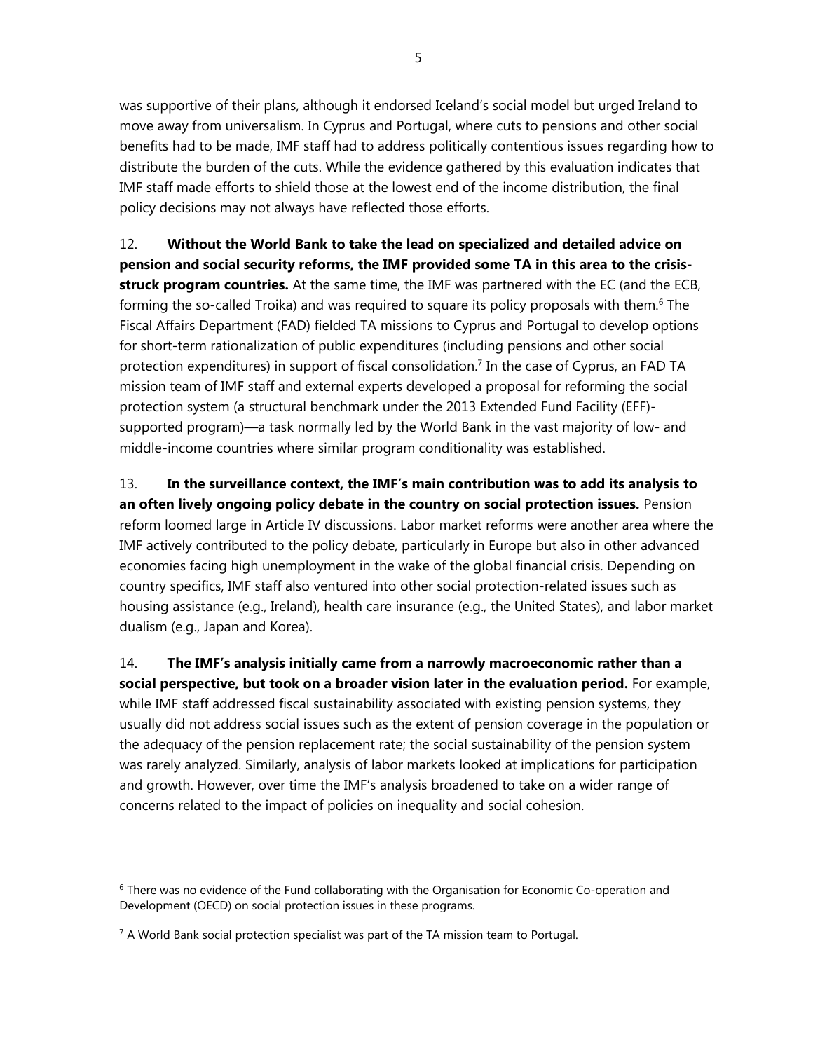was supportive of their plans, although it endorsed Iceland's social model but urged Ireland to move away from universalism. In Cyprus and Portugal, where cuts to pensions and other social benefits had to be made, IMF staff had to address politically contentious issues regarding how to distribute the burden of the cuts. While the evidence gathered by this evaluation indicates that IMF staff made efforts to shield those at the lowest end of the income distribution, the final policy decisions may not always have reflected those efforts.

12. **Without the World Bank to take the lead on specialized and detailed advice on pension and social security reforms, the IMF provided some TA in this area to the crisis-struck program countries.** At the same time, the IMF was partnered with the EC (and the ECB, forming the so-called Troika) and was required to square its policy proposals with them.[6] The Fiscal Affairs Department (FAD) fielded TA missions to Cyprus and Portugal to develop options for short-term rationalization of public expenditures (including pensions and other social protection expenditures) in support of fiscal consolidation.[7] In the case of Cyprus, an FAD TA mission team of IMF staff and external experts developed a proposal for reforming the social protection system (a structural benchmark under the 2013 Extended Fund Facility (EFF)-supported program)—a task normally led by the World Bank in the vast majority of low- and middle-income countries where similar program conditionality was established.

13. **In the surveillance context, the IMF's main contribution was to add its analysis to an often lively ongoing policy debate in the country on social protection issues.** Pension reform loomed large in Article IV discussions. Labor market reforms were another area where the IMF actively contributed to the policy debate, particularly in Europe but also in other advanced economies facing high unemployment in the wake of the global financial crisis. Depending on country specifics, IMF staff also ventured into other social protection-related issues such as housing assistance (e.g., Ireland), health care insurance (e.g., the United States), and labor market dualism (e.g., Japan and Korea).

14. **The IMF's analysis initially came from a narrowly macroeconomic rather than a social perspective, but took on a broader vision later in the evaluation period.** For example, while IMF staff addressed fiscal sustainability associated with existing pension systems, they usually did not address social issues such as the extent of pension coverage in the population or the adequacy of the pension replacement rate; the social sustainability of the pension system was rarely analyzed. Similarly, analysis of labor markets looked at implications for participation and growth. However, over time the IMF's analysis broadened to take on a wider range of concerns related to the impact of policies on inequality and social cohesion.

---

[6] There was no evidence of the Fund collaborating with the Organisation for Economic Co-operation and Development (OECD) on social protection issues in these programs.

[7] A World Bank social protection specialist was part of the TA mission team to Portugal.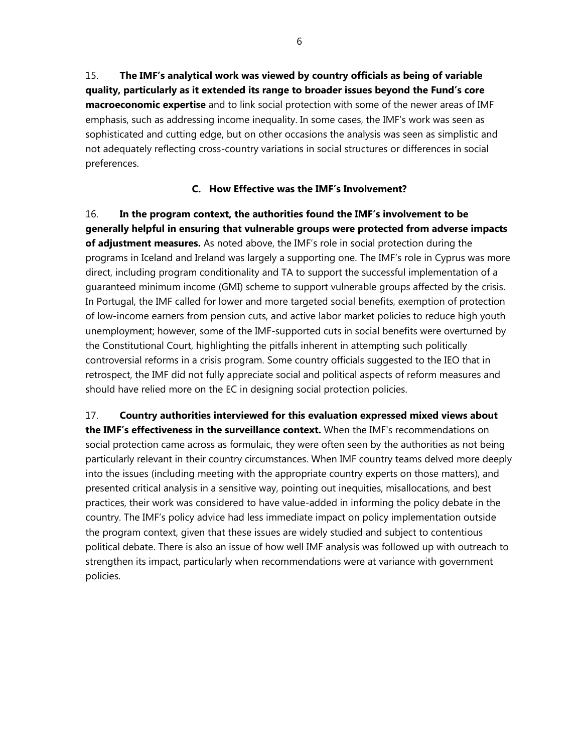15. **The IMF's analytical work was viewed by country officials as being of variable quality, particularly as it extended its range to broader issues beyond the Fund's core macroeconomic expertise** and to link social protection with some of the newer areas of IMF emphasis, such as addressing income inequality. In some cases, the IMF's work was seen as sophisticated and cutting edge, but on other occasions the analysis was seen as simplistic and not adequately reflecting cross-country variations in social structures or differences in social preferences.

### C. How Effective was the IMF's Involvement?

16. **In the program context, the authorities found the IMF's involvement to be generally helpful in ensuring that vulnerable groups were protected from adverse impacts of adjustment measures.** As noted above, the IMF's role in social protection during the programs in Iceland and Ireland was largely a supporting one. The IMF's role in Cyprus was more direct, including program conditionality and TA to support the successful implementation of a guaranteed minimum income (GMI) scheme to support vulnerable groups affected by the crisis. In Portugal, the IMF called for lower and more targeted social benefits, exemption of protection of low-income earners from pension cuts, and active labor market policies to reduce high youth unemployment; however, some of the IMF-supported cuts in social benefits were overturned by the Constitutional Court, highlighting the pitfalls inherent in attempting such politically controversial reforms in a crisis program. Some country officials suggested to the IEO that in retrospect, the IMF did not fully appreciate social and political aspects of reform measures and should have relied more on the EC in designing social protection policies.

17. **Country authorities interviewed for this evaluation expressed mixed views about the IMF's effectiveness in the surveillance context.** When the IMF's recommendations on social protection came across as formulaic, they were often seen by the authorities as not being particularly relevant in their country circumstances. When IMF country teams delved more deeply into the issues (including meeting with the appropriate country experts on those matters), and presented critical analysis in a sensitive way, pointing out inequities, misallocations, and best practices, their work was considered to have value-added in informing the policy debate in the country. The IMF's policy advice had less immediate impact on policy implementation outside the program context, given that these issues are widely studied and subject to contentious political debate. There is also an issue of how well IMF analysis was followed up with outreach to strengthen its impact, particularly when recommendations were at variance with government policies.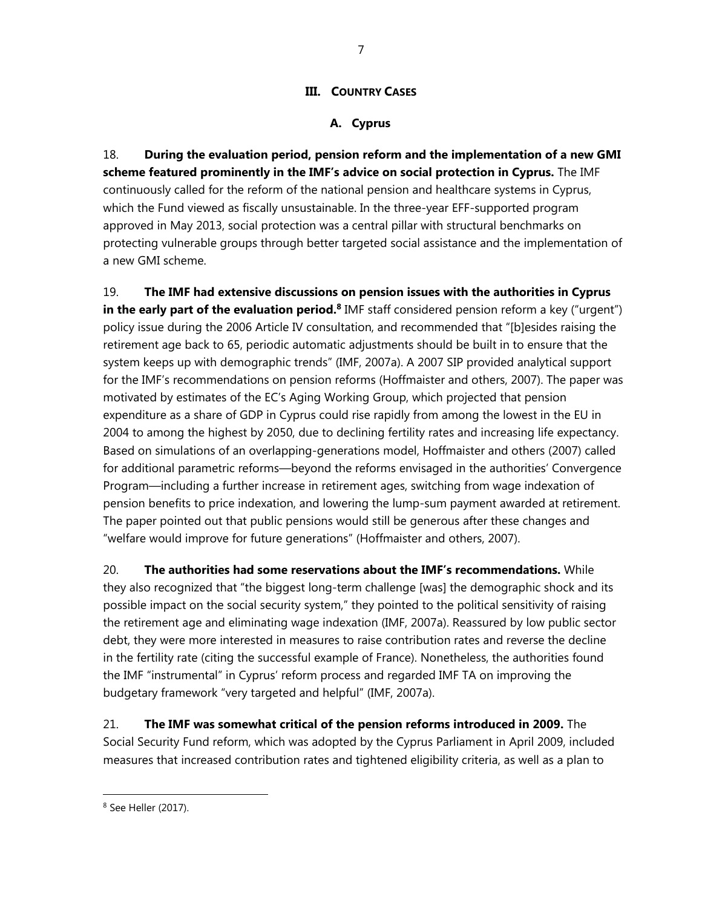## III. COUNTRY CASES

### A. Cyprus

18. **During the evaluation period, pension reform and the implementation of a new GMI scheme featured prominently in the IMF's advice on social protection in Cyprus.** The IMF continuously called for the reform of the national pension and healthcare systems in Cyprus, which the Fund viewed as fiscally unsustainable. In the three-year EFF-supported program approved in May 2013, social protection was a central pillar with structural benchmarks on protecting vulnerable groups through better targeted social assistance and the implementation of a new GMI scheme.

19. **The IMF had extensive discussions on pension issues with the authorities in Cyprus in the early part of the evaluation period.**[8] IMF staff considered pension reform a key ("urgent") policy issue during the 2006 Article IV consultation, and recommended that "[b]esides raising the retirement age back to 65, periodic automatic adjustments should be built in to ensure that the system keeps up with demographic trends" (IMF, 2007a). A 2007 SIP provided analytical support for the IMF's recommendations on pension reforms (Hoffmaister and others, 2007). The paper was motivated by estimates of the EC's Aging Working Group, which projected that pension expenditure as a share of GDP in Cyprus could rise rapidly from among the lowest in the EU in 2004 to among the highest by 2050, due to declining fertility rates and increasing life expectancy. Based on simulations of an overlapping-generations model, Hoffmaister and others (2007) called for additional parametric reforms—beyond the reforms envisaged in the authorities' Convergence Program—including a further increase in retirement ages, switching from wage indexation of pension benefits to price indexation, and lowering the lump-sum payment awarded at retirement. The paper pointed out that public pensions would still be generous after these changes and "welfare would improve for future generations" (Hoffmaister and others, 2007).

20. **The authorities had some reservations about the IMF's recommendations.** While they also recognized that "the biggest long-term challenge [was] the demographic shock and its possible impact on the social security system," they pointed to the political sensitivity of raising the retirement age and eliminating wage indexation (IMF, 2007a). Reassured by low public sector debt, they were more interested in measures to raise contribution rates and reverse the decline in the fertility rate (citing the successful example of France). Nonetheless, the authorities found the IMF "instrumental" in Cyprus' reform process and regarded IMF TA on improving the budgetary framework "very targeted and helpful" (IMF, 2007a).

21. **The IMF was somewhat critical of the pension reforms introduced in 2009.** The Social Security Fund reform, which was adopted by the Cyprus Parliament in April 2009, included measures that increased contribution rates and tightened eligibility criteria, as well as a plan to

[8] See Heller (2017).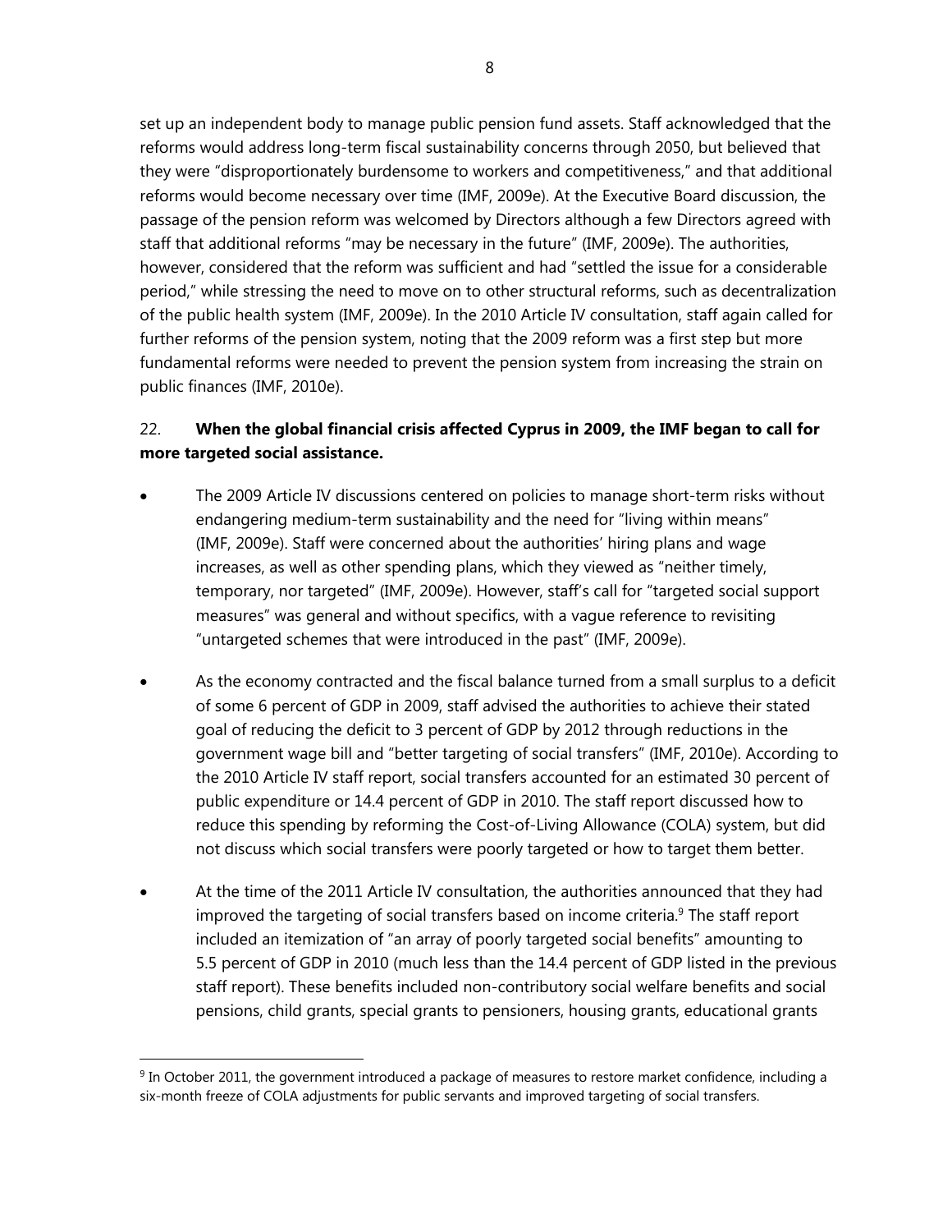set up an independent body to manage public pension fund assets. Staff acknowledged that the reforms would address long-term fiscal sustainability concerns through 2050, but believed that they were "disproportionately burdensome to workers and competitiveness," and that additional reforms would become necessary over time (IMF, 2009e). At the Executive Board discussion, the passage of the pension reform was welcomed by Directors although a few Directors agreed with staff that additional reforms "may be necessary in the future" (IMF, 2009e). The authorities, however, considered that the reform was sufficient and had "settled the issue for a considerable period," while stressing the need to move on to other structural reforms, such as decentralization of the public health system (IMF, 2009e). In the 2010 Article IV consultation, staff again called for further reforms of the pension system, noting that the 2009 reform was a first step but more fundamental reforms were needed to prevent the pension system from increasing the strain on public finances (IMF, 2010e).

22. **When the global financial crisis affected Cyprus in 2009, the IMF began to call for more targeted social assistance.**

- The 2009 Article IV discussions centered on policies to manage short-term risks without endangering medium-term sustainability and the need for "living within means" (IMF, 2009e). Staff were concerned about the authorities' hiring plans and wage increases, as well as other spending plans, which they viewed as "neither timely, temporary, nor targeted" (IMF, 2009e). However, staff's call for "targeted social support measures" was general and without specifics, with a vague reference to revisiting "untargeted schemes that were introduced in the past" (IMF, 2009e).

- As the economy contracted and the fiscal balance turned from a small surplus to a deficit of some 6 percent of GDP in 2009, staff advised the authorities to achieve their stated goal of reducing the deficit to 3 percent of GDP by 2012 through reductions in the government wage bill and "better targeting of social transfers" (IMF, 2010e). According to the 2010 Article IV staff report, social transfers accounted for an estimated 30 percent of public expenditure or 14.4 percent of GDP in 2010. The staff report discussed how to reduce this spending by reforming the Cost-of-Living Allowance (COLA) system, but did not discuss which social transfers were poorly targeted or how to target them better.

- At the time of the 2011 Article IV consultation, the authorities announced that they had improved the targeting of social transfers based on income criteria.[9] The staff report included an itemization of "an array of poorly targeted social benefits" amounting to 5.5 percent of GDP in 2010 (much less than the 14.4 percent of GDP listed in the previous staff report). These benefits included non-contributory social welfare benefits and social pensions, child grants, special grants to pensioners, housing grants, educational grants

[9] In October 2011, the government introduced a package of measures to restore market confidence, including a six-month freeze of COLA adjustments for public servants and improved targeting of social transfers.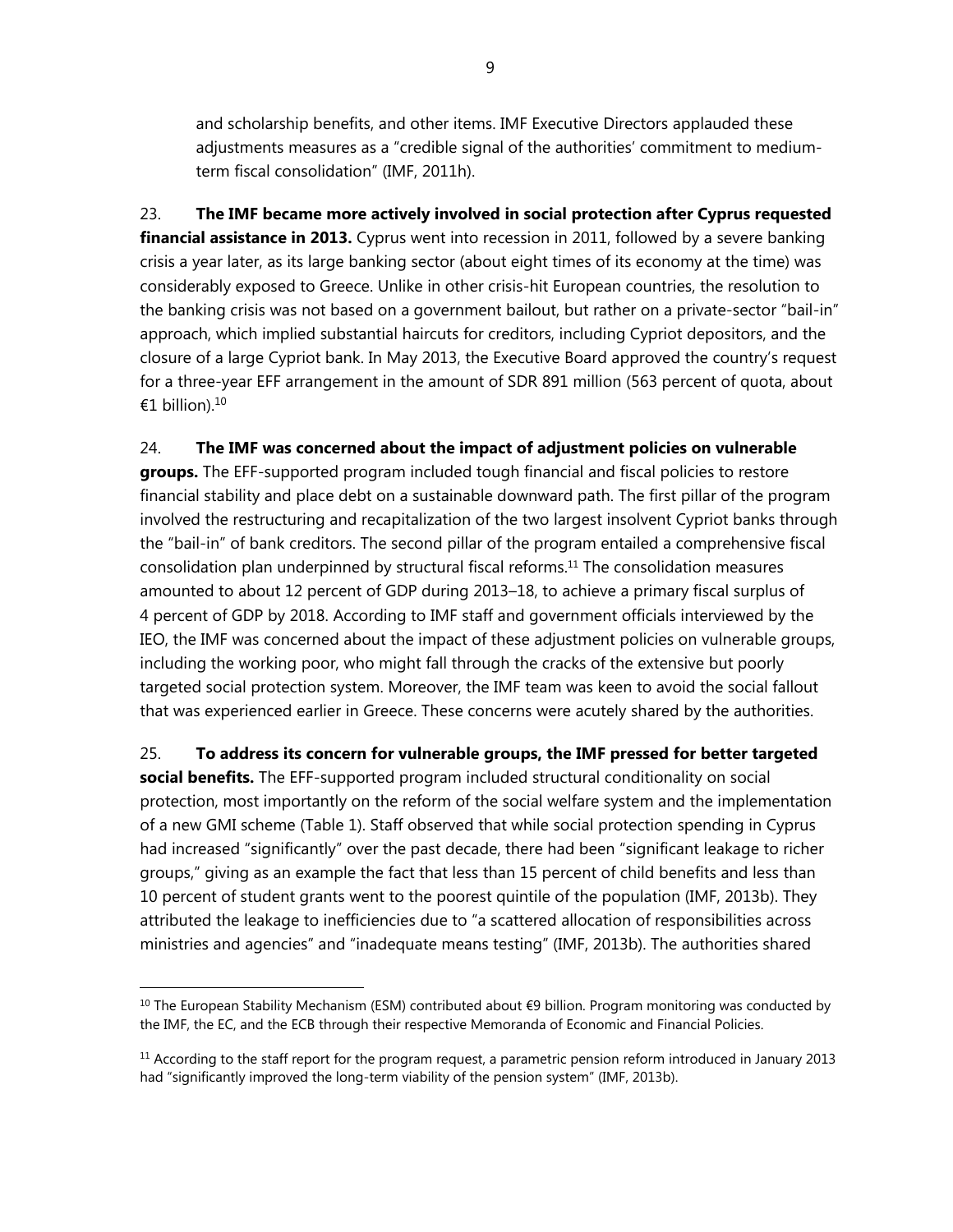and scholarship benefits, and other items. IMF Executive Directors applauded these adjustments measures as a "credible signal of the authorities' commitment to medium-term fiscal consolidation" (IMF, 2011h).

23. **The IMF became more actively involved in social protection after Cyprus requested financial assistance in 2013.** Cyprus went into recession in 2011, followed by a severe banking crisis a year later, as its large banking sector (about eight times of its economy at the time) was considerably exposed to Greece. Unlike in other crisis-hit European countries, the resolution to the banking crisis was not based on a government bailout, but rather on a private-sector "bail-in" approach, which implied substantial haircuts for creditors, including Cypriot depositors, and the closure of a large Cypriot bank. In May 2013, the Executive Board approved the country's request for a three-year EFF arrangement in the amount of SDR 891 million (563 percent of quota, about €1 billion).[10]

24. **The IMF was concerned about the impact of adjustment policies on vulnerable groups.** The EFF-supported program included tough financial and fiscal policies to restore financial stability and place debt on a sustainable downward path. The first pillar of the program involved the restructuring and recapitalization of the two largest insolvent Cypriot banks through the "bail-in" of bank creditors. The second pillar of the program entailed a comprehensive fiscal consolidation plan underpinned by structural fiscal reforms.[11] The consolidation measures amounted to about 12 percent of GDP during 2013–18, to achieve a primary fiscal surplus of 4 percent of GDP by 2018. According to IMF staff and government officials interviewed by the IEO, the IMF was concerned about the impact of these adjustment policies on vulnerable groups, including the working poor, who might fall through the cracks of the extensive but poorly targeted social protection system. Moreover, the IMF team was keen to avoid the social fallout that was experienced earlier in Greece. These concerns were acutely shared by the authorities.

25. **To address its concern for vulnerable groups, the IMF pressed for better targeted social benefits.** The EFF-supported program included structural conditionality on social protection, most importantly on the reform of the social welfare system and the implementation of a new GMI scheme (Table 1). Staff observed that while social protection spending in Cyprus had increased "significantly" over the past decade, there had been "significant leakage to richer groups," giving as an example the fact that less than 15 percent of child benefits and less than 10 percent of student grants went to the poorest quintile of the population (IMF, 2013b). They attributed the leakage to inefficiencies due to "a scattered allocation of responsibilities across ministries and agencies" and "inadequate means testing" (IMF, 2013b). The authorities shared

[10] The European Stability Mechanism (ESM) contributed about €9 billion. Program monitoring was conducted by the IMF, the EC, and the ECB through their respective Memoranda of Economic and Financial Policies.

[11] According to the staff report for the program request, a parametric pension reform introduced in January 2013 had "significantly improved the long-term viability of the pension system" (IMF, 2013b).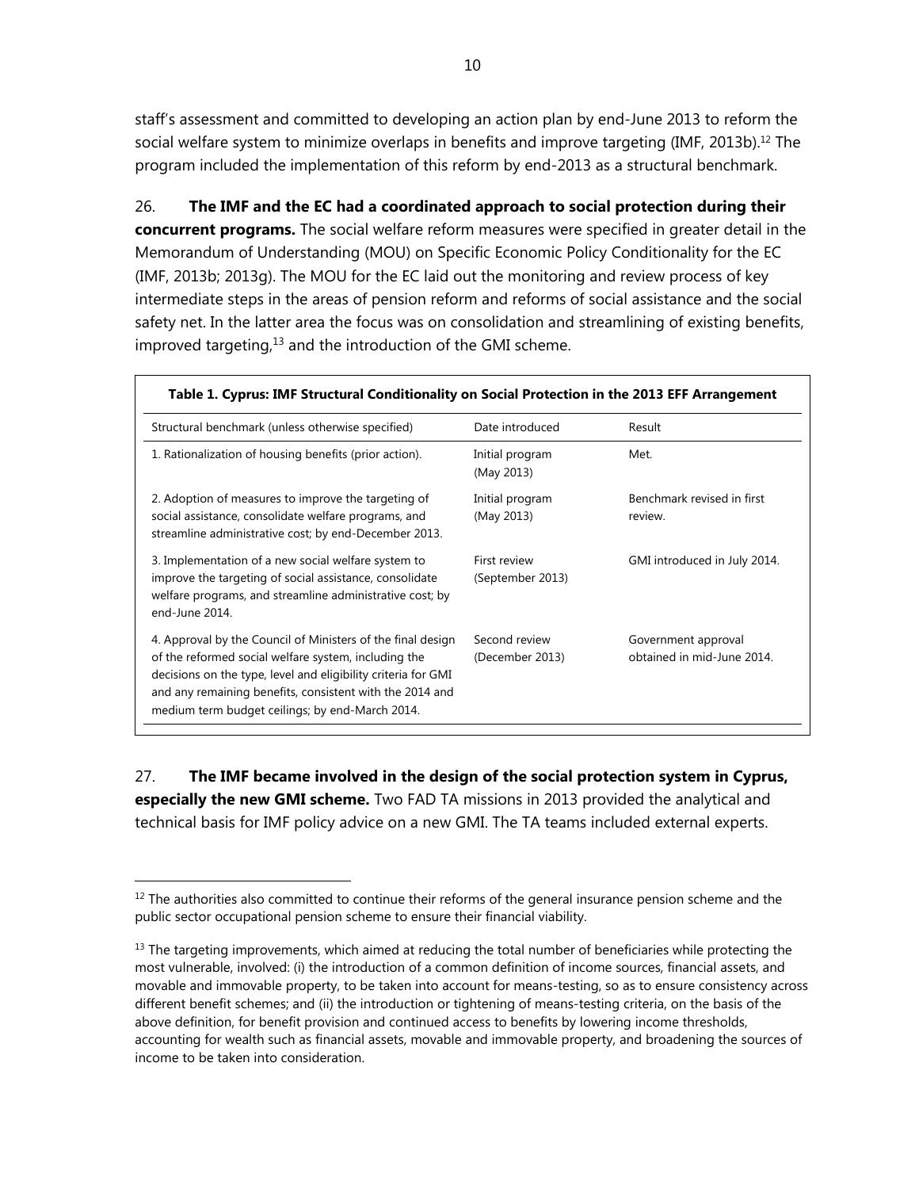staff's assessment and committed to developing an action plan by end-June 2013 to reform the social welfare system to minimize overlaps in benefits and improve targeting (IMF, 2013b).[12] The program included the implementation of this reform by end-2013 as a structural benchmark.

26. **The IMF and the EC had a coordinated approach to social protection during their concurrent programs.** The social welfare reform measures were specified in greater detail in the Memorandum of Understanding (MOU) on Specific Economic Policy Conditionality for the EC (IMF, 2013b; 2013g). The MOU for the EC laid out the monitoring and review process of key intermediate steps in the areas of pension reform and reforms of social assistance and the social safety net. In the latter area the focus was on consolidation and streamlining of existing benefits, improved targeting,[13] and the introduction of the GMI scheme.

**Table 1. Cyprus: IMF Structural Conditionality on Social Protection in the 2013 EFF Arrangement**

| Structural benchmark (unless otherwise specified) | Date introduced | Result |
|---|---|---|
| 1. Rationalization of housing benefits (prior action). | Initial program (May 2013) | Met. |
| 2. Adoption of measures to improve the targeting of social assistance, consolidate welfare programs, and streamline administrative cost; by end-December 2013. | Initial program (May 2013) | Benchmark revised in first review. |
| 3. Implementation of a new social welfare system to improve the targeting of social assistance, consolidate welfare programs, and streamline administrative cost; by end-June 2014. | First review (September 2013) | GMI introduced in July 2014. |
| 4. Approval by the Council of Ministers of the final design of the reformed social welfare system, including the decisions on the type, level and eligibility criteria for GMI and any remaining benefits, consistent with the 2014 and medium term budget ceilings; by end-March 2014. | Second review (December 2013) | Government approval obtained in mid-June 2014. |

27. **The IMF became involved in the design of the social protection system in Cyprus, especially the new GMI scheme.** Two FAD TA missions in 2013 provided the analytical and technical basis for IMF policy advice on a new GMI. The TA teams included external experts.

[12] The authorities also committed to continue their reforms of the general insurance pension scheme and the public sector occupational pension scheme to ensure their financial viability.

[13] The targeting improvements, which aimed at reducing the total number of beneficiaries while protecting the most vulnerable, involved: (i) the introduction of a common definition of income sources, financial assets, and movable and immovable property, to be taken into account for means-testing, so as to ensure consistency across different benefit schemes; and (ii) the introduction or tightening of means-testing criteria, on the basis of the above definition, for benefit provision and continued access to benefits by lowering income thresholds, accounting for wealth such as financial assets, movable and immovable property, and broadening the sources of income to be taken into consideration.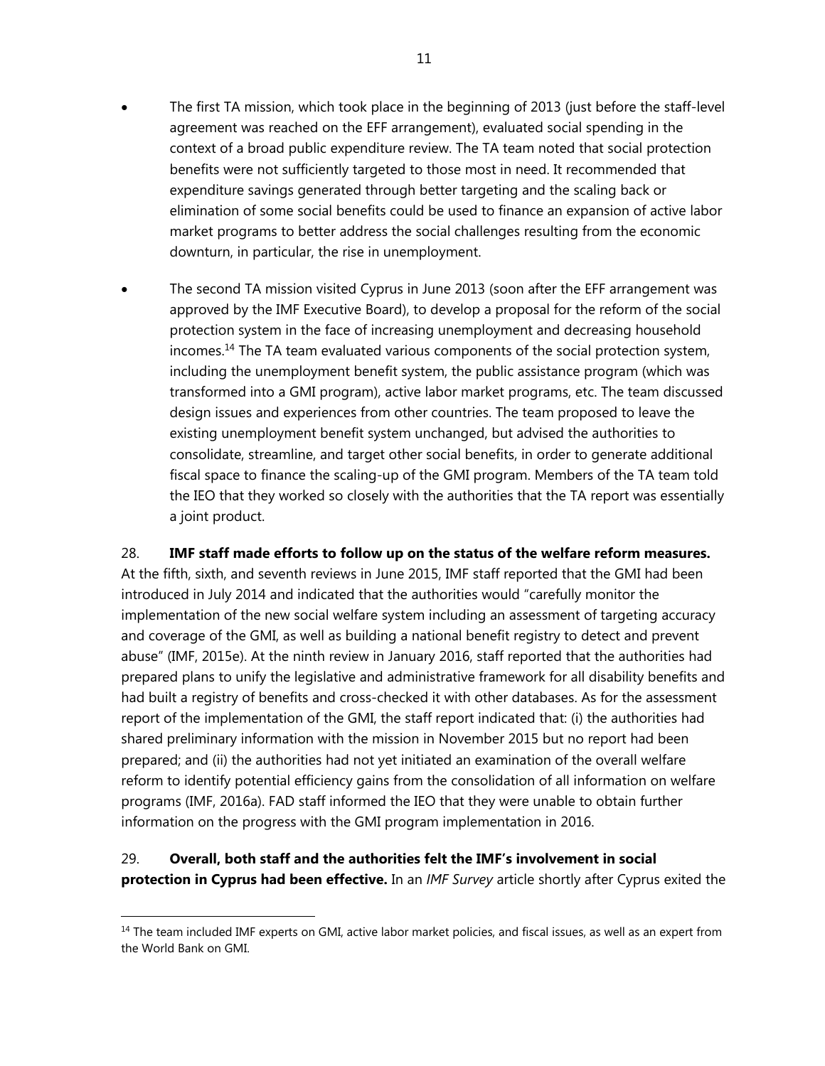- The first TA mission, which took place in the beginning of 2013 (just before the staff-level agreement was reached on the EFF arrangement), evaluated social spending in the context of a broad public expenditure review. The TA team noted that social protection benefits were not sufficiently targeted to those most in need. It recommended that expenditure savings generated through better targeting and the scaling back or elimination of some social benefits could be used to finance an expansion of active labor market programs to better address the social challenges resulting from the economic downturn, in particular, the rise in unemployment.

- The second TA mission visited Cyprus in June 2013 (soon after the EFF arrangement was approved by the IMF Executive Board), to develop a proposal for the reform of the social protection system in the face of increasing unemployment and decreasing household incomes.[14] The TA team evaluated various components of the social protection system, including the unemployment benefit system, the public assistance program (which was transformed into a GMI program), active labor market programs, etc. The team discussed design issues and experiences from other countries. The team proposed to leave the existing unemployment benefit system unchanged, but advised the authorities to consolidate, streamline, and target other social benefits, in order to generate additional fiscal space to finance the scaling-up of the GMI program. Members of the TA team told the IEO that they worked so closely with the authorities that the TA report was essentially a joint product.

28. **IMF staff made efforts to follow up on the status of the welfare reform measures.** At the fifth, sixth, and seventh reviews in June 2015, IMF staff reported that the GMI had been introduced in July 2014 and indicated that the authorities would "carefully monitor the implementation of the new social welfare system including an assessment of targeting accuracy and coverage of the GMI, as well as building a national benefit registry to detect and prevent abuse" (IMF, 2015e). At the ninth review in January 2016, staff reported that the authorities had prepared plans to unify the legislative and administrative framework for all disability benefits and had built a registry of benefits and cross-checked it with other databases. As for the assessment report of the implementation of the GMI, the staff report indicated that: (i) the authorities had shared preliminary information with the mission in November 2015 but no report had been prepared; and (ii) the authorities had not yet initiated an examination of the overall welfare reform to identify potential efficiency gains from the consolidation of all information on welfare programs (IMF, 2016a). FAD staff informed the IEO that they were unable to obtain further information on the progress with the GMI program implementation in 2016.

29. **Overall, both staff and the authorities felt the IMF's involvement in social protection in Cyprus had been effective.** In an *IMF Survey* article shortly after Cyprus exited the

---

[14] The team included IMF experts on GMI, active labor market policies, and fiscal issues, as well as an expert from the World Bank on GMI.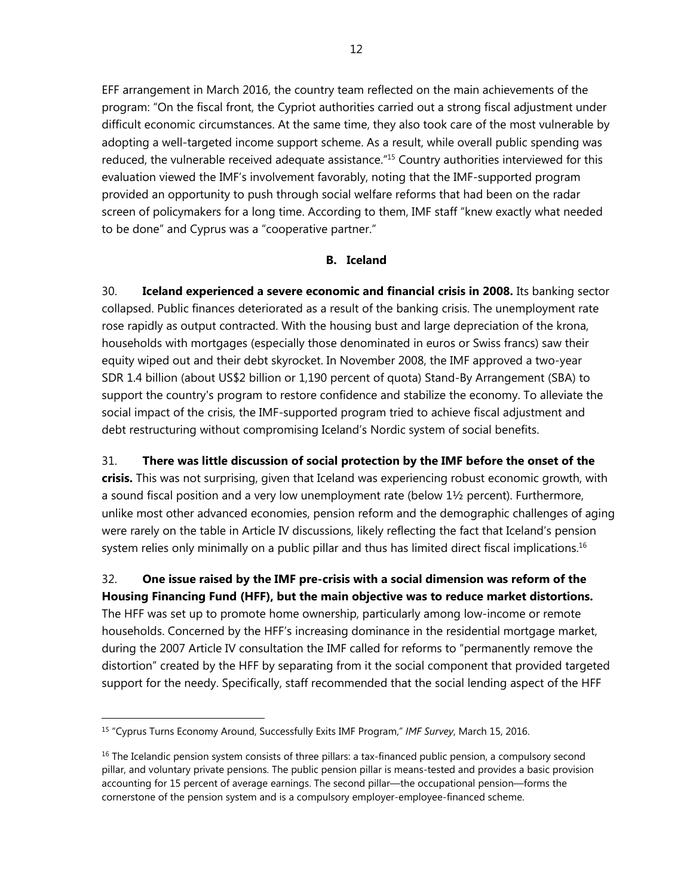EFF arrangement in March 2016, the country team reflected on the main achievements of the program: "On the fiscal front, the Cypriot authorities carried out a strong fiscal adjustment under difficult economic circumstances. At the same time, they also took care of the most vulnerable by adopting a well-targeted income support scheme. As a result, while overall public spending was reduced, the vulnerable received adequate assistance."[15] Country authorities interviewed for this evaluation viewed the IMF's involvement favorably, noting that the IMF-supported program provided an opportunity to push through social welfare reforms that had been on the radar screen of policymakers for a long time. According to them, IMF staff "knew exactly what needed to be done" and Cyprus was a "cooperative partner."

### B. Iceland

30. **Iceland experienced a severe economic and financial crisis in 2008.** Its banking sector collapsed. Public finances deteriorated as a result of the banking crisis. The unemployment rate rose rapidly as output contracted. With the housing bust and large depreciation of the krona, households with mortgages (especially those denominated in euros or Swiss francs) saw their equity wiped out and their debt skyrocket. In November 2008, the IMF approved a two-year SDR 1.4 billion (about US$2 billion or 1,190 percent of quota) Stand-By Arrangement (SBA) to support the country's program to restore confidence and stabilize the economy. To alleviate the social impact of the crisis, the IMF-supported program tried to achieve fiscal adjustment and debt restructuring without compromising Iceland's Nordic system of social benefits.

31. **There was little discussion of social protection by the IMF before the onset of the crisis.** This was not surprising, given that Iceland was experiencing robust economic growth, with a sound fiscal position and a very low unemployment rate (below 1½ percent). Furthermore, unlike most other advanced economies, pension reform and the demographic challenges of aging were rarely on the table in Article IV discussions, likely reflecting the fact that Iceland's pension system relies only minimally on a public pillar and thus has limited direct fiscal implications.[16]

32. **One issue raised by the IMF pre-crisis with a social dimension was reform of the Housing Financing Fund (HFF), but the main objective was to reduce market distortions.** The HFF was set up to promote home ownership, particularly among low-income or remote households. Concerned by the HFF's increasing dominance in the residential mortgage market, during the 2007 Article IV consultation the IMF called for reforms to "permanently remove the distortion" created by the HFF by separating from it the social component that provided targeted support for the needy. Specifically, staff recommended that the social lending aspect of the HFF

---

[15] "Cyprus Turns Economy Around, Successfully Exits IMF Program," *IMF Survey*, March 15, 2016.

[16] The Icelandic pension system consists of three pillars: a tax-financed public pension, a compulsory second pillar, and voluntary private pensions. The public pension pillar is means-tested and provides a basic provision accounting for 15 percent of average earnings. The second pillar—the occupational pension—forms the cornerstone of the pension system and is a compulsory employer-employee-financed scheme.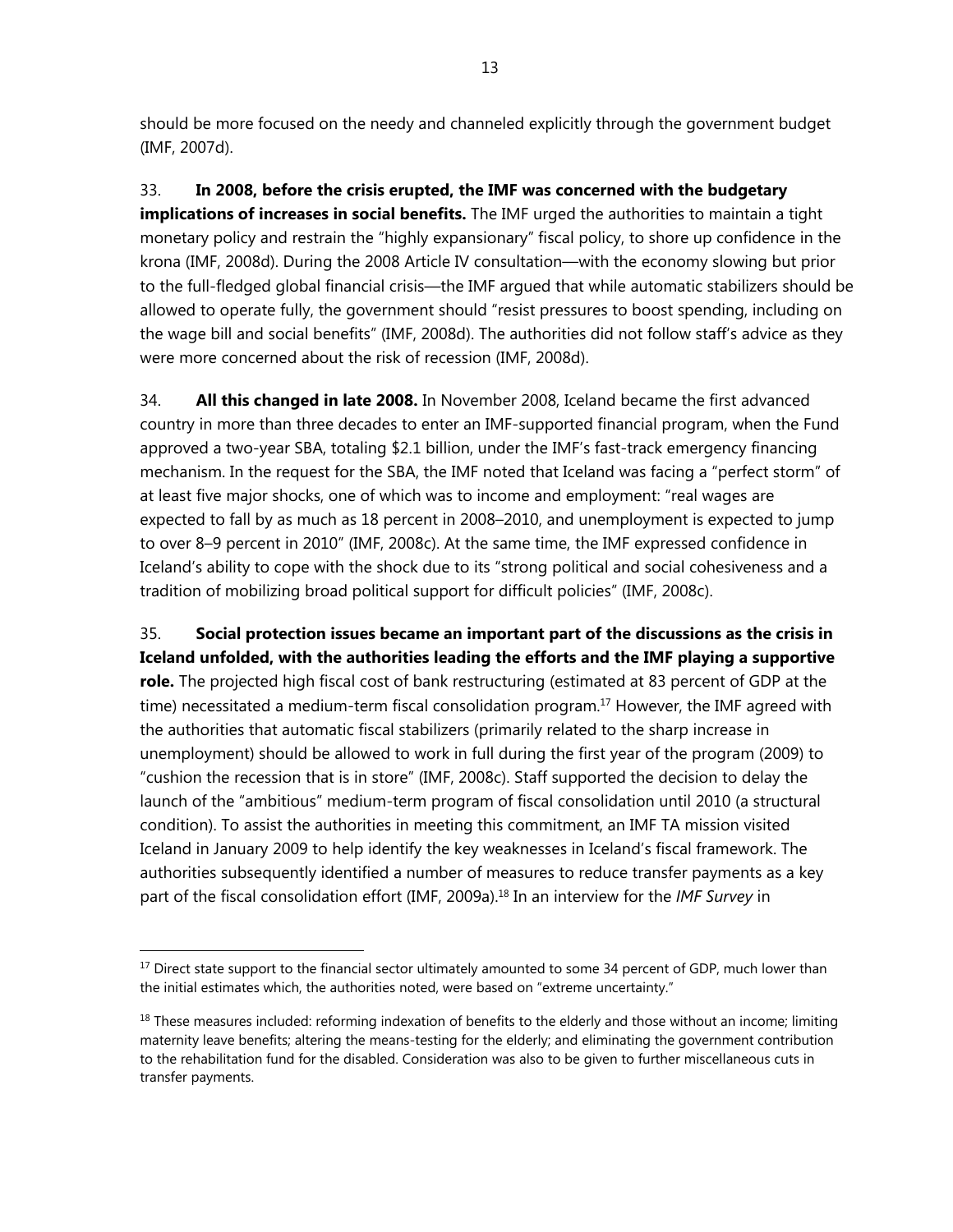should be more focused on the needy and channeled explicitly through the government budget (IMF, 2007d).

33. **In 2008, before the crisis erupted, the IMF was concerned with the budgetary implications of increases in social benefits.** The IMF urged the authorities to maintain a tight monetary policy and restrain the "highly expansionary" fiscal policy, to shore up confidence in the krona (IMF, 2008d). During the 2008 Article IV consultation—with the economy slowing but prior to the full-fledged global financial crisis—the IMF argued that while automatic stabilizers should be allowed to operate fully, the government should "resist pressures to boost spending, including on the wage bill and social benefits" (IMF, 2008d). The authorities did not follow staff's advice as they were more concerned about the risk of recession (IMF, 2008d).

34. **All this changed in late 2008.** In November 2008, Iceland became the first advanced country in more than three decades to enter an IMF-supported financial program, when the Fund approved a two-year SBA, totaling $2.1 billion, under the IMF's fast-track emergency financing mechanism. In the request for the SBA, the IMF noted that Iceland was facing a "perfect storm" of at least five major shocks, one of which was to income and employment: "real wages are expected to fall by as much as 18 percent in 2008–2010, and unemployment is expected to jump to over 8–9 percent in 2010" (IMF, 2008c). At the same time, the IMF expressed confidence in Iceland's ability to cope with the shock due to its "strong political and social cohesiveness and a tradition of mobilizing broad political support for difficult policies" (IMF, 2008c).

35. **Social protection issues became an important part of the discussions as the crisis in Iceland unfolded, with the authorities leading the efforts and the IMF playing a supportive role.** The projected high fiscal cost of bank restructuring (estimated at 83 percent of GDP at the time) necessitated a medium-term fiscal consolidation program.[17] However, the IMF agreed with the authorities that automatic fiscal stabilizers (primarily related to the sharp increase in unemployment) should be allowed to work in full during the first year of the program (2009) to "cushion the recession that is in store" (IMF, 2008c). Staff supported the decision to delay the launch of the "ambitious" medium-term program of fiscal consolidation until 2010 (a structural condition). To assist the authorities in meeting this commitment, an IMF TA mission visited Iceland in January 2009 to help identify the key weaknesses in Iceland's fiscal framework. The authorities subsequently identified a number of measures to reduce transfer payments as a key part of the fiscal consolidation effort (IMF, 2009a).[18] In an interview for the *IMF Survey* in

---

[17] Direct state support to the financial sector ultimately amounted to some 34 percent of GDP, much lower than the initial estimates which, the authorities noted, were based on "extreme uncertainty."

[18] These measures included: reforming indexation of benefits to the elderly and those without an income; limiting maternity leave benefits; altering the means-testing for the elderly; and eliminating the government contribution to the rehabilitation fund for the disabled. Consideration was also to be given to further miscellaneous cuts in transfer payments.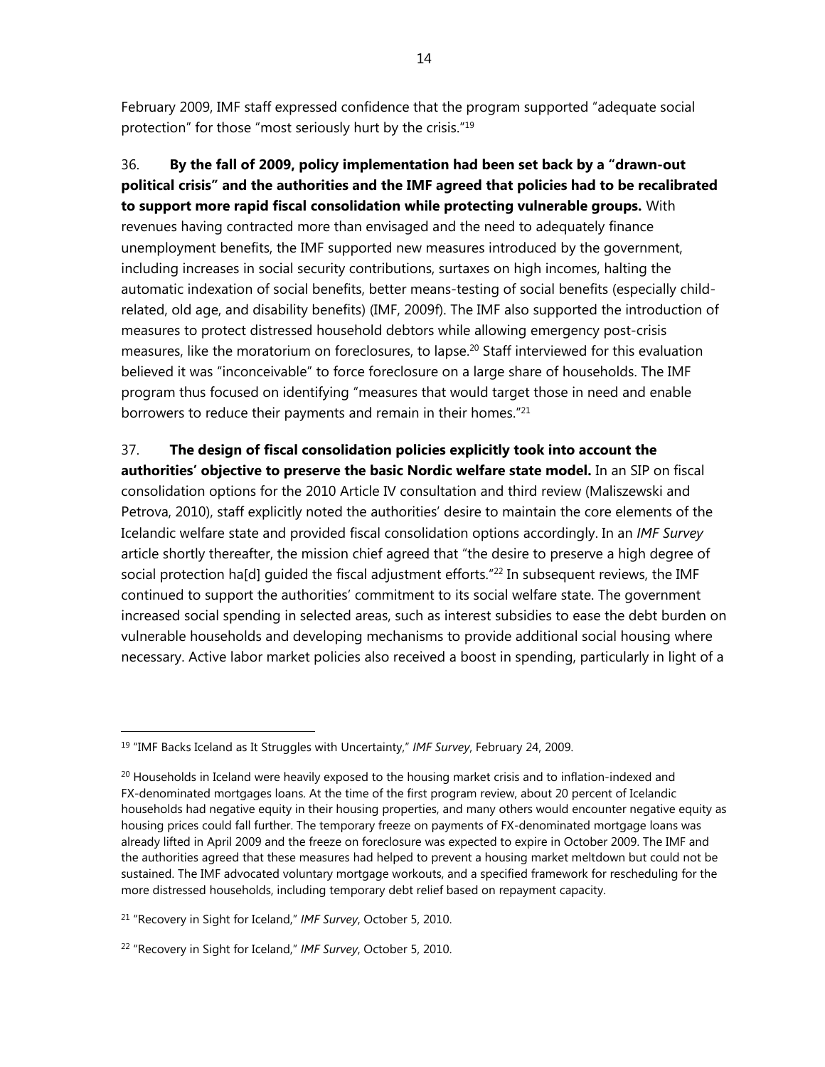February 2009, IMF staff expressed confidence that the program supported "adequate social protection" for those "most seriously hurt by the crisis."[19]

36. **By the fall of 2009, policy implementation had been set back by a "drawn-out political crisis" and the authorities and the IMF agreed that policies had to be recalibrated to support more rapid fiscal consolidation while protecting vulnerable groups.** With revenues having contracted more than envisaged and the need to adequately finance unemployment benefits, the IMF supported new measures introduced by the government, including increases in social security contributions, surtaxes on high incomes, halting the automatic indexation of social benefits, better means-testing of social benefits (especially child-related, old age, and disability benefits) (IMF, 2009f). The IMF also supported the introduction of measures to protect distressed household debtors while allowing emergency post-crisis measures, like the moratorium on foreclosures, to lapse.[20] Staff interviewed for this evaluation believed it was "inconceivable" to force foreclosure on a large share of households. The IMF program thus focused on identifying "measures that would target those in need and enable borrowers to reduce their payments and remain in their homes."[21]

37. **The design of fiscal consolidation policies explicitly took into account the authorities' objective to preserve the basic Nordic welfare state model.** In an SIP on fiscal consolidation options for the 2010 Article IV consultation and third review (Maliszewski and Petrova, 2010), staff explicitly noted the authorities' desire to maintain the core elements of the Icelandic welfare state and provided fiscal consolidation options accordingly. In an *IMF Survey* article shortly thereafter, the mission chief agreed that "the desire to preserve a high degree of social protection ha[d] guided the fiscal adjustment efforts."[22] In subsequent reviews, the IMF continued to support the authorities' commitment to its social welfare state. The government increased social spending in selected areas, such as interest subsidies to ease the debt burden on vulnerable households and developing mechanisms to provide additional social housing where necessary. Active labor market policies also received a boost in spending, particularly in light of a

---

[19] "IMF Backs Iceland as It Struggles with Uncertainty," *IMF Survey*, February 24, 2009.

[20] Households in Iceland were heavily exposed to the housing market crisis and to inflation-indexed and FX-denominated mortgages loans. At the time of the first program review, about 20 percent of Icelandic households had negative equity in their housing properties, and many others would encounter negative equity as housing prices could fall further. The temporary freeze on payments of FX-denominated mortgage loans was already lifted in April 2009 and the freeze on foreclosure was expected to expire in October 2009. The IMF and the authorities agreed that these measures had helped to prevent a housing market meltdown but could not be sustained. The IMF advocated voluntary mortgage workouts, and a specified framework for rescheduling for the more distressed households, including temporary debt relief based on repayment capacity.

[21] "Recovery in Sight for Iceland," *IMF Survey*, October 5, 2010.

[22] "Recovery in Sight for Iceland," *IMF Survey*, October 5, 2010.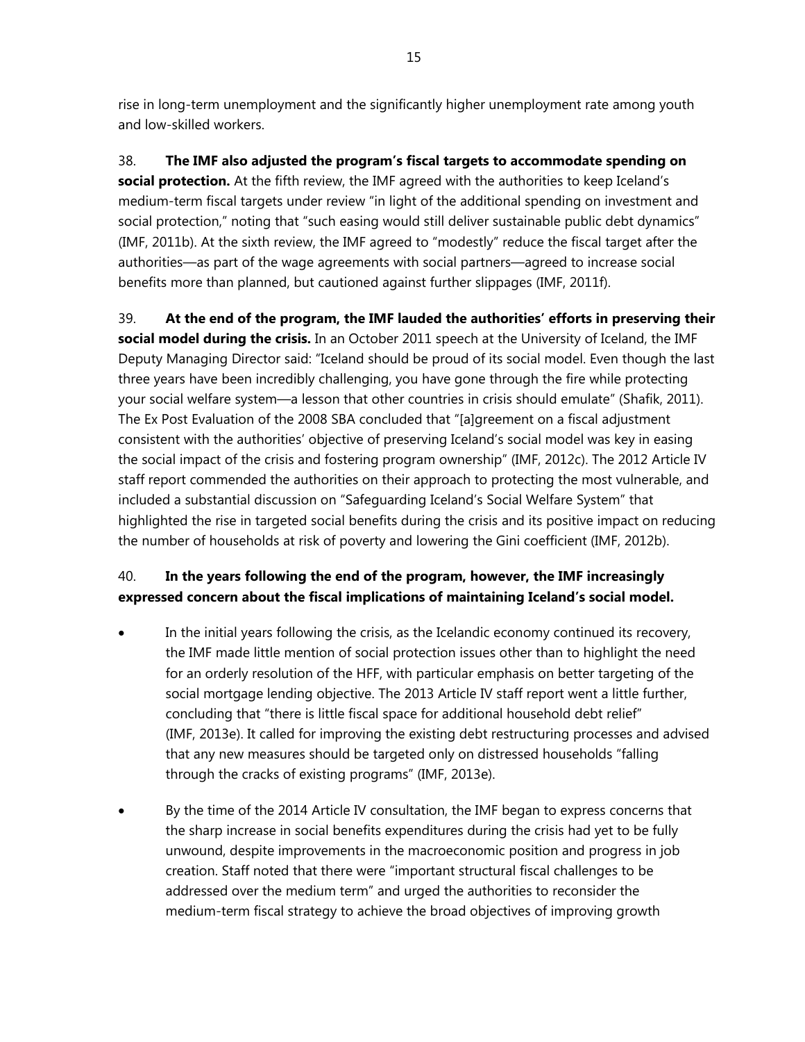rise in long-term unemployment and the significantly higher unemployment rate among youth and low-skilled workers.

38. **The IMF also adjusted the program's fiscal targets to accommodate spending on social protection.** At the fifth review, the IMF agreed with the authorities to keep Iceland's medium-term fiscal targets under review "in light of the additional spending on investment and social protection," noting that "such easing would still deliver sustainable public debt dynamics" (IMF, 2011b). At the sixth review, the IMF agreed to "modestly" reduce the fiscal target after the authorities—as part of the wage agreements with social partners—agreed to increase social benefits more than planned, but cautioned against further slippages (IMF, 2011f).

39. **At the end of the program, the IMF lauded the authorities' efforts in preserving their social model during the crisis.** In an October 2011 speech at the University of Iceland, the IMF Deputy Managing Director said: "Iceland should be proud of its social model. Even though the last three years have been incredibly challenging, you have gone through the fire while protecting your social welfare system—a lesson that other countries in crisis should emulate" (Shafik, 2011). The Ex Post Evaluation of the 2008 SBA concluded that "[a]greement on a fiscal adjustment consistent with the authorities' objective of preserving Iceland's social model was key in easing the social impact of the crisis and fostering program ownership" (IMF, 2012c). The 2012 Article IV staff report commended the authorities on their approach to protecting the most vulnerable, and included a substantial discussion on "Safeguarding Iceland's Social Welfare System" that highlighted the rise in targeted social benefits during the crisis and its positive impact on reducing the number of households at risk of poverty and lowering the Gini coefficient (IMF, 2012b).

40. **In the years following the end of the program, however, the IMF increasingly expressed concern about the fiscal implications of maintaining Iceland's social model.**

- In the initial years following the crisis, as the Icelandic economy continued its recovery, the IMF made little mention of social protection issues other than to highlight the need for an orderly resolution of the HFF, with particular emphasis on better targeting of the social mortgage lending objective. The 2013 Article IV staff report went a little further, concluding that "there is little fiscal space for additional household debt relief" (IMF, 2013e). It called for improving the existing debt restructuring processes and advised that any new measures should be targeted only on distressed households "falling through the cracks of existing programs" (IMF, 2013e).

- By the time of the 2014 Article IV consultation, the IMF began to express concerns that the sharp increase in social benefits expenditures during the crisis had yet to be fully unwound, despite improvements in the macroeconomic position and progress in job creation. Staff noted that there were "important structural fiscal challenges to be addressed over the medium term" and urged the authorities to reconsider the medium-term fiscal strategy to achieve the broad objectives of improving growth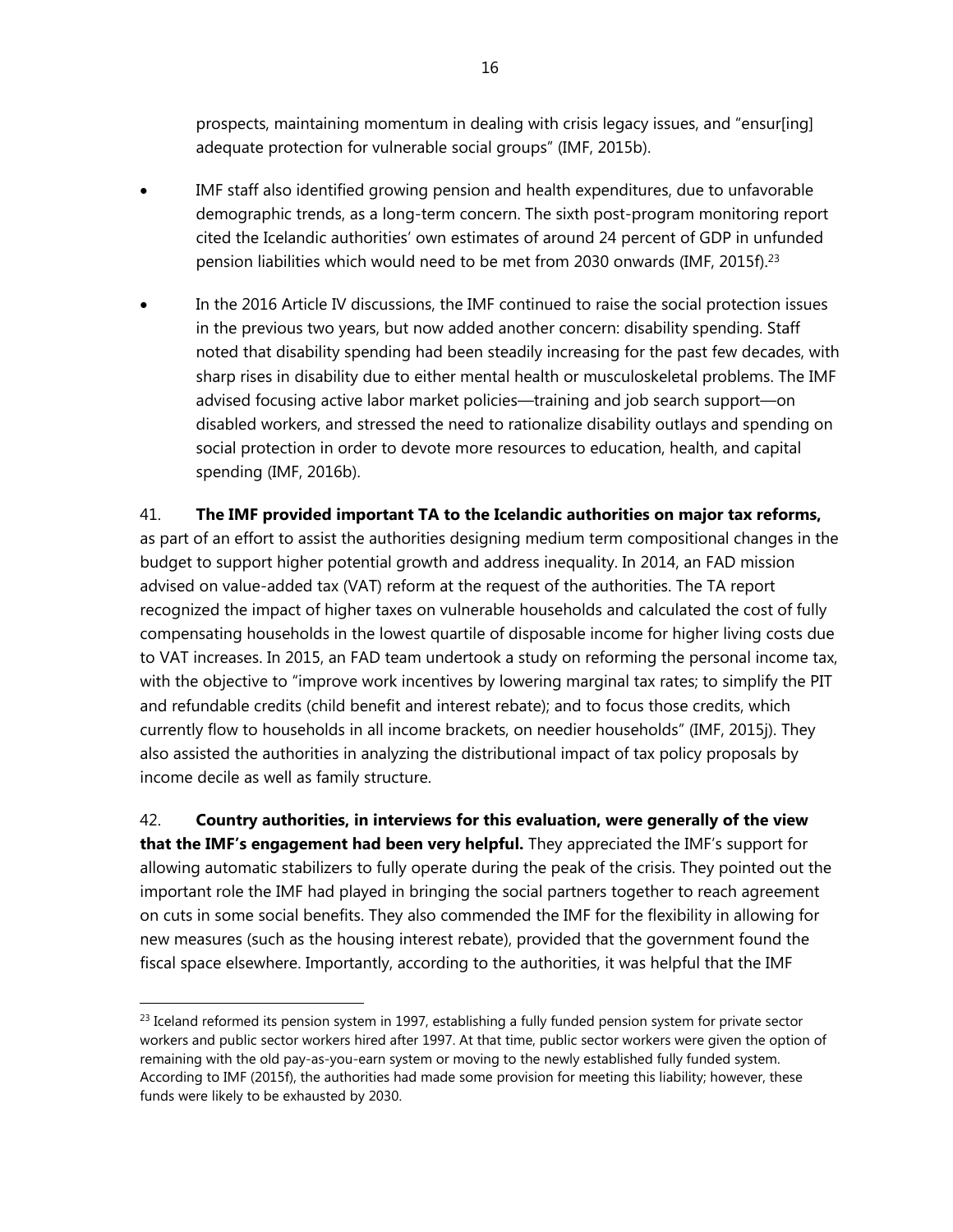prospects, maintaining momentum in dealing with crisis legacy issues, and "ensur[ing] adequate protection for vulnerable social groups" (IMF, 2015b).

- IMF staff also identified growing pension and health expenditures, due to unfavorable demographic trends, as a long-term concern. The sixth post-program monitoring report cited the Icelandic authorities' own estimates of around 24 percent of GDP in unfunded pension liabilities which would need to be met from 2030 onwards (IMF, 2015f).[23]

- In the 2016 Article IV discussions, the IMF continued to raise the social protection issues in the previous two years, but now added another concern: disability spending. Staff noted that disability spending had been steadily increasing for the past few decades, with sharp rises in disability due to either mental health or musculoskeletal problems. The IMF advised focusing active labor market policies—training and job search support—on disabled workers, and stressed the need to rationalize disability outlays and spending on social protection in order to devote more resources to education, health, and capital spending (IMF, 2016b).

41. **The IMF provided important TA to the Icelandic authorities on major tax reforms,** as part of an effort to assist the authorities designing medium term compositional changes in the budget to support higher potential growth and address inequality. In 2014, an FAD mission advised on value-added tax (VAT) reform at the request of the authorities. The TA report recognized the impact of higher taxes on vulnerable households and calculated the cost of fully compensating households in the lowest quartile of disposable income for higher living costs due to VAT increases. In 2015, an FAD team undertook a study on reforming the personal income tax, with the objective to "improve work incentives by lowering marginal tax rates; to simplify the PIT and refundable credits (child benefit and interest rebate); and to focus those credits, which currently flow to households in all income brackets, on needier households" (IMF, 2015j). They also assisted the authorities in analyzing the distributional impact of tax policy proposals by income decile as well as family structure.

42. **Country authorities, in interviews for this evaluation, were generally of the view that the IMF's engagement had been very helpful.** They appreciated the IMF's support for allowing automatic stabilizers to fully operate during the peak of the crisis. They pointed out the important role the IMF had played in bringing the social partners together to reach agreement on cuts in some social benefits. They also commended the IMF for the flexibility in allowing for new measures (such as the housing interest rebate), provided that the government found the fiscal space elsewhere. Importantly, according to the authorities, it was helpful that the IMF

[23] Iceland reformed its pension system in 1997, establishing a fully funded pension system for private sector workers and public sector workers hired after 1997. At that time, public sector workers were given the option of remaining with the old pay-as-you-earn system or moving to the newly established fully funded system. According to IMF (2015f), the authorities had made some provision for meeting this liability; however, these funds were likely to be exhausted by 2030.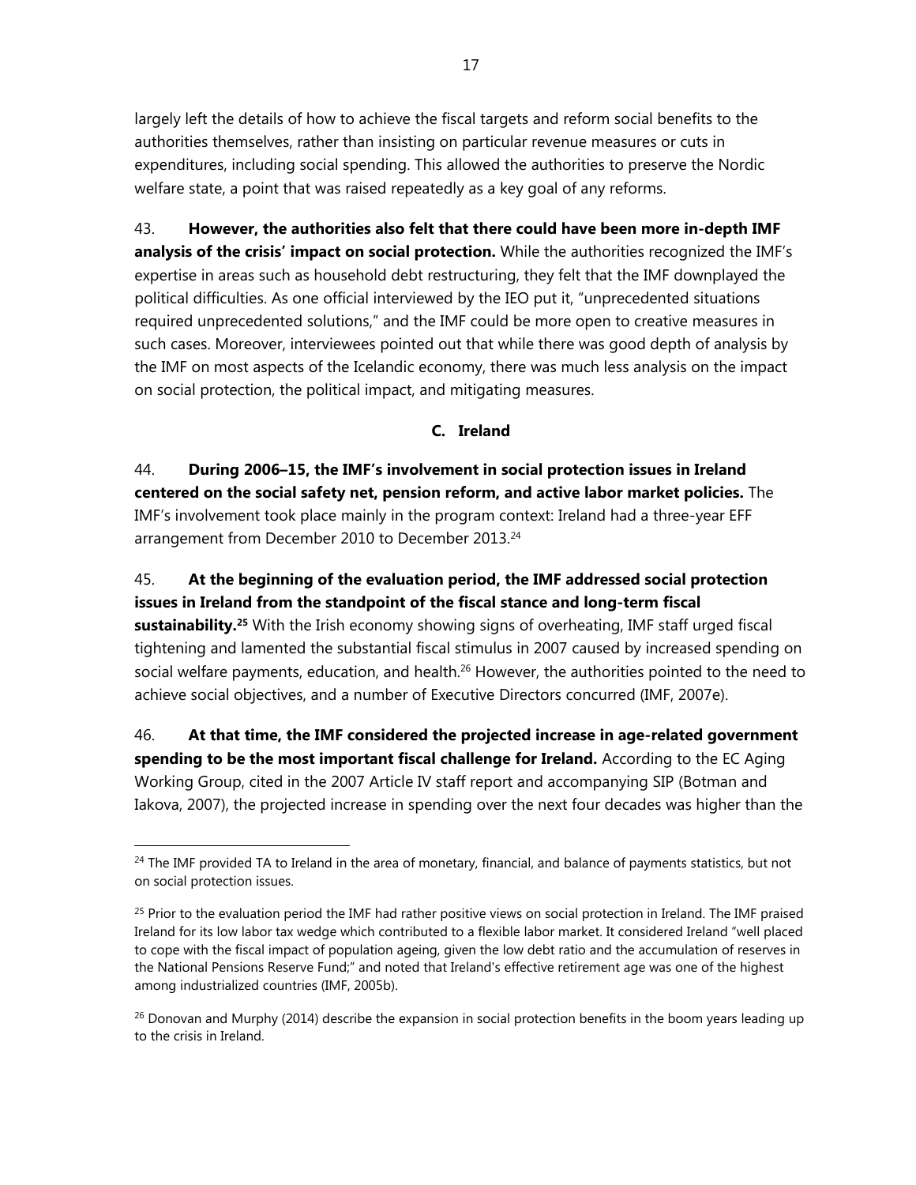largely left the details of how to achieve the fiscal targets and reform social benefits to the authorities themselves, rather than insisting on particular revenue measures or cuts in expenditures, including social spending. This allowed the authorities to preserve the Nordic welfare state, a point that was raised repeatedly as a key goal of any reforms.

43. **However, the authorities also felt that there could have been more in-depth IMF analysis of the crisis' impact on social protection.** While the authorities recognized the IMF's expertise in areas such as household debt restructuring, they felt that the IMF downplayed the political difficulties. As one official interviewed by the IEO put it, "unprecedented situations required unprecedented solutions," and the IMF could be more open to creative measures in such cases. Moreover, interviewees pointed out that while there was good depth of analysis by the IMF on most aspects of the Icelandic economy, there was much less analysis on the impact on social protection, the political impact, and mitigating measures.

### C. Ireland

44. **During 2006–15, the IMF's involvement in social protection issues in Ireland centered on the social safety net, pension reform, and active labor market policies.** The IMF's involvement took place mainly in the program context: Ireland had a three-year EFF arrangement from December 2010 to December 2013.[24]

45. **At the beginning of the evaluation period, the IMF addressed social protection issues in Ireland from the standpoint of the fiscal stance and long-term fiscal sustainability.[25]** With the Irish economy showing signs of overheating, IMF staff urged fiscal tightening and lamented the substantial fiscal stimulus in 2007 caused by increased spending on social welfare payments, education, and health.[26] However, the authorities pointed to the need to achieve social objectives, and a number of Executive Directors concurred (IMF, 2007e).

46. **At that time, the IMF considered the projected increase in age-related government spending to be the most important fiscal challenge for Ireland.** According to the EC Aging Working Group, cited in the 2007 Article IV staff report and accompanying SIP (Botman and Iakova, 2007), the projected increase in spending over the next four decades was higher than the

---

[24] The IMF provided TA to Ireland in the area of monetary, financial, and balance of payments statistics, but not on social protection issues.

[25] Prior to the evaluation period the IMF had rather positive views on social protection in Ireland. The IMF praised Ireland for its low labor tax wedge which contributed to a flexible labor market. It considered Ireland "well placed to cope with the fiscal impact of population ageing, given the low debt ratio and the accumulation of reserves in the National Pensions Reserve Fund;" and noted that Ireland's effective retirement age was one of the highest among industrialized countries (IMF, 2005b).

[26] Donovan and Murphy (2014) describe the expansion in social protection benefits in the boom years leading up to the crisis in Ireland.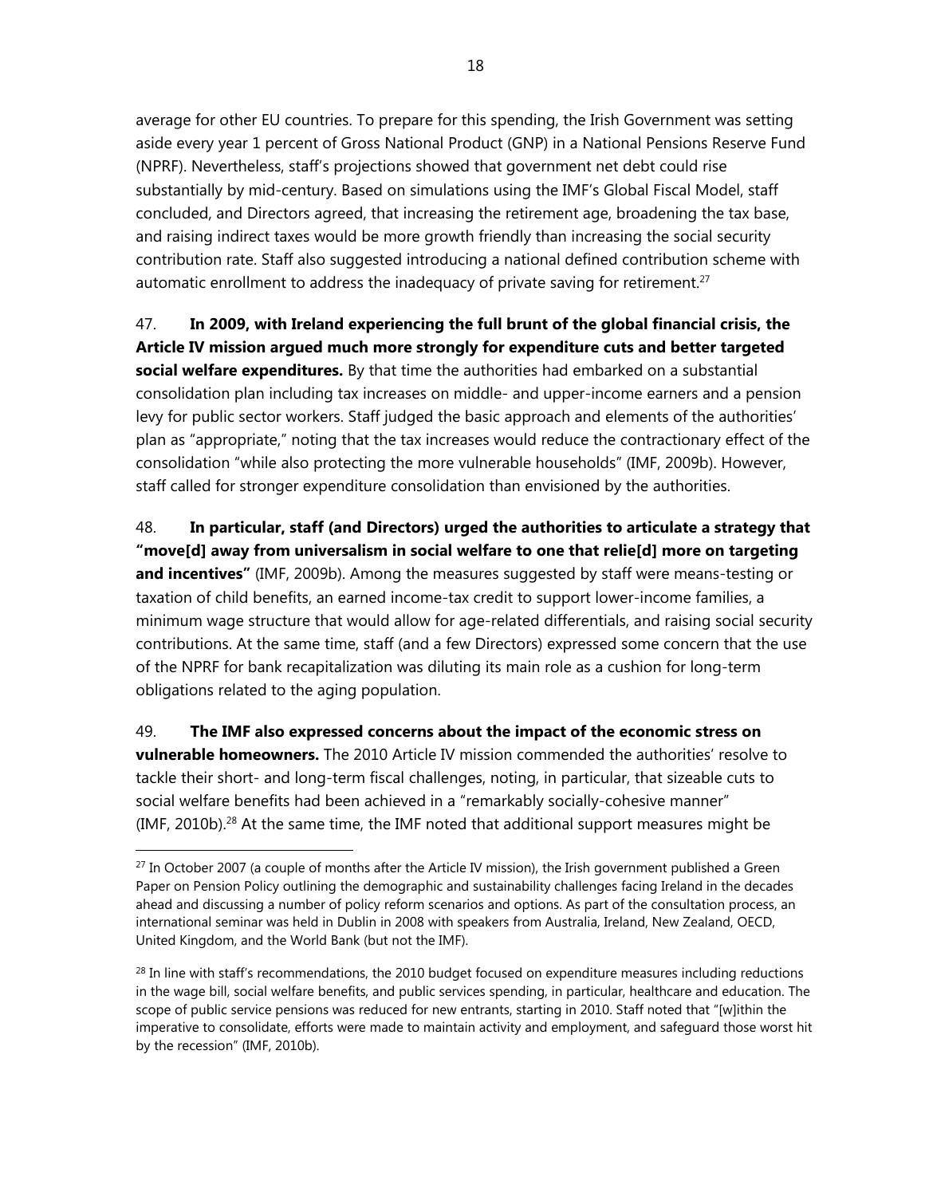average for other EU countries. To prepare for this spending, the Irish Government was setting aside every year 1 percent of Gross National Product (GNP) in a National Pensions Reserve Fund (NPRF). Nevertheless, staff's projections showed that government net debt could rise substantially by mid-century. Based on simulations using the IMF's Global Fiscal Model, staff concluded, and Directors agreed, that increasing the retirement age, broadening the tax base, and raising indirect taxes would be more growth friendly than increasing the social security contribution rate. Staff also suggested introducing a national defined contribution scheme with automatic enrollment to address the inadequacy of private saving for retirement.[27]

47. **In 2009, with Ireland experiencing the full brunt of the global financial crisis, the Article IV mission argued much more strongly for expenditure cuts and better targeted social welfare expenditures.** By that time the authorities had embarked on a substantial consolidation plan including tax increases on middle- and upper-income earners and a pension levy for public sector workers. Staff judged the basic approach and elements of the authorities' plan as "appropriate," noting that the tax increases would reduce the contractionary effect of the consolidation "while also protecting the more vulnerable households" (IMF, 2009b). However, staff called for stronger expenditure consolidation than envisioned by the authorities.

48. **In particular, staff (and Directors) urged the authorities to articulate a strategy that "move[d] away from universalism in social welfare to one that relie[d] more on targeting and incentives"** (IMF, 2009b). Among the measures suggested by staff were means-testing or taxation of child benefits, an earned income-tax credit to support lower-income families, a minimum wage structure that would allow for age-related differentials, and raising social security contributions. At the same time, staff (and a few Directors) expressed some concern that the use of the NPRF for bank recapitalization was diluting its main role as a cushion for long-term obligations related to the aging population.

49. **The IMF also expressed concerns about the impact of the economic stress on vulnerable homeowners.** The 2010 Article IV mission commended the authorities' resolve to tackle their short- and long-term fiscal challenges, noting, in particular, that sizeable cuts to social welfare benefits had been achieved in a "remarkably socially-cohesive manner" (IMF, 2010b).[28] At the same time, the IMF noted that additional support measures might be

---

[27] In October 2007 (a couple of months after the Article IV mission), the Irish government published a Green Paper on Pension Policy outlining the demographic and sustainability challenges facing Ireland in the decades ahead and discussing a number of policy reform scenarios and options. As part of the consultation process, an international seminar was held in Dublin in 2008 with speakers from Australia, Ireland, New Zealand, OECD, United Kingdom, and the World Bank (but not the IMF).

[28] In line with staff's recommendations, the 2010 budget focused on expenditure measures including reductions in the wage bill, social welfare benefits, and public services spending, in particular, healthcare and education. The scope of public service pensions was reduced for new entrants, starting in 2010. Staff noted that "[w]ithin the imperative to consolidate, efforts were made to maintain activity and employment, and safeguard those worst hit by the recession" (IMF, 2010b).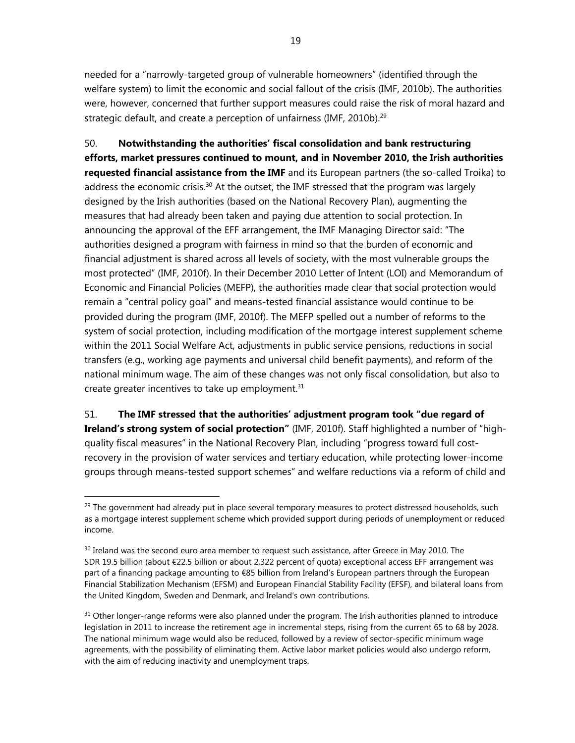needed for a "narrowly-targeted group of vulnerable homeowners" (identified through the welfare system) to limit the economic and social fallout of the crisis (IMF, 2010b). The authorities were, however, concerned that further support measures could raise the risk of moral hazard and strategic default, and create a perception of unfairness (IMF, 2010b).[29]

50. **Notwithstanding the authorities' fiscal consolidation and bank restructuring efforts, market pressures continued to mount, and in November 2010, the Irish authorities requested financial assistance from the IMF** and its European partners (the so-called Troika) to address the economic crisis.[30] At the outset, the IMF stressed that the program was largely designed by the Irish authorities (based on the National Recovery Plan), augmenting the measures that had already been taken and paying due attention to social protection. In announcing the approval of the EFF arrangement, the IMF Managing Director said: "The authorities designed a program with fairness in mind so that the burden of economic and financial adjustment is shared across all levels of society, with the most vulnerable groups the most protected" (IMF, 2010f). In their December 2010 Letter of Intent (LOI) and Memorandum of Economic and Financial Policies (MEFP), the authorities made clear that social protection would remain a "central policy goal" and means-tested financial assistance would continue to be provided during the program (IMF, 2010f). The MEFP spelled out a number of reforms to the system of social protection, including modification of the mortgage interest supplement scheme within the 2011 Social Welfare Act, adjustments in public service pensions, reductions in social transfers (e.g., working age payments and universal child benefit payments), and reform of the national minimum wage. The aim of these changes was not only fiscal consolidation, but also to create greater incentives to take up employment.[31]

51. **The IMF stressed that the authorities' adjustment program took "due regard of Ireland's strong system of social protection"** (IMF, 2010f). Staff highlighted a number of "high-quality fiscal measures" in the National Recovery Plan, including "progress toward full cost-recovery in the provision of water services and tertiary education, while protecting lower-income groups through means-tested support schemes" and welfare reductions via a reform of child and

---

[29] The government had already put in place several temporary measures to protect distressed households, such as a mortgage interest supplement scheme which provided support during periods of unemployment or reduced income.

[30] Ireland was the second euro area member to request such assistance, after Greece in May 2010. The SDR 19.5 billion (about €22.5 billion or about 2,322 percent of quota) exceptional access EFF arrangement was part of a financing package amounting to €85 billion from Ireland's European partners through the European Financial Stabilization Mechanism (EFSM) and European Financial Stability Facility (EFSF), and bilateral loans from the United Kingdom, Sweden and Denmark, and Ireland's own contributions.

[31] Other longer-range reforms were also planned under the program. The Irish authorities planned to introduce legislation in 2011 to increase the retirement age in incremental steps, rising from the current 65 to 68 by 2028. The national minimum wage would also be reduced, followed by a review of sector-specific minimum wage agreements, with the possibility of eliminating them. Active labor market policies would also undergo reform, with the aim of reducing inactivity and unemployment traps.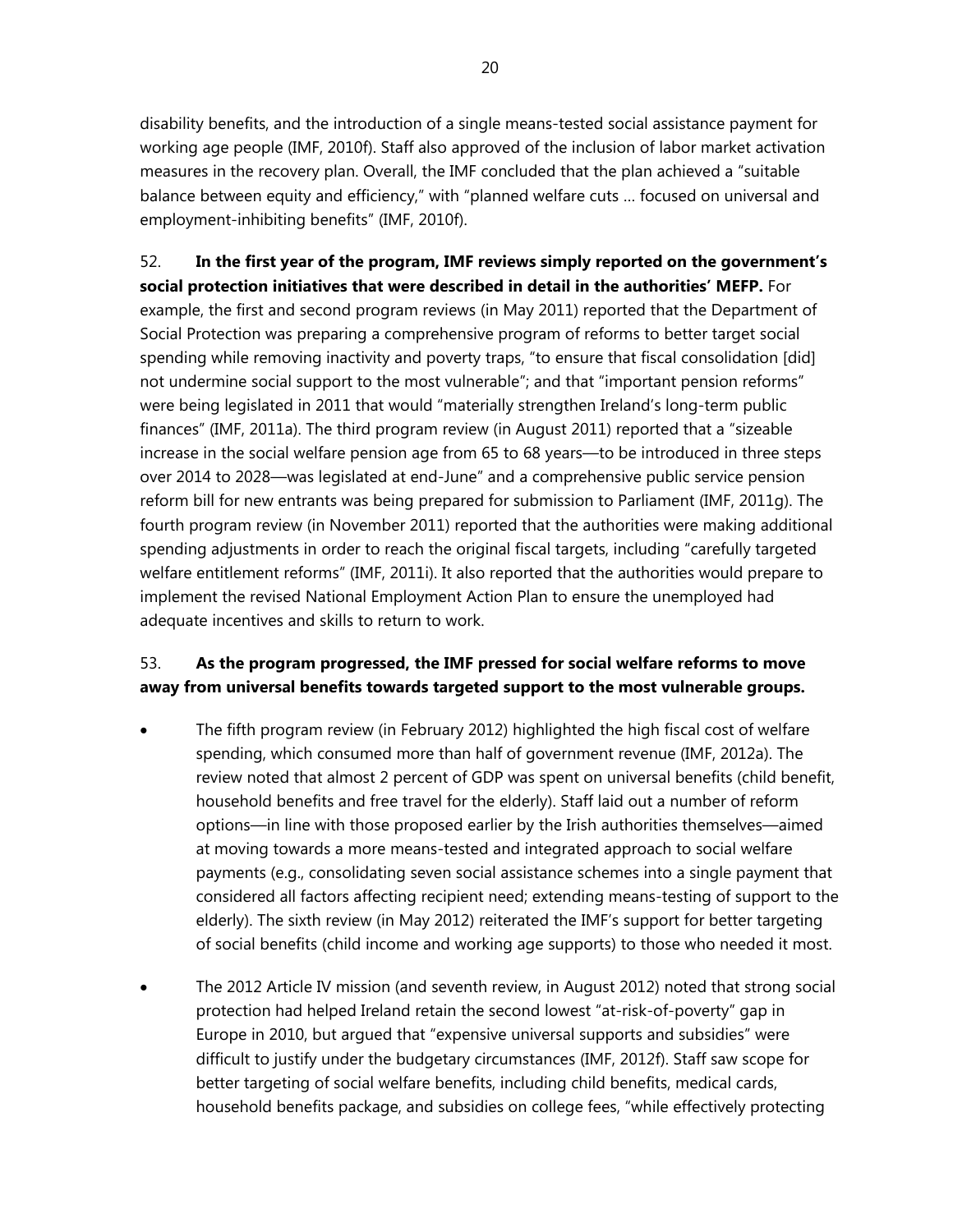disability benefits, and the introduction of a single means-tested social assistance payment for working age people (IMF, 2010f). Staff also approved of the inclusion of labor market activation measures in the recovery plan. Overall, the IMF concluded that the plan achieved a "suitable balance between equity and efficiency," with "planned welfare cuts … focused on universal and employment-inhibiting benefits" (IMF, 2010f).

52. **In the first year of the program, IMF reviews simply reported on the government's social protection initiatives that were described in detail in the authorities' MEFP.** For example, the first and second program reviews (in May 2011) reported that the Department of Social Protection was preparing a comprehensive program of reforms to better target social spending while removing inactivity and poverty traps, "to ensure that fiscal consolidation [did] not undermine social support to the most vulnerable"; and that "important pension reforms" were being legislated in 2011 that would "materially strengthen Ireland's long-term public finances" (IMF, 2011a). The third program review (in August 2011) reported that a "sizeable increase in the social welfare pension age from 65 to 68 years—to be introduced in three steps over 2014 to 2028—was legislated at end-June" and a comprehensive public service pension reform bill for new entrants was being prepared for submission to Parliament (IMF, 2011g). The fourth program review (in November 2011) reported that the authorities were making additional spending adjustments in order to reach the original fiscal targets, including "carefully targeted welfare entitlement reforms" (IMF, 2011i). It also reported that the authorities would prepare to implement the revised National Employment Action Plan to ensure the unemployed had adequate incentives and skills to return to work.

53. **As the program progressed, the IMF pressed for social welfare reforms to move away from universal benefits towards targeted support to the most vulnerable groups.**

- The fifth program review (in February 2012) highlighted the high fiscal cost of welfare spending, which consumed more than half of government revenue (IMF, 2012a). The review noted that almost 2 percent of GDP was spent on universal benefits (child benefit, household benefits and free travel for the elderly). Staff laid out a number of reform options—in line with those proposed earlier by the Irish authorities themselves—aimed at moving towards a more means-tested and integrated approach to social welfare payments (e.g., consolidating seven social assistance schemes into a single payment that considered all factors affecting recipient need; extending means-testing of support to the elderly). The sixth review (in May 2012) reiterated the IMF's support for better targeting of social benefits (child income and working age supports) to those who needed it most.

- The 2012 Article IV mission (and seventh review, in August 2012) noted that strong social protection had helped Ireland retain the second lowest "at-risk-of-poverty" gap in Europe in 2010, but argued that "expensive universal supports and subsidies" were difficult to justify under the budgetary circumstances (IMF, 2012f). Staff saw scope for better targeting of social welfare benefits, including child benefits, medical cards, household benefits package, and subsidies on college fees, "while effectively protecting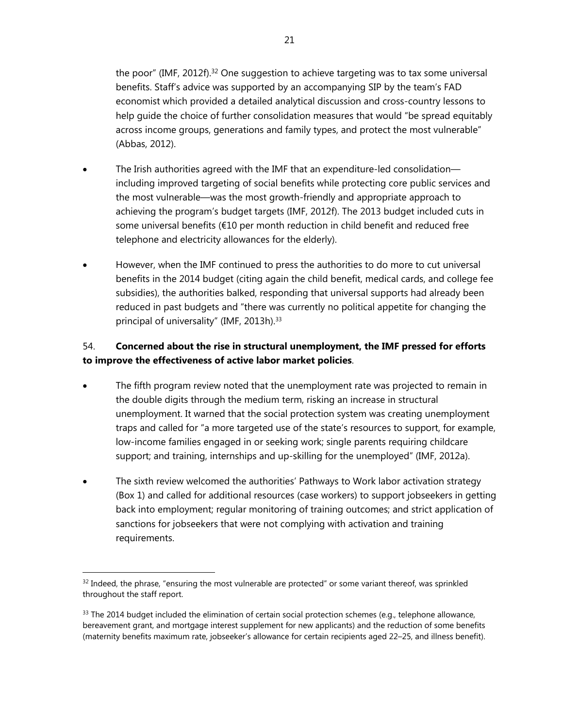the poor" (IMF, 2012f).[32] One suggestion to achieve targeting was to tax some universal benefits. Staff's advice was supported by an accompanying SIP by the team's FAD economist which provided a detailed analytical discussion and cross-country lessons to help guide the choice of further consolidation measures that would "be spread equitably across income groups, generations and family types, and protect the most vulnerable" (Abbas, 2012).

- The Irish authorities agreed with the IMF that an expenditure-led consolidation—including improved targeting of social benefits while protecting core public services and the most vulnerable—was the most growth-friendly and appropriate approach to achieving the program's budget targets (IMF, 2012f). The 2013 budget included cuts in some universal benefits (€10 per month reduction in child benefit and reduced free telephone and electricity allowances for the elderly).

- However, when the IMF continued to press the authorities to do more to cut universal benefits in the 2014 budget (citing again the child benefit, medical cards, and college fee subsidies), the authorities balked, responding that universal supports had already been reduced in past budgets and "there was currently no political appetite for changing the principal of universality" (IMF, 2013h).[33]

54. **Concerned about the rise in structural unemployment, the IMF pressed for efforts to improve the effectiveness of active labor market policies**.

- The fifth program review noted that the unemployment rate was projected to remain in the double digits through the medium term, risking an increase in structural unemployment. It warned that the social protection system was creating unemployment traps and called for "a more targeted use of the state's resources to support, for example, low-income families engaged in or seeking work; single parents requiring childcare support; and training, internships and up-skilling for the unemployed" (IMF, 2012a).

- The sixth review welcomed the authorities' Pathways to Work labor activation strategy (Box 1) and called for additional resources (case workers) to support jobseekers in getting back into employment; regular monitoring of training outcomes; and strict application of sanctions for jobseekers that were not complying with activation and training requirements.

---

[32] Indeed, the phrase, "ensuring the most vulnerable are protected" or some variant thereof, was sprinkled throughout the staff report.

[33] The 2014 budget included the elimination of certain social protection schemes (e.g., telephone allowance, bereavement grant, and mortgage interest supplement for new applicants) and the reduction of some benefits (maternity benefits maximum rate, jobseeker's allowance for certain recipients aged 22–25, and illness benefit).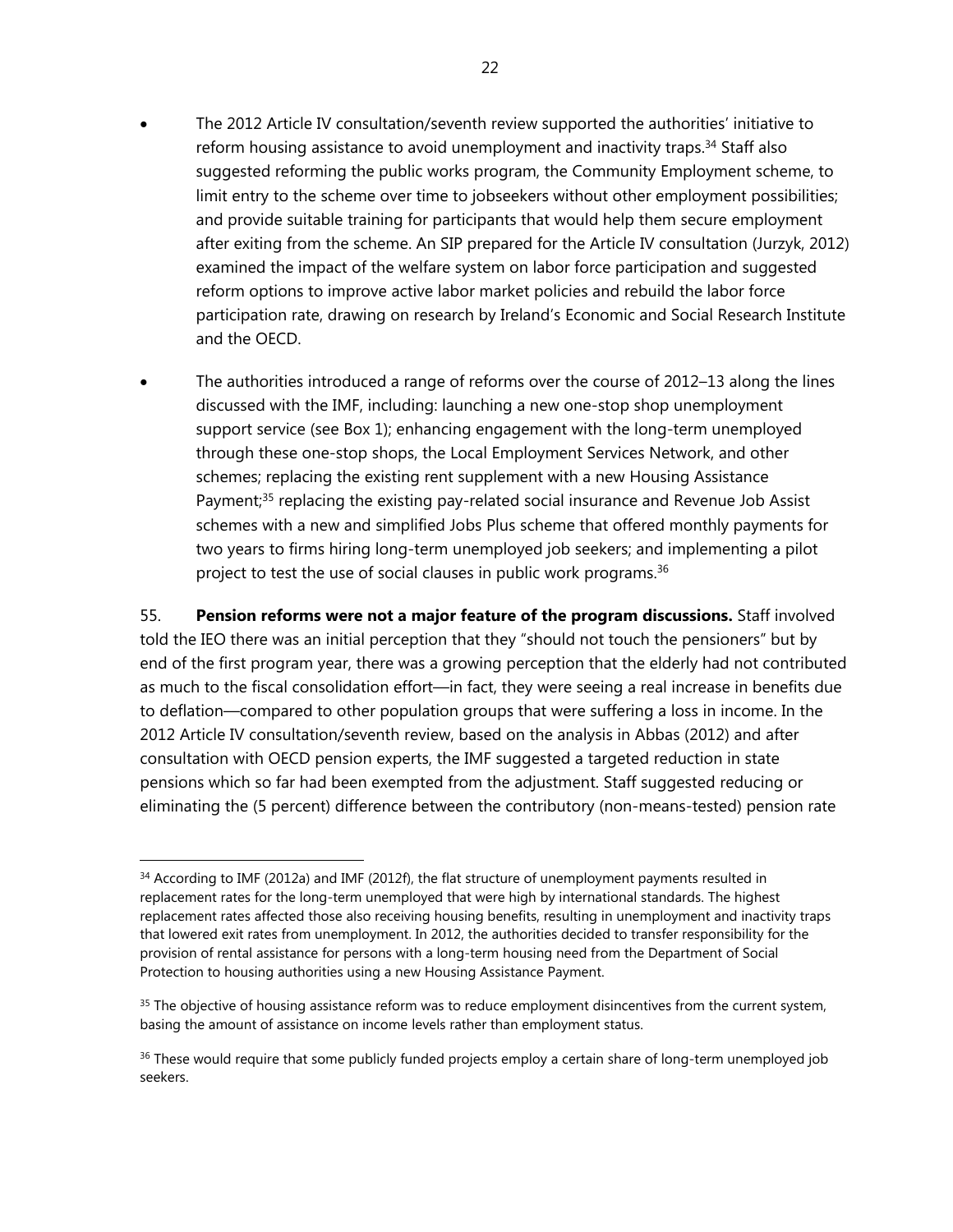- The 2012 Article IV consultation/seventh review supported the authorities' initiative to reform housing assistance to avoid unemployment and inactivity traps.[34] Staff also suggested reforming the public works program, the Community Employment scheme, to limit entry to the scheme over time to jobseekers without other employment possibilities; and provide suitable training for participants that would help them secure employment after exiting from the scheme. An SIP prepared for the Article IV consultation (Jurzyk, 2012) examined the impact of the welfare system on labor force participation and suggested reform options to improve active labor market policies and rebuild the labor force participation rate, drawing on research by Ireland's Economic and Social Research Institute and the OECD.

- The authorities introduced a range of reforms over the course of 2012–13 along the lines discussed with the IMF, including: launching a new one-stop shop unemployment support service (see Box 1); enhancing engagement with the long-term unemployed through these one-stop shops, the Local Employment Services Network, and other schemes; replacing the existing rent supplement with a new Housing Assistance Payment;[35] replacing the existing pay-related social insurance and Revenue Job Assist schemes with a new and simplified Jobs Plus scheme that offered monthly payments for two years to firms hiring long-term unemployed job seekers; and implementing a pilot project to test the use of social clauses in public work programs.[36]

55. **Pension reforms were not a major feature of the program discussions.** Staff involved told the IEO there was an initial perception that they "should not touch the pensioners" but by end of the first program year, there was a growing perception that the elderly had not contributed as much to the fiscal consolidation effort—in fact, they were seeing a real increase in benefits due to deflation—compared to other population groups that were suffering a loss in income. In the 2012 Article IV consultation/seventh review, based on the analysis in Abbas (2012) and after consultation with OECD pension experts, the IMF suggested a targeted reduction in state pensions which so far had been exempted from the adjustment. Staff suggested reducing or eliminating the (5 percent) difference between the contributory (non-means-tested) pension rate

---

[34] According to IMF (2012a) and IMF (2012f), the flat structure of unemployment payments resulted in replacement rates for the long-term unemployed that were high by international standards. The highest replacement rates affected those also receiving housing benefits, resulting in unemployment and inactivity traps that lowered exit rates from unemployment. In 2012, the authorities decided to transfer responsibility for the provision of rental assistance for persons with a long-term housing need from the Department of Social Protection to housing authorities using a new Housing Assistance Payment.

[35] The objective of housing assistance reform was to reduce employment disincentives from the current system, basing the amount of assistance on income levels rather than employment status.

[36] These would require that some publicly funded projects employ a certain share of long-term unemployed job seekers.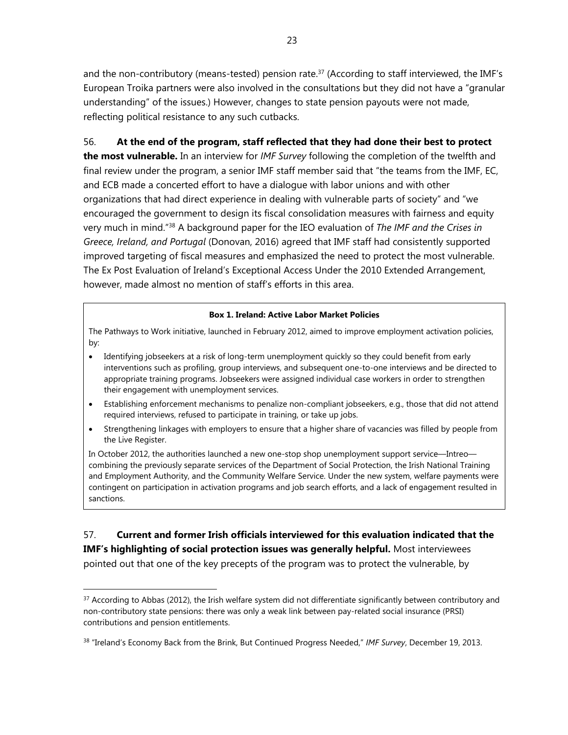and the non-contributory (means-tested) pension rate.[37] (According to staff interviewed, the IMF's European Troika partners were also involved in the consultations but they did not have a "granular understanding" of the issues.) However, changes to state pension payouts were not made, reflecting political resistance to any such cutbacks.

56. **At the end of the program, staff reflected that they had done their best to protect the most vulnerable.** In an interview for *IMF Survey* following the completion of the twelfth and final review under the program, a senior IMF staff member said that "the teams from the IMF, EC, and ECB made a concerted effort to have a dialogue with labor unions and with other organizations that had direct experience in dealing with vulnerable parts of society" and "we encouraged the government to design its fiscal consolidation measures with fairness and equity very much in mind."[38] A background paper for the IEO evaluation of *The IMF and the Crises in Greece, Ireland, and Portugal* (Donovan, 2016) agreed that IMF staff had consistently supported improved targeting of fiscal measures and emphasized the need to protect the most vulnerable. The Ex Post Evaluation of Ireland's Exceptional Access Under the 2010 Extended Arrangement, however, made almost no mention of staff's efforts in this area.

**Box 1. Ireland: Active Labor Market Policies**

The Pathways to Work initiative, launched in February 2012, aimed to improve employment activation policies, by:

- Identifying jobseekers at a risk of long-term unemployment quickly so they could benefit from early interventions such as profiling, group interviews, and subsequent one-to-one interviews and be directed to appropriate training programs. Jobseekers were assigned individual case workers in order to strengthen their engagement with unemployment services.
- Establishing enforcement mechanisms to penalize non-compliant jobseekers, e.g., those that did not attend required interviews, refused to participate in training, or take up jobs.
- Strengthening linkages with employers to ensure that a higher share of vacancies was filled by people from the Live Register.

In October 2012, the authorities launched a new one-stop shop unemployment support service—Intreo—combining the previously separate services of the Department of Social Protection, the Irish National Training and Employment Authority, and the Community Welfare Service. Under the new system, welfare payments were contingent on participation in activation programs and job search efforts, and a lack of engagement resulted in sanctions.

57. **Current and former Irish officials interviewed for this evaluation indicated that the IMF's highlighting of social protection issues was generally helpful.** Most interviewees pointed out that one of the key precepts of the program was to protect the vulnerable, by

---

[37] According to Abbas (2012), the Irish welfare system did not differentiate significantly between contributory and non-contributory state pensions: there was only a weak link between pay-related social insurance (PRSI) contributions and pension entitlements.

[38] "Ireland's Economy Back from the Brink, But Continued Progress Needed," *IMF Survey*, December 19, 2013.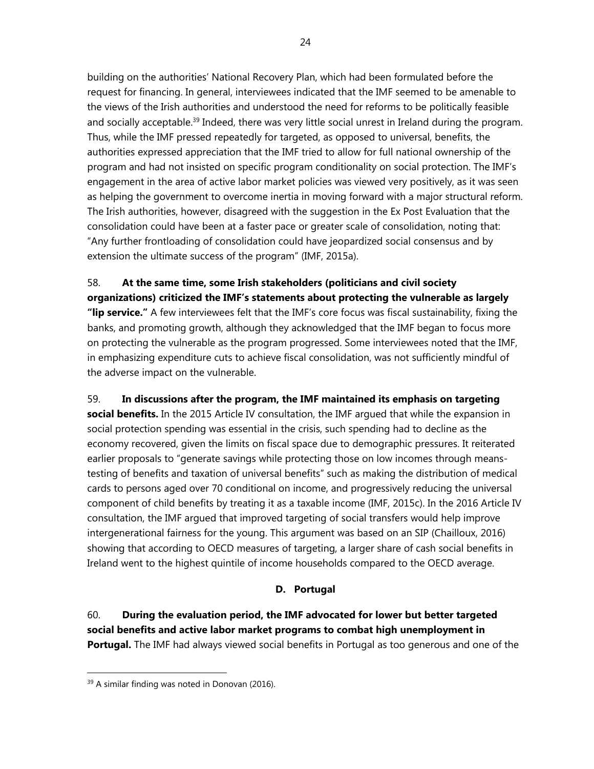building on the authorities' National Recovery Plan, which had been formulated before the request for financing. In general, interviewees indicated that the IMF seemed to be amenable to the views of the Irish authorities and understood the need for reforms to be politically feasible and socially acceptable.[39] Indeed, there was very little social unrest in Ireland during the program. Thus, while the IMF pressed repeatedly for targeted, as opposed to universal, benefits, the authorities expressed appreciation that the IMF tried to allow for full national ownership of the program and had not insisted on specific program conditionality on social protection. The IMF's engagement in the area of active labor market policies was viewed very positively, as it was seen as helping the government to overcome inertia in moving forward with a major structural reform. The Irish authorities, however, disagreed with the suggestion in the Ex Post Evaluation that the consolidation could have been at a faster pace or greater scale of consolidation, noting that: "Any further frontloading of consolidation could have jeopardized social consensus and by extension the ultimate success of the program" (IMF, 2015a).

58. **At the same time, some Irish stakeholders (politicians and civil society organizations) criticized the IMF's statements about protecting the vulnerable as largely "lip service."** A few interviewees felt that the IMF's core focus was fiscal sustainability, fixing the banks, and promoting growth, although they acknowledged that the IMF began to focus more on protecting the vulnerable as the program progressed. Some interviewees noted that the IMF, in emphasizing expenditure cuts to achieve fiscal consolidation, was not sufficiently mindful of the adverse impact on the vulnerable.

59. **In discussions after the program, the IMF maintained its emphasis on targeting social benefits.** In the 2015 Article IV consultation, the IMF argued that while the expansion in social protection spending was essential in the crisis, such spending had to decline as the economy recovered, given the limits on fiscal space due to demographic pressures. It reiterated earlier proposals to "generate savings while protecting those on low incomes through means-testing of benefits and taxation of universal benefits" such as making the distribution of medical cards to persons aged over 70 conditional on income, and progressively reducing the universal component of child benefits by treating it as a taxable income (IMF, 2015c). In the 2016 Article IV consultation, the IMF argued that improved targeting of social transfers would help improve intergenerational fairness for the young. This argument was based on an SIP (Chailloux, 2016) showing that according to OECD measures of targeting, a larger share of cash social benefits in Ireland went to the highest quintile of income households compared to the OECD average.

### D. Portugal

60. **During the evaluation period, the IMF advocated for lower but better targeted social benefits and active labor market programs to combat high unemployment in Portugal.** The IMF had always viewed social benefits in Portugal as too generous and one of the

[39] A similar finding was noted in Donovan (2016).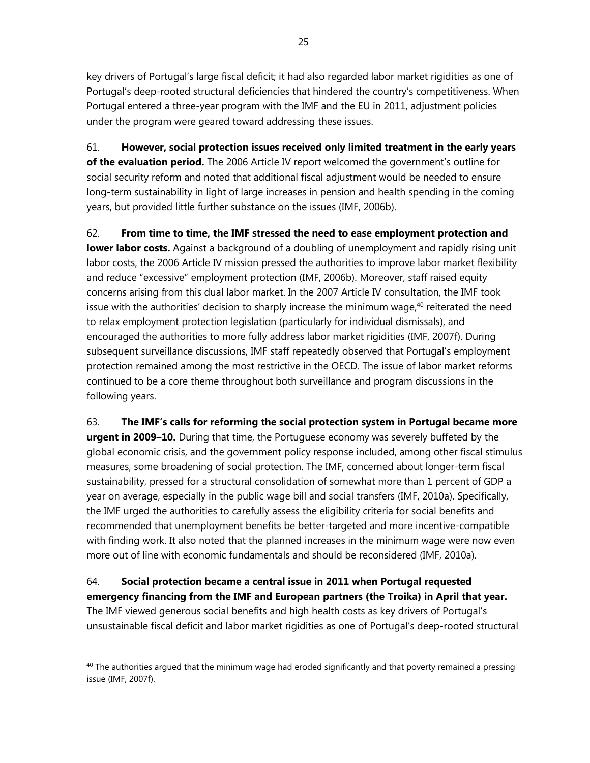key drivers of Portugal's large fiscal deficit; it had also regarded labor market rigidities as one of Portugal's deep-rooted structural deficiencies that hindered the country's competitiveness. When Portugal entered a three-year program with the IMF and the EU in 2011, adjustment policies under the program were geared toward addressing these issues.

61. **However, social protection issues received only limited treatment in the early years of the evaluation period.** The 2006 Article IV report welcomed the government's outline for social security reform and noted that additional fiscal adjustment would be needed to ensure long-term sustainability in light of large increases in pension and health spending in the coming years, but provided little further substance on the issues (IMF, 2006b).

62. **From time to time, the IMF stressed the need to ease employment protection and lower labor costs.** Against a background of a doubling of unemployment and rapidly rising unit labor costs, the 2006 Article IV mission pressed the authorities to improve labor market flexibility and reduce "excessive" employment protection (IMF, 2006b). Moreover, staff raised equity concerns arising from this dual labor market. In the 2007 Article IV consultation, the IMF took issue with the authorities' decision to sharply increase the minimum wage,[40] reiterated the need to relax employment protection legislation (particularly for individual dismissals), and encouraged the authorities to more fully address labor market rigidities (IMF, 2007f). During subsequent surveillance discussions, IMF staff repeatedly observed that Portugal's employment protection remained among the most restrictive in the OECD. The issue of labor market reforms continued to be a core theme throughout both surveillance and program discussions in the following years.

63. **The IMF's calls for reforming the social protection system in Portugal became more urgent in 2009–10.** During that time, the Portuguese economy was severely buffeted by the global economic crisis, and the government policy response included, among other fiscal stimulus measures, some broadening of social protection. The IMF, concerned about longer-term fiscal sustainability, pressed for a structural consolidation of somewhat more than 1 percent of GDP a year on average, especially in the public wage bill and social transfers (IMF, 2010a). Specifically, the IMF urged the authorities to carefully assess the eligibility criteria for social benefits and recommended that unemployment benefits be better-targeted and more incentive-compatible with finding work. It also noted that the planned increases in the minimum wage were now even more out of line with economic fundamentals and should be reconsidered (IMF, 2010a).

64. **Social protection became a central issue in 2011 when Portugal requested emergency financing from the IMF and European partners (the Troika) in April that year.** The IMF viewed generous social benefits and high health costs as key drivers of Portugal's unsustainable fiscal deficit and labor market rigidities as one of Portugal's deep-rooted structural

[40] The authorities argued that the minimum wage had eroded significantly and that poverty remained a pressing issue (IMF, 2007f).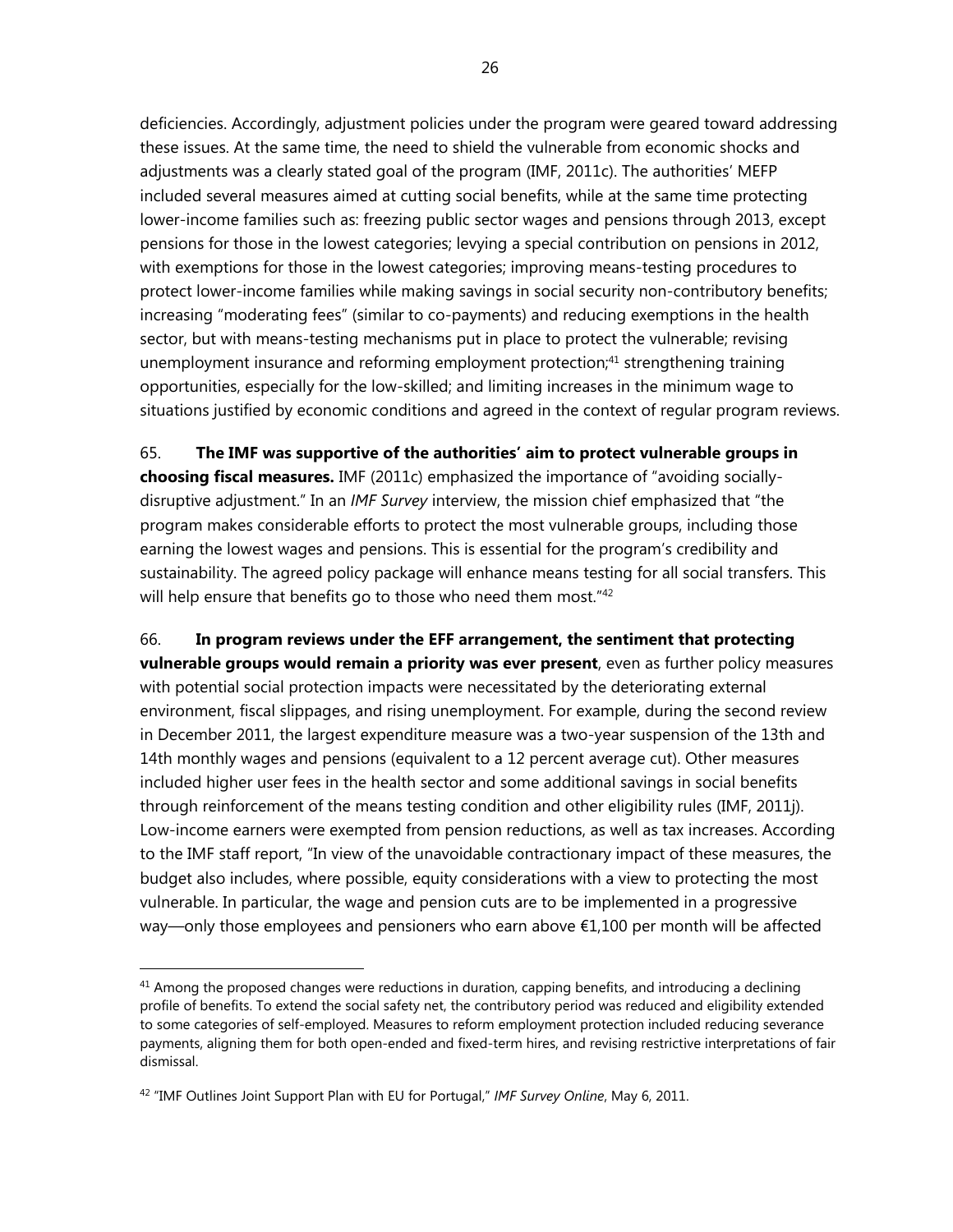deficiencies. Accordingly, adjustment policies under the program were geared toward addressing these issues. At the same time, the need to shield the vulnerable from economic shocks and adjustments was a clearly stated goal of the program (IMF, 2011c). The authorities' MEFP included several measures aimed at cutting social benefits, while at the same time protecting lower-income families such as: freezing public sector wages and pensions through 2013, except pensions for those in the lowest categories; levying a special contribution on pensions in 2012, with exemptions for those in the lowest categories; improving means-testing procedures to protect lower-income families while making savings in social security non-contributory benefits; increasing "moderating fees" (similar to co-payments) and reducing exemptions in the health sector, but with means-testing mechanisms put in place to protect the vulnerable; revising unemployment insurance and reforming employment protection;[41] strengthening training opportunities, especially for the low-skilled; and limiting increases in the minimum wage to situations justified by economic conditions and agreed in the context of regular program reviews.

65. **The IMF was supportive of the authorities' aim to protect vulnerable groups in choosing fiscal measures.** IMF (2011c) emphasized the importance of "avoiding socially-disruptive adjustment." In an *IMF Survey* interview, the mission chief emphasized that "the program makes considerable efforts to protect the most vulnerable groups, including those earning the lowest wages and pensions. This is essential for the program's credibility and sustainability. The agreed policy package will enhance means testing for all social transfers. This will help ensure that benefits go to those who need them most."[42]

66. **In program reviews under the EFF arrangement, the sentiment that protecting vulnerable groups would remain a priority was ever present**, even as further policy measures with potential social protection impacts were necessitated by the deteriorating external environment, fiscal slippages, and rising unemployment. For example, during the second review in December 2011, the largest expenditure measure was a two-year suspension of the 13th and 14th monthly wages and pensions (equivalent to a 12 percent average cut). Other measures included higher user fees in the health sector and some additional savings in social benefits through reinforcement of the means testing condition and other eligibility rules (IMF, 2011j). Low-income earners were exempted from pension reductions, as well as tax increases. According to the IMF staff report, "In view of the unavoidable contractionary impact of these measures, the budget also includes, where possible, equity considerations with a view to protecting the most vulnerable. In particular, the wage and pension cuts are to be implemented in a progressive way—only those employees and pensioners who earn above €1,100 per month will be affected

---

[41] Among the proposed changes were reductions in duration, capping benefits, and introducing a declining profile of benefits. To extend the social safety net, the contributory period was reduced and eligibility extended to some categories of self-employed. Measures to reform employment protection included reducing severance payments, aligning them for both open-ended and fixed-term hires, and revising restrictive interpretations of fair dismissal.

[42] "IMF Outlines Joint Support Plan with EU for Portugal," *IMF Survey Online*, May 6, 2011.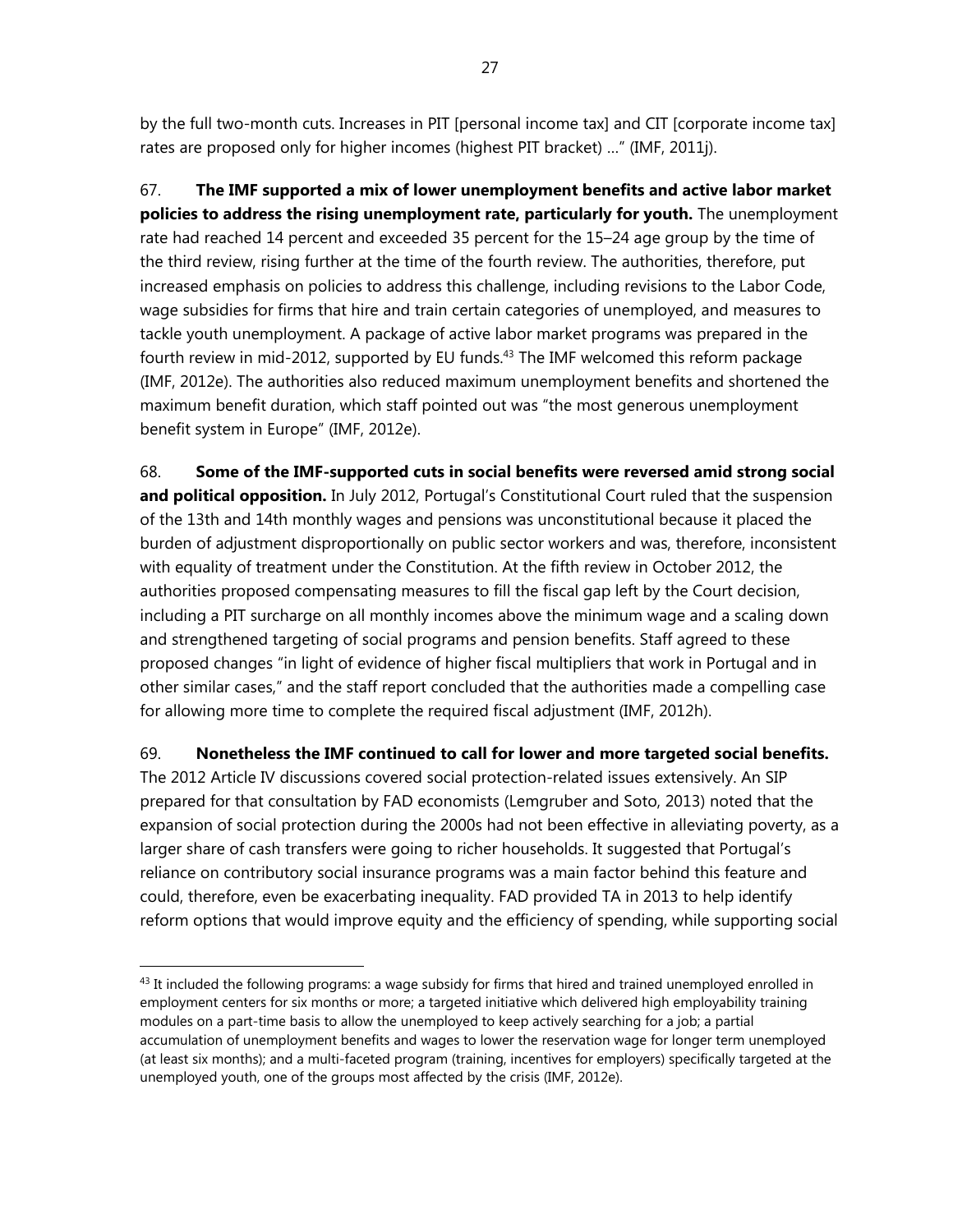by the full two-month cuts. Increases in PIT [personal income tax] and CIT [corporate income tax] rates are proposed only for higher incomes (highest PIT bracket) …" (IMF, 2011j).

67. **The IMF supported a mix of lower unemployment benefits and active labor market policies to address the rising unemployment rate, particularly for youth.** The unemployment rate had reached 14 percent and exceeded 35 percent for the 15–24 age group by the time of the third review, rising further at the time of the fourth review. The authorities, therefore, put increased emphasis on policies to address this challenge, including revisions to the Labor Code, wage subsidies for firms that hire and train certain categories of unemployed, and measures to tackle youth unemployment. A package of active labor market programs was prepared in the fourth review in mid-2012, supported by EU funds.[43] The IMF welcomed this reform package (IMF, 2012e). The authorities also reduced maximum unemployment benefits and shortened the maximum benefit duration, which staff pointed out was "the most generous unemployment benefit system in Europe" (IMF, 2012e).

68. **Some of the IMF-supported cuts in social benefits were reversed amid strong social and political opposition.** In July 2012, Portugal's Constitutional Court ruled that the suspension of the 13th and 14th monthly wages and pensions was unconstitutional because it placed the burden of adjustment disproportionally on public sector workers and was, therefore, inconsistent with equality of treatment under the Constitution. At the fifth review in October 2012, the authorities proposed compensating measures to fill the fiscal gap left by the Court decision, including a PIT surcharge on all monthly incomes above the minimum wage and a scaling down and strengthened targeting of social programs and pension benefits. Staff agreed to these proposed changes "in light of evidence of higher fiscal multipliers that work in Portugal and in other similar cases," and the staff report concluded that the authorities made a compelling case for allowing more time to complete the required fiscal adjustment (IMF, 2012h).

69. **Nonetheless the IMF continued to call for lower and more targeted social benefits.** The 2012 Article IV discussions covered social protection-related issues extensively. An SIP prepared for that consultation by FAD economists (Lemgruber and Soto, 2013) noted that the expansion of social protection during the 2000s had not been effective in alleviating poverty, as a larger share of cash transfers were going to richer households. It suggested that Portugal's reliance on contributory social insurance programs was a main factor behind this feature and could, therefore, even be exacerbating inequality. FAD provided TA in 2013 to help identify reform options that would improve equity and the efficiency of spending, while supporting social

[43] It included the following programs: a wage subsidy for firms that hired and trained unemployed enrolled in employment centers for six months or more; a targeted initiative which delivered high employability training modules on a part-time basis to allow the unemployed to keep actively searching for a job; a partial accumulation of unemployment benefits and wages to lower the reservation wage for longer term unemployed (at least six months); and a multi-faceted program (training, incentives for employers) specifically targeted at the unemployed youth, one of the groups most affected by the crisis (IMF, 2012e).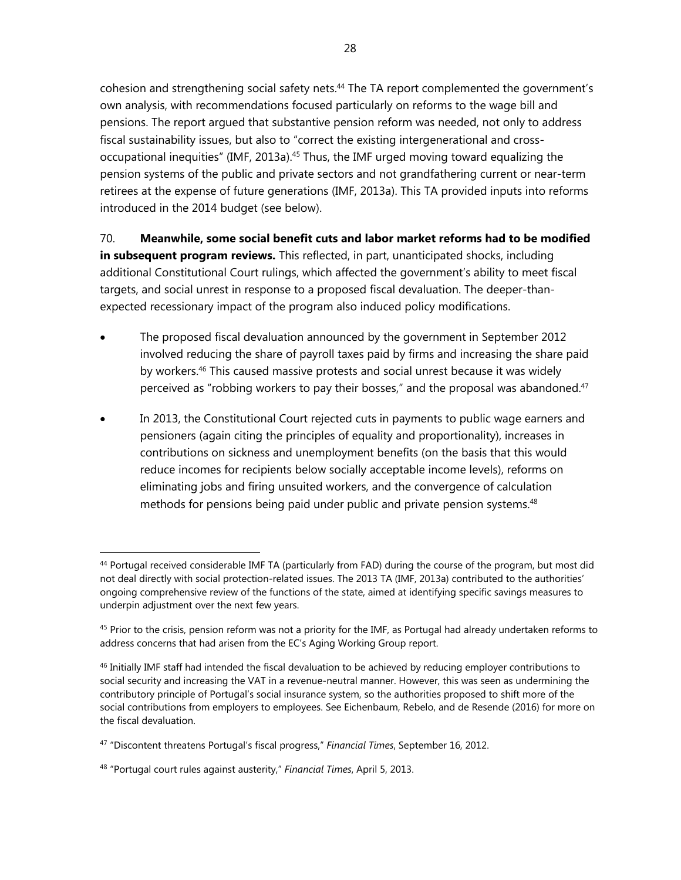cohesion and strengthening social safety nets.[44] The TA report complemented the government's own analysis, with recommendations focused particularly on reforms to the wage bill and pensions. The report argued that substantive pension reform was needed, not only to address fiscal sustainability issues, but also to "correct the existing intergenerational and cross-occupational inequities" (IMF, 2013a).[45] Thus, the IMF urged moving toward equalizing the pension systems of the public and private sectors and not grandfathering current or near-term retirees at the expense of future generations (IMF, 2013a). This TA provided inputs into reforms introduced in the 2014 budget (see below).

70. **Meanwhile, some social benefit cuts and labor market reforms had to be modified in subsequent program reviews.** This reflected, in part, unanticipated shocks, including additional Constitutional Court rulings, which affected the government's ability to meet fiscal targets, and social unrest in response to a proposed fiscal devaluation. The deeper-than-expected recessionary impact of the program also induced policy modifications.

- The proposed fiscal devaluation announced by the government in September 2012 involved reducing the share of payroll taxes paid by firms and increasing the share paid by workers.[46] This caused massive protests and social unrest because it was widely perceived as "robbing workers to pay their bosses," and the proposal was abandoned.[47]
- In 2013, the Constitutional Court rejected cuts in payments to public wage earners and pensioners (again citing the principles of equality and proportionality), increases in contributions on sickness and unemployment benefits (on the basis that this would reduce incomes for recipients below socially acceptable income levels), reforms on eliminating jobs and firing unsuited workers, and the convergence of calculation methods for pensions being paid under public and private pension systems.[48]

---

[44] Portugal received considerable IMF TA (particularly from FAD) during the course of the program, but most did not deal directly with social protection-related issues. The 2013 TA (IMF, 2013a) contributed to the authorities' ongoing comprehensive review of the functions of the state, aimed at identifying specific savings measures to underpin adjustment over the next few years.

[45] Prior to the crisis, pension reform was not a priority for the IMF, as Portugal had already undertaken reforms to address concerns that had arisen from the EC's Aging Working Group report.

[46] Initially IMF staff had intended the fiscal devaluation to be achieved by reducing employer contributions to social security and increasing the VAT in a revenue-neutral manner. However, this was seen as undermining the contributory principle of Portugal's social insurance system, so the authorities proposed to shift more of the social contributions from employers to employees. See Eichenbaum, Rebelo, and de Resende (2016) for more on the fiscal devaluation.

[47] "Discontent threatens Portugal's fiscal progress," *Financial Times*, September 16, 2012.

[48] "Portugal court rules against austerity," *Financial Times*, April 5, 2013.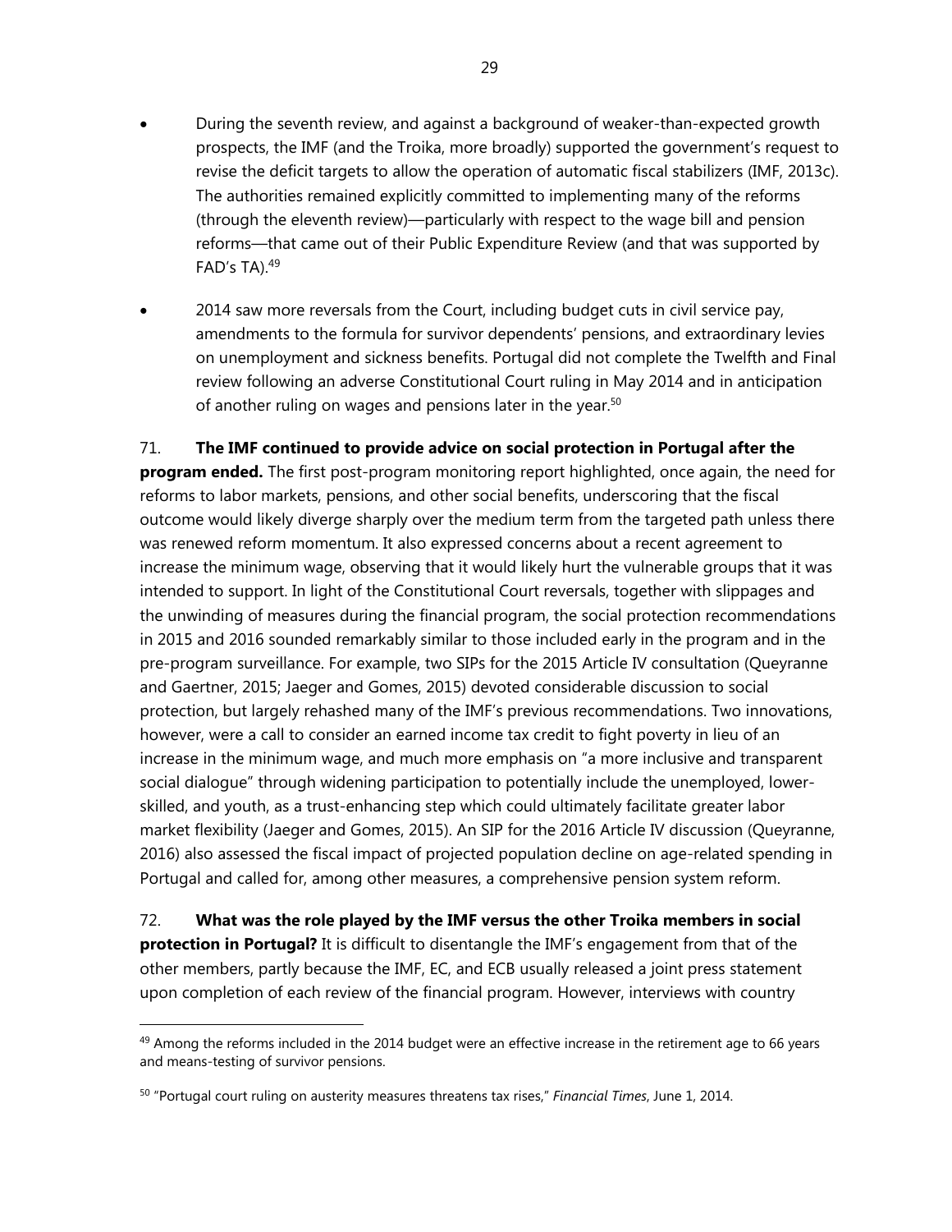- During the seventh review, and against a background of weaker-than-expected growth prospects, the IMF (and the Troika, more broadly) supported the government's request to revise the deficit targets to allow the operation of automatic fiscal stabilizers (IMF, 2013c). The authorities remained explicitly committed to implementing many of the reforms (through the eleventh review)—particularly with respect to the wage bill and pension reforms—that came out of their Public Expenditure Review (and that was supported by FAD's TA).[49]

- 2014 saw more reversals from the Court, including budget cuts in civil service pay, amendments to the formula for survivor dependents' pensions, and extraordinary levies on unemployment and sickness benefits. Portugal did not complete the Twelfth and Final review following an adverse Constitutional Court ruling in May 2014 and in anticipation of another ruling on wages and pensions later in the year.[50]

71. **The IMF continued to provide advice on social protection in Portugal after the program ended.** The first post-program monitoring report highlighted, once again, the need for reforms to labor markets, pensions, and other social benefits, underscoring that the fiscal outcome would likely diverge sharply over the medium term from the targeted path unless there was renewed reform momentum. It also expressed concerns about a recent agreement to increase the minimum wage, observing that it would likely hurt the vulnerable groups that it was intended to support. In light of the Constitutional Court reversals, together with slippages and the unwinding of measures during the financial program, the social protection recommendations in 2015 and 2016 sounded remarkably similar to those included early in the program and in the pre-program surveillance. For example, two SIPs for the 2015 Article IV consultation (Queyranne and Gaertner, 2015; Jaeger and Gomes, 2015) devoted considerable discussion to social protection, but largely rehashed many of the IMF's previous recommendations. Two innovations, however, were a call to consider an earned income tax credit to fight poverty in lieu of an increase in the minimum wage, and much more emphasis on "a more inclusive and transparent social dialogue" through widening participation to potentially include the unemployed, lower-skilled, and youth, as a trust-enhancing step which could ultimately facilitate greater labor market flexibility (Jaeger and Gomes, 2015). An SIP for the 2016 Article IV discussion (Queyranne, 2016) also assessed the fiscal impact of projected population decline on age-related spending in Portugal and called for, among other measures, a comprehensive pension system reform.

72. **What was the role played by the IMF versus the other Troika members in social protection in Portugal?** It is difficult to disentangle the IMF's engagement from that of the other members, partly because the IMF, EC, and ECB usually released a joint press statement upon completion of each review of the financial program. However, interviews with country

---

[49] Among the reforms included in the 2014 budget were an effective increase in the retirement age to 66 years and means-testing of survivor pensions.

[50] "Portugal court ruling on austerity measures threatens tax rises," *Financial Times*, June 1, 2014.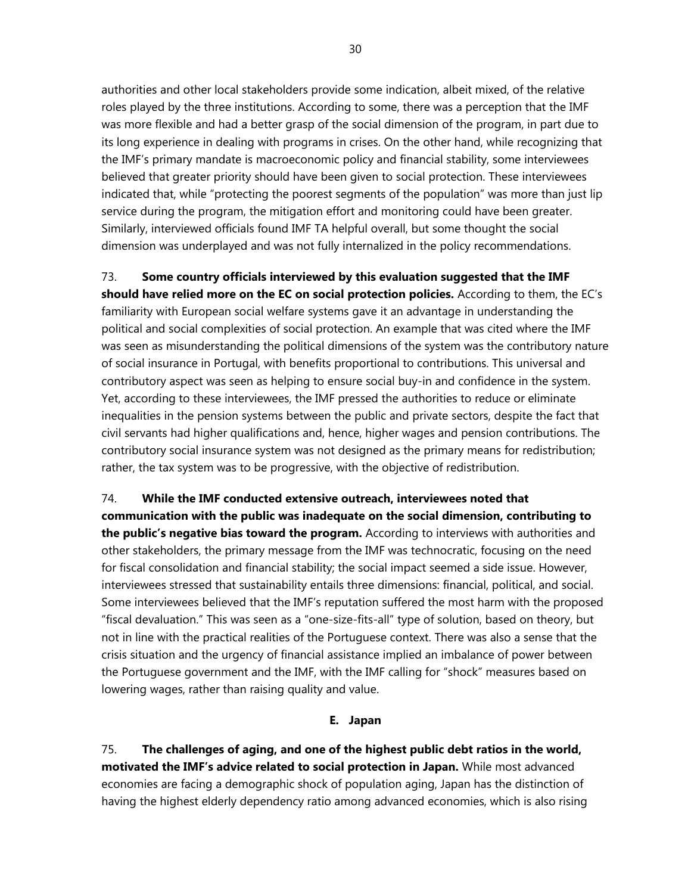authorities and other local stakeholders provide some indication, albeit mixed, of the relative roles played by the three institutions. According to some, there was a perception that the IMF was more flexible and had a better grasp of the social dimension of the program, in part due to its long experience in dealing with programs in crises. On the other hand, while recognizing that the IMF's primary mandate is macroeconomic policy and financial stability, some interviewees believed that greater priority should have been given to social protection. These interviewees indicated that, while "protecting the poorest segments of the population" was more than just lip service during the program, the mitigation effort and monitoring could have been greater. Similarly, interviewed officials found IMF TA helpful overall, but some thought the social dimension was underplayed and was not fully internalized in the policy recommendations.

73. **Some country officials interviewed by this evaluation suggested that the IMF should have relied more on the EC on social protection policies.** According to them, the EC's familiarity with European social welfare systems gave it an advantage in understanding the political and social complexities of social protection. An example that was cited where the IMF was seen as misunderstanding the political dimensions of the system was the contributory nature of social insurance in Portugal, with benefits proportional to contributions. This universal and contributory aspect was seen as helping to ensure social buy-in and confidence in the system. Yet, according to these interviewees, the IMF pressed the authorities to reduce or eliminate inequalities in the pension systems between the public and private sectors, despite the fact that civil servants had higher qualifications and, hence, higher wages and pension contributions. The contributory social insurance system was not designed as the primary means for redistribution; rather, the tax system was to be progressive, with the objective of redistribution.

74. **While the IMF conducted extensive outreach, interviewees noted that communication with the public was inadequate on the social dimension, contributing to the public's negative bias toward the program.** According to interviews with authorities and other stakeholders, the primary message from the IMF was technocratic, focusing on the need for fiscal consolidation and financial stability; the social impact seemed a side issue. However, interviewees stressed that sustainability entails three dimensions: financial, political, and social. Some interviewees believed that the IMF's reputation suffered the most harm with the proposed "fiscal devaluation." This was seen as a "one-size-fits-all" type of solution, based on theory, but not in line with the practical realities of the Portuguese context. There was also a sense that the crisis situation and the urgency of financial assistance implied an imbalance of power between the Portuguese government and the IMF, with the IMF calling for "shock" measures based on lowering wages, rather than raising quality and value.

### E. Japan

75. **The challenges of aging, and one of the highest public debt ratios in the world, motivated the IMF's advice related to social protection in Japan.** While most advanced economies are facing a demographic shock of population aging, Japan has the distinction of having the highest elderly dependency ratio among advanced economies, which is also rising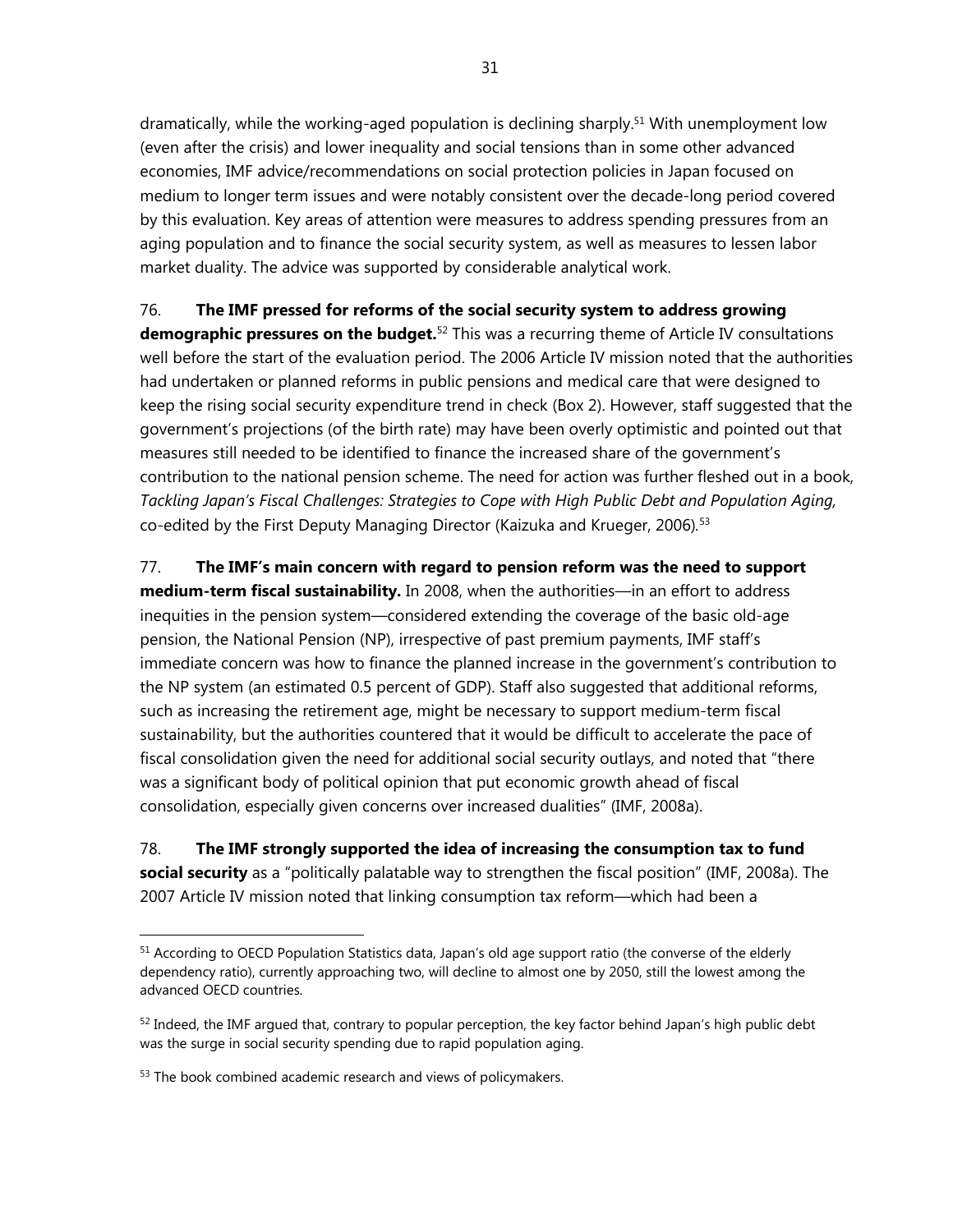dramatically, while the working-aged population is declining sharply.[51] With unemployment low (even after the crisis) and lower inequality and social tensions than in some other advanced economies, IMF advice/recommendations on social protection policies in Japan focused on medium to longer term issues and were notably consistent over the decade-long period covered by this evaluation. Key areas of attention were measures to address spending pressures from an aging population and to finance the social security system, as well as measures to lessen labor market duality. The advice was supported by considerable analytical work.

76. **The IMF pressed for reforms of the social security system to address growing demographic pressures on the budget.**[52] This was a recurring theme of Article IV consultations well before the start of the evaluation period. The 2006 Article IV mission noted that the authorities had undertaken or planned reforms in public pensions and medical care that were designed to keep the rising social security expenditure trend in check (Box 2). However, staff suggested that the government's projections (of the birth rate) may have been overly optimistic and pointed out that measures still needed to be identified to finance the increased share of the government's contribution to the national pension scheme. The need for action was further fleshed out in a book, *Tackling Japan's Fiscal Challenges: Strategies to Cope with High Public Debt and Population Aging,* co-edited by the First Deputy Managing Director (Kaizuka and Krueger, 2006).[53]

77. **The IMF's main concern with regard to pension reform was the need to support medium-term fiscal sustainability.** In 2008, when the authorities—in an effort to address inequities in the pension system—considered extending the coverage of the basic old-age pension, the National Pension (NP), irrespective of past premium payments, IMF staff's immediate concern was how to finance the planned increase in the government's contribution to the NP system (an estimated 0.5 percent of GDP). Staff also suggested that additional reforms, such as increasing the retirement age, might be necessary to support medium-term fiscal sustainability, but the authorities countered that it would be difficult to accelerate the pace of fiscal consolidation given the need for additional social security outlays, and noted that "there was a significant body of political opinion that put economic growth ahead of fiscal consolidation, especially given concerns over increased dualities" (IMF, 2008a).

78. **The IMF strongly supported the idea of increasing the consumption tax to fund social security** as a "politically palatable way to strengthen the fiscal position" (IMF, 2008a). The 2007 Article IV mission noted that linking consumption tax reform—which had been a

---

[51] According to OECD Population Statistics data, Japan's old age support ratio (the converse of the elderly dependency ratio), currently approaching two, will decline to almost one by 2050, still the lowest among the advanced OECD countries.

[52] Indeed, the IMF argued that, contrary to popular perception, the key factor behind Japan's high public debt was the surge in social security spending due to rapid population aging.

[53] The book combined academic research and views of policymakers.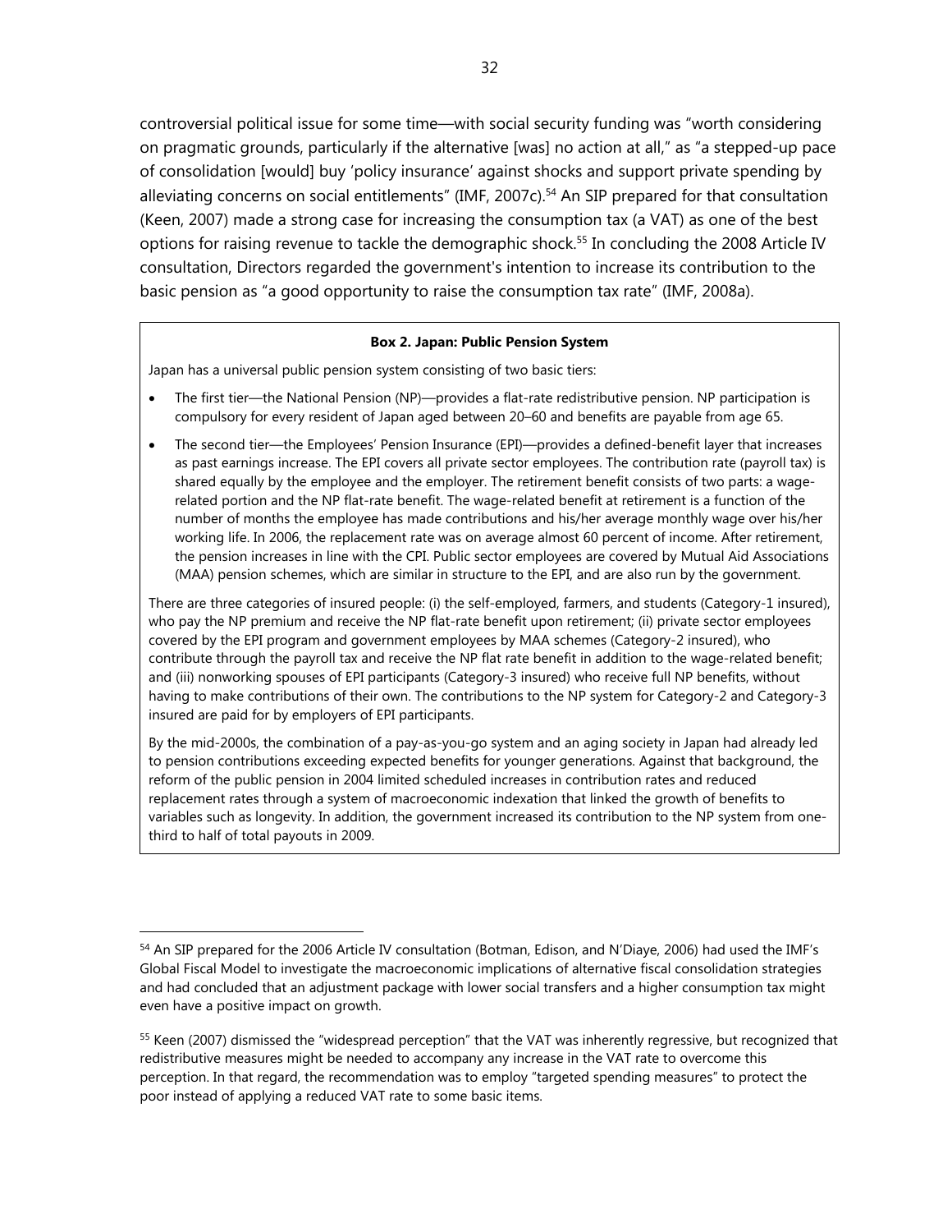controversial political issue for some time—with social security funding was "worth considering on pragmatic grounds, particularly if the alternative [was] no action at all," as "a stepped-up pace of consolidation [would] buy 'policy insurance' against shocks and support private spending by alleviating concerns on social entitlements" (IMF, 2007c).[54] An SIP prepared for that consultation (Keen, 2007) made a strong case for increasing the consumption tax (a VAT) as one of the best options for raising revenue to tackle the demographic shock.[55] In concluding the 2008 Article IV consultation, Directors regarded the government's intention to increase its contribution to the basic pension as "a good opportunity to raise the consumption tax rate" (IMF, 2008a).

**Box 2. Japan: Public Pension System**

Japan has a universal public pension system consisting of two basic tiers:

- The first tier—the National Pension (NP)—provides a flat-rate redistributive pension. NP participation is compulsory for every resident of Japan aged between 20–60 and benefits are payable from age 65.
- The second tier—the Employees' Pension Insurance (EPI)—provides a defined-benefit layer that increases as past earnings increase. The EPI covers all private sector employees. The contribution rate (payroll tax) is shared equally by the employee and the employer. The retirement benefit consists of two parts: a wage-related portion and the NP flat-rate benefit. The wage-related benefit at retirement is a function of the number of months the employee has made contributions and his/her average monthly wage over his/her working life. In 2006, the replacement rate was on average almost 60 percent of income. After retirement, the pension increases in line with the CPI. Public sector employees are covered by Mutual Aid Associations (MAA) pension schemes, which are similar in structure to the EPI, and are also run by the government.

There are three categories of insured people: (i) the self-employed, farmers, and students (Category-1 insured), who pay the NP premium and receive the NP flat-rate benefit upon retirement; (ii) private sector employees covered by the EPI program and government employees by MAA schemes (Category-2 insured), who contribute through the payroll tax and receive the NP flat rate benefit in addition to the wage-related benefit; and (iii) nonworking spouses of EPI participants (Category-3 insured) who receive full NP benefits, without having to make contributions of their own. The contributions to the NP system for Category-2 and Category-3 insured are paid for by employers of EPI participants.

By the mid-2000s, the combination of a pay-as-you-go system and an aging society in Japan had already led to pension contributions exceeding expected benefits for younger generations. Against that background, the reform of the public pension in 2004 limited scheduled increases in contribution rates and reduced replacement rates through a system of macroeconomic indexation that linked the growth of benefits to variables such as longevity. In addition, the government increased its contribution to the NP system from one-third to half of total payouts in 2009.

---

[54] An SIP prepared for the 2006 Article IV consultation (Botman, Edison, and N'Diaye, 2006) had used the IMF's Global Fiscal Model to investigate the macroeconomic implications of alternative fiscal consolidation strategies and had concluded that an adjustment package with lower social transfers and a higher consumption tax might even have a positive impact on growth.

[55] Keen (2007) dismissed the "widespread perception" that the VAT was inherently regressive, but recognized that redistributive measures might be needed to accompany any increase in the VAT rate to overcome this perception. In that regard, the recommendation was to employ "targeted spending measures" to protect the poor instead of applying a reduced VAT rate to some basic items.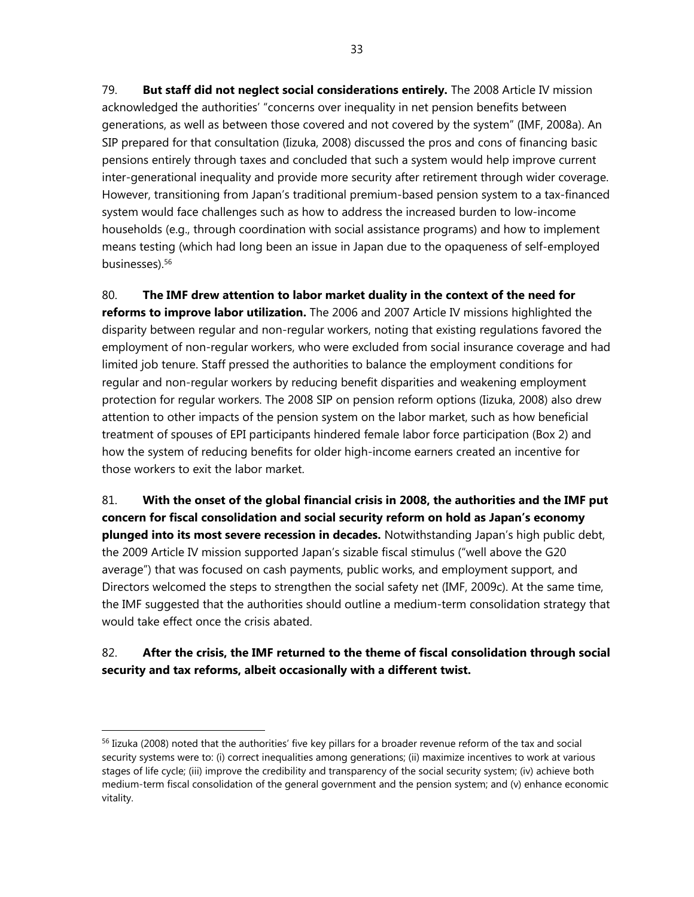79. **But staff did not neglect social considerations entirely.** The 2008 Article IV mission acknowledged the authorities' "concerns over inequality in net pension benefits between generations, as well as between those covered and not covered by the system" (IMF, 2008a). An SIP prepared for that consultation (Iizuka, 2008) discussed the pros and cons of financing basic pensions entirely through taxes and concluded that such a system would help improve current inter-generational inequality and provide more security after retirement through wider coverage. However, transitioning from Japan's traditional premium-based pension system to a tax-financed system would face challenges such as how to address the increased burden to low-income households (e.g., through coordination with social assistance programs) and how to implement means testing (which had long been an issue in Japan due to the opaqueness of self-employed businesses).[56]

80. **The IMF drew attention to labor market duality in the context of the need for reforms to improve labor utilization.** The 2006 and 2007 Article IV missions highlighted the disparity between regular and non-regular workers, noting that existing regulations favored the employment of non-regular workers, who were excluded from social insurance coverage and had limited job tenure. Staff pressed the authorities to balance the employment conditions for regular and non-regular workers by reducing benefit disparities and weakening employment protection for regular workers. The 2008 SIP on pension reform options (Iizuka, 2008) also drew attention to other impacts of the pension system on the labor market, such as how beneficial treatment of spouses of EPI participants hindered female labor force participation (Box 2) and how the system of reducing benefits for older high-income earners created an incentive for those workers to exit the labor market.

81. **With the onset of the global financial crisis in 2008, the authorities and the IMF put concern for fiscal consolidation and social security reform on hold as Japan's economy plunged into its most severe recession in decades.** Notwithstanding Japan's high public debt, the 2009 Article IV mission supported Japan's sizable fiscal stimulus ("well above the G20 average") that was focused on cash payments, public works, and employment support, and Directors welcomed the steps to strengthen the social safety net (IMF, 2009c). At the same time, the IMF suggested that the authorities should outline a medium-term consolidation strategy that would take effect once the crisis abated.

82. **After the crisis, the IMF returned to the theme of fiscal consolidation through social security and tax reforms, albeit occasionally with a different twist.**

---

[56] Iizuka (2008) noted that the authorities' five key pillars for a broader revenue reform of the tax and social security systems were to: (i) correct inequalities among generations; (ii) maximize incentives to work at various stages of life cycle; (iii) improve the credibility and transparency of the social security system; (iv) achieve both medium-term fiscal consolidation of the general government and the pension system; and (v) enhance economic vitality.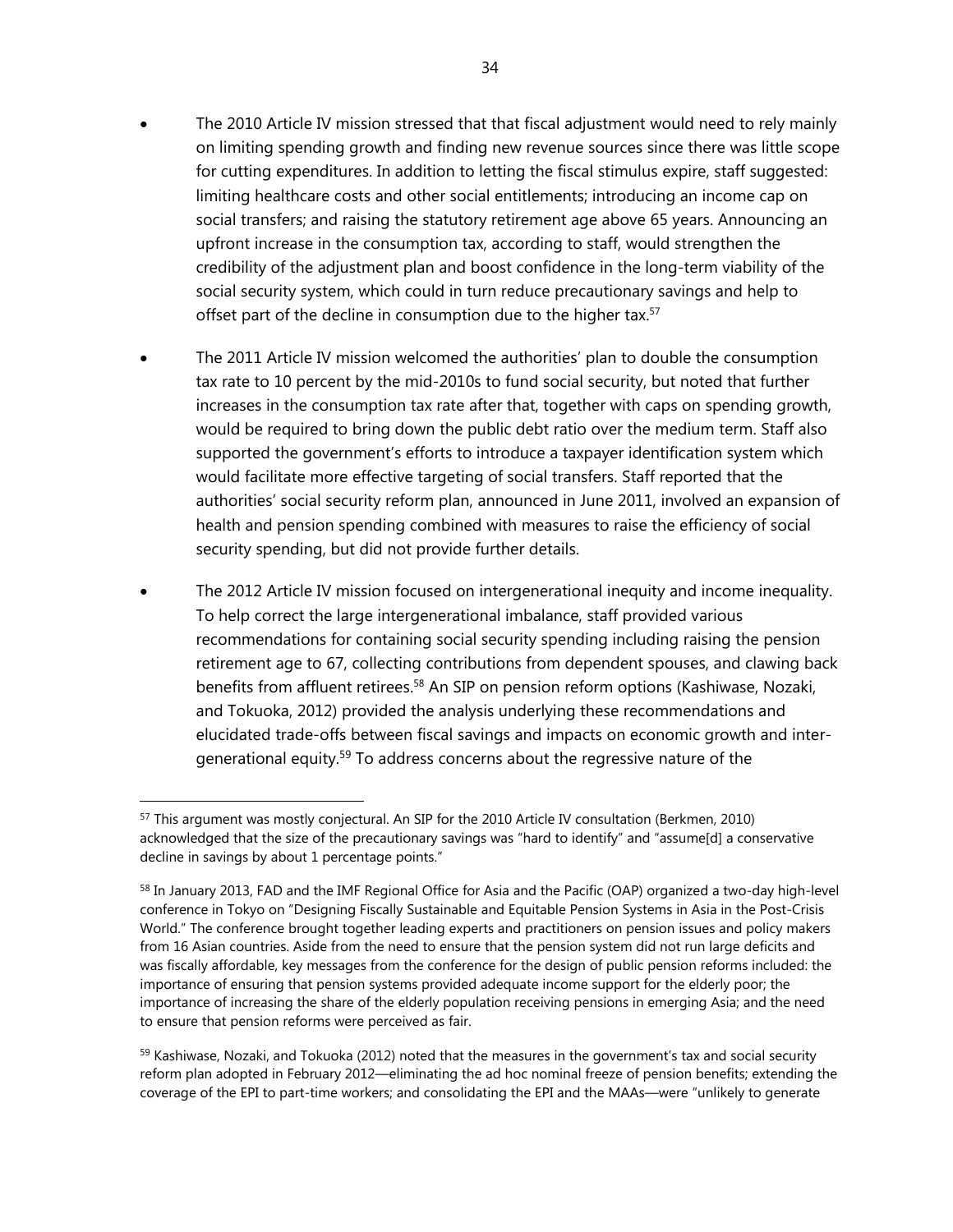- The 2010 Article IV mission stressed that that fiscal adjustment would need to rely mainly on limiting spending growth and finding new revenue sources since there was little scope for cutting expenditures. In addition to letting the fiscal stimulus expire, staff suggested: limiting healthcare costs and other social entitlements; introducing an income cap on social transfers; and raising the statutory retirement age above 65 years. Announcing an upfront increase in the consumption tax, according to staff, would strengthen the credibility of the adjustment plan and boost confidence in the long-term viability of the social security system, which could in turn reduce precautionary savings and help to offset part of the decline in consumption due to the higher tax.[57]

- The 2011 Article IV mission welcomed the authorities' plan to double the consumption tax rate to 10 percent by the mid-2010s to fund social security, but noted that further increases in the consumption tax rate after that, together with caps on spending growth, would be required to bring down the public debt ratio over the medium term. Staff also supported the government's efforts to introduce a taxpayer identification system which would facilitate more effective targeting of social transfers. Staff reported that the authorities' social security reform plan, announced in June 2011, involved an expansion of health and pension spending combined with measures to raise the efficiency of social security spending, but did not provide further details.

- The 2012 Article IV mission focused on intergenerational inequity and income inequality. To help correct the large intergenerational imbalance, staff provided various recommendations for containing social security spending including raising the pension retirement age to 67, collecting contributions from dependent spouses, and clawing back benefits from affluent retirees.[58] An SIP on pension reform options (Kashiwase, Nozaki, and Tokuoka, 2012) provided the analysis underlying these recommendations and elucidated trade-offs between fiscal savings and impacts on economic growth and inter-generational equity.[59] To address concerns about the regressive nature of the

---

[57] This argument was mostly conjectural. An SIP for the 2010 Article IV consultation (Berkmen, 2010) acknowledged that the size of the precautionary savings was "hard to identify" and "assume[d] a conservative decline in savings by about 1 percentage points."

[58] In January 2013, FAD and the IMF Regional Office for Asia and the Pacific (OAP) organized a two-day high-level conference in Tokyo on "Designing Fiscally Sustainable and Equitable Pension Systems in Asia in the Post-Crisis World." The conference brought together leading experts and practitioners on pension issues and policy makers from 16 Asian countries. Aside from the need to ensure that the pension system did not run large deficits and was fiscally affordable, key messages from the conference for the design of public pension reforms included: the importance of ensuring that pension systems provided adequate income support for the elderly poor; the importance of increasing the share of the elderly population receiving pensions in emerging Asia; and the need to ensure that pension reforms were perceived as fair.

[59] Kashiwase, Nozaki, and Tokuoka (2012) noted that the measures in the government's tax and social security reform plan adopted in February 2012—eliminating the ad hoc nominal freeze of pension benefits; extending the coverage of the EPI to part-time workers; and consolidating the EPI and the MAAs—were "unlikely to generate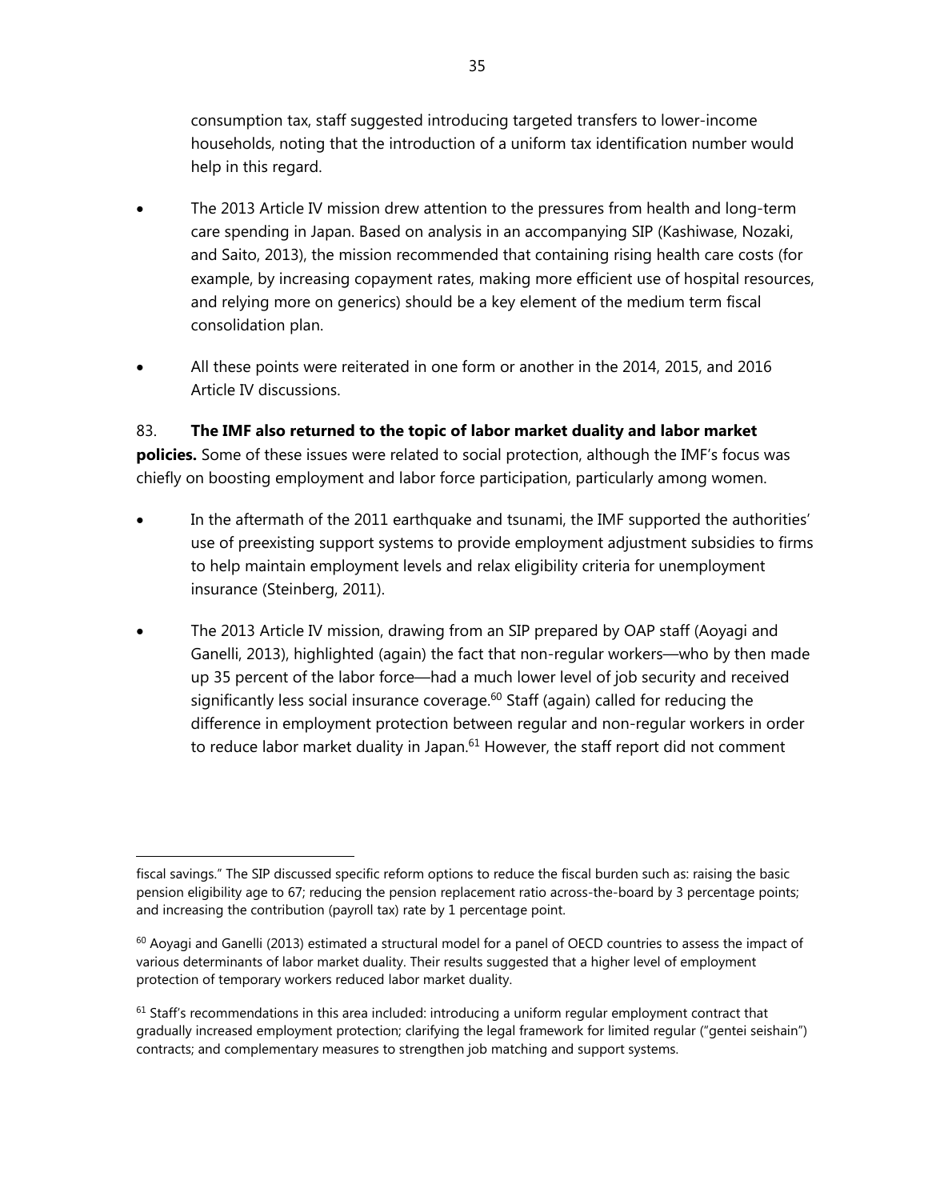consumption tax, staff suggested introducing targeted transfers to lower-income households, noting that the introduction of a uniform tax identification number would help in this regard.

- The 2013 Article IV mission drew attention to the pressures from health and long-term care spending in Japan. Based on analysis in an accompanying SIP (Kashiwase, Nozaki, and Saito, 2013), the mission recommended that containing rising health care costs (for example, by increasing copayment rates, making more efficient use of hospital resources, and relying more on generics) should be a key element of the medium term fiscal consolidation plan.
- All these points were reiterated in one form or another in the 2014, 2015, and 2016 Article IV discussions.

83. **The IMF also returned to the topic of labor market duality and labor market policies.** Some of these issues were related to social protection, although the IMF's focus was chiefly on boosting employment and labor force participation, particularly among women.

- In the aftermath of the 2011 earthquake and tsunami, the IMF supported the authorities' use of preexisting support systems to provide employment adjustment subsidies to firms to help maintain employment levels and relax eligibility criteria for unemployment insurance (Steinberg, 2011).
- The 2013 Article IV mission, drawing from an SIP prepared by OAP staff (Aoyagi and Ganelli, 2013), highlighted (again) the fact that non-regular workers—who by then made up 35 percent of the labor force—had a much lower level of job security and received significantly less social insurance coverage.[60] Staff (again) called for reducing the difference in employment protection between regular and non-regular workers in order to reduce labor market duality in Japan.[61] However, the staff report did not comment

---

fiscal savings." The SIP discussed specific reform options to reduce the fiscal burden such as: raising the basic pension eligibility age to 67; reducing the pension replacement ratio across-the-board by 3 percentage points; and increasing the contribution (payroll tax) rate by 1 percentage point.

[60] Aoyagi and Ganelli (2013) estimated a structural model for a panel of OECD countries to assess the impact of various determinants of labor market duality. Their results suggested that a higher level of employment protection of temporary workers reduced labor market duality.

[61] Staff's recommendations in this area included: introducing a uniform regular employment contract that gradually increased employment protection; clarifying the legal framework for limited regular ("gentei seishain") contracts; and complementary measures to strengthen job matching and support systems.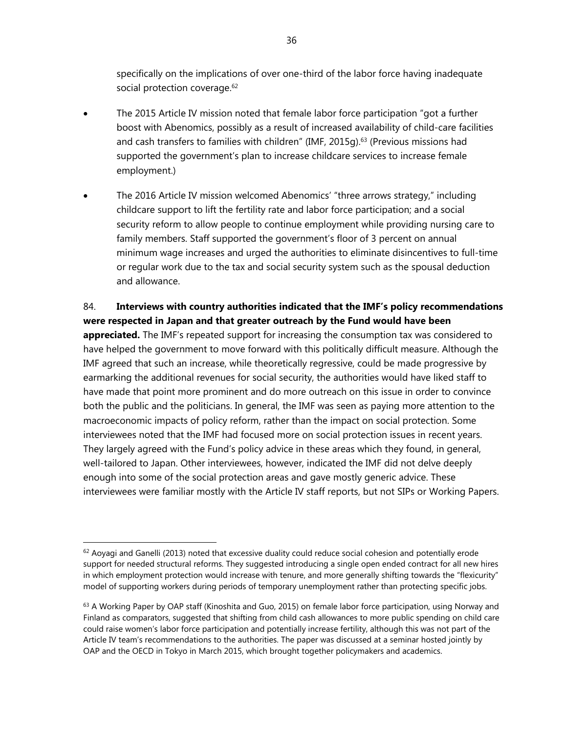specifically on the implications of over one-third of the labor force having inadequate social protection coverage.[62]

- The 2015 Article IV mission noted that female labor force participation "got a further boost with Abenomics, possibly as a result of increased availability of child-care facilities and cash transfers to families with children" (IMF, 2015g).[63] (Previous missions had supported the government's plan to increase childcare services to increase female employment.)

- The 2016 Article IV mission welcomed Abenomics' "three arrows strategy," including childcare support to lift the fertility rate and labor force participation; and a social security reform to allow people to continue employment while providing nursing care to family members. Staff supported the government's floor of 3 percent on annual minimum wage increases and urged the authorities to eliminate disincentives to full-time or regular work due to the tax and social security system such as the spousal deduction and allowance.

84. **Interviews with country authorities indicated that the IMF's policy recommendations were respected in Japan and that greater outreach by the Fund would have been appreciated.** The IMF's repeated support for increasing the consumption tax was considered to have helped the government to move forward with this politically difficult measure. Although the IMF agreed that such an increase, while theoretically regressive, could be made progressive by earmarking the additional revenues for social security, the authorities would have liked staff to have made that point more prominent and do more outreach on this issue in order to convince both the public and the politicians. In general, the IMF was seen as paying more attention to the macroeconomic impacts of policy reform, rather than the impact on social protection. Some interviewees noted that the IMF had focused more on social protection issues in recent years. They largely agreed with the Fund's policy advice in these areas which they found, in general, well-tailored to Japan. Other interviewees, however, indicated the IMF did not delve deeply enough into some of the social protection areas and gave mostly generic advice. These interviewees were familiar mostly with the Article IV staff reports, but not SIPs or Working Papers.

---

[62] Aoyagi and Ganelli (2013) noted that excessive duality could reduce social cohesion and potentially erode support for needed structural reforms. They suggested introducing a single open ended contract for all new hires in which employment protection would increase with tenure, and more generally shifting towards the "flexicurity" model of supporting workers during periods of temporary unemployment rather than protecting specific jobs.

[63] A Working Paper by OAP staff (Kinoshita and Guo, 2015) on female labor force participation, using Norway and Finland as comparators, suggested that shifting from child cash allowances to more public spending on child care could raise women's labor force participation and potentially increase fertility, although this was not part of the Article IV team's recommendations to the authorities. The paper was discussed at a seminar hosted jointly by OAP and the OECD in Tokyo in March 2015, which brought together policymakers and academics.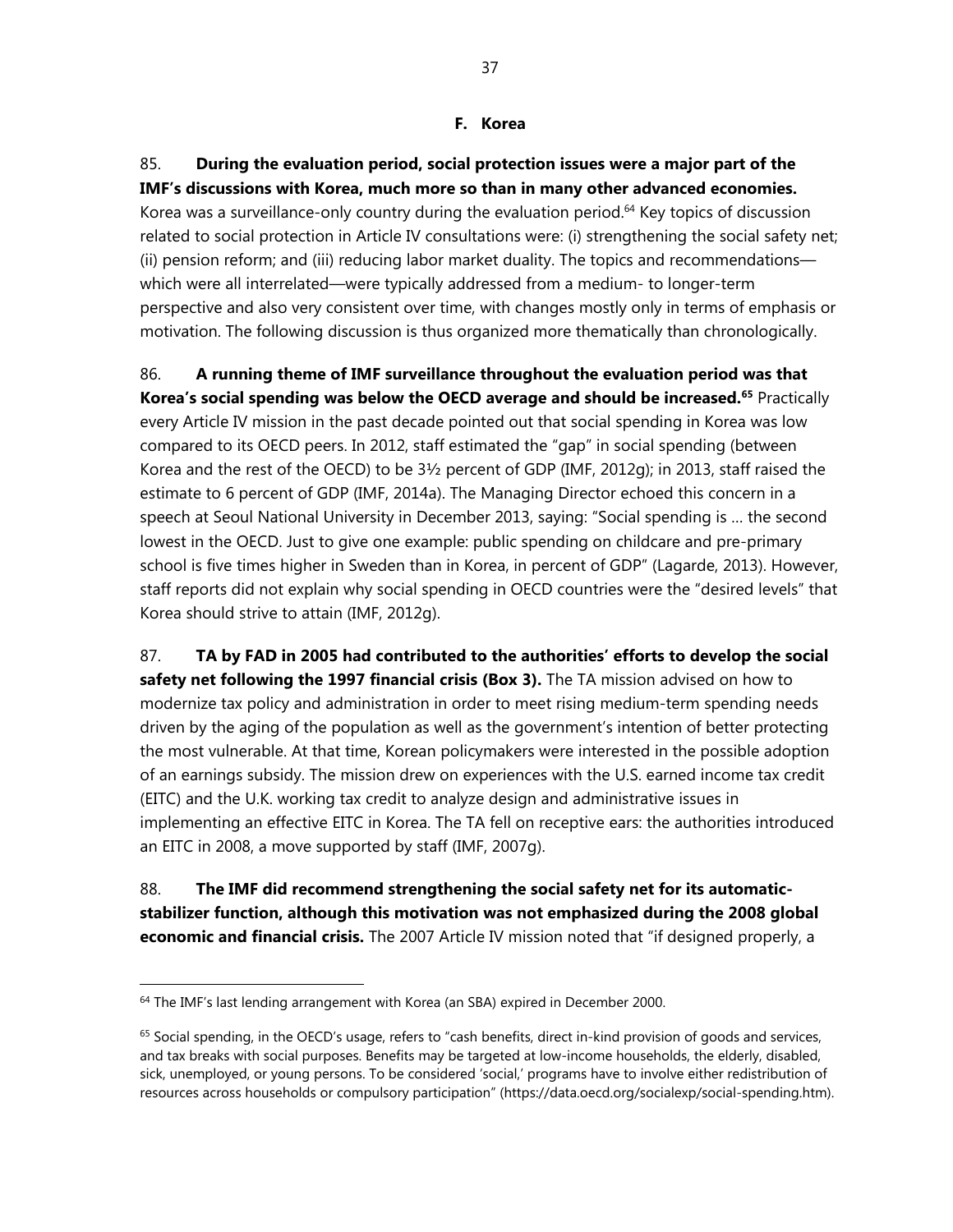### F. Korea

85. **During the evaluation period, social protection issues were a major part of the IMF's discussions with Korea, much more so than in many other advanced economies.** Korea was a surveillance-only country during the evaluation period.[64] Key topics of discussion related to social protection in Article IV consultations were: (i) strengthening the social safety net; (ii) pension reform; and (iii) reducing labor market duality. The topics and recommendations—which were all interrelated—were typically addressed from a medium- to longer-term perspective and also very consistent over time, with changes mostly only in terms of emphasis or motivation. The following discussion is thus organized more thematically than chronologically.

86. **A running theme of IMF surveillance throughout the evaluation period was that Korea's social spending was below the OECD average and should be increased.**[65] Practically every Article IV mission in the past decade pointed out that social spending in Korea was low compared to its OECD peers. In 2012, staff estimated the "gap" in social spending (between Korea and the rest of the OECD) to be 3½ percent of GDP (IMF, 2012g); in 2013, staff raised the estimate to 6 percent of GDP (IMF, 2014a). The Managing Director echoed this concern in a speech at Seoul National University in December 2013, saying: "Social spending is … the second lowest in the OECD. Just to give one example: public spending on childcare and pre-primary school is five times higher in Sweden than in Korea, in percent of GDP" (Lagarde, 2013). However, staff reports did not explain why social spending in OECD countries were the "desired levels" that Korea should strive to attain (IMF, 2012g).

87. **TA by FAD in 2005 had contributed to the authorities' efforts to develop the social safety net following the 1997 financial crisis (Box 3).** The TA mission advised on how to modernize tax policy and administration in order to meet rising medium-term spending needs driven by the aging of the population as well as the government's intention of better protecting the most vulnerable. At that time, Korean policymakers were interested in the possible adoption of an earnings subsidy. The mission drew on experiences with the U.S. earned income tax credit (EITC) and the U.K. working tax credit to analyze design and administrative issues in implementing an effective EITC in Korea. The TA fell on receptive ears: the authorities introduced an EITC in 2008, a move supported by staff (IMF, 2007g).

88. **The IMF did recommend strengthening the social safety net for its automatic-stabilizer function, although this motivation was not emphasized during the 2008 global economic and financial crisis.** The 2007 Article IV mission noted that "if designed properly, a

---

[64] The IMF's last lending arrangement with Korea (an SBA) expired in December 2000.

[65] Social spending, in the OECD's usage, refers to "cash benefits, direct in-kind provision of goods and services, and tax breaks with social purposes. Benefits may be targeted at low-income households, the elderly, disabled, sick, unemployed, or young persons. To be considered 'social,' programs have to involve either redistribution of resources across households or compulsory participation" (https://data.oecd.org/socialexp/social-spending.htm).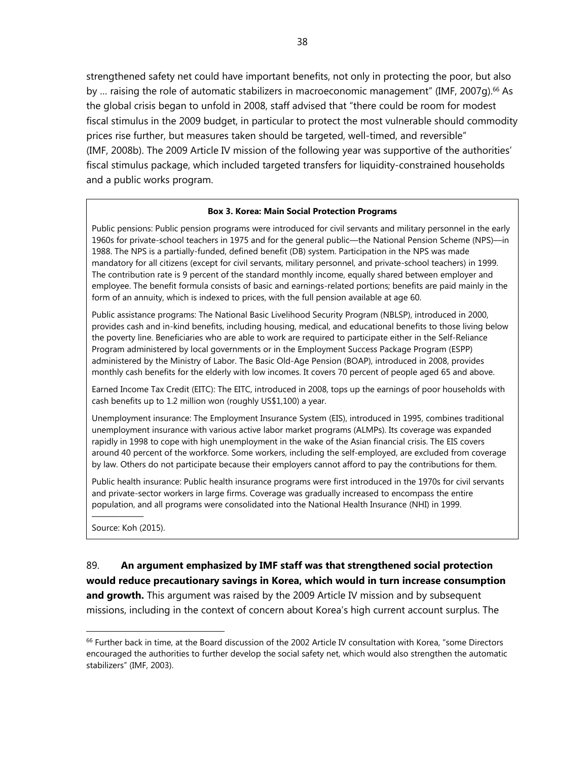strengthened safety net could have important benefits, not only in protecting the poor, but also by … raising the role of automatic stabilizers in macroeconomic management" (IMF, 2007g).[66] As the global crisis began to unfold in 2008, staff advised that "there could be room for modest fiscal stimulus in the 2009 budget, in particular to protect the most vulnerable should commodity prices rise further, but measures taken should be targeted, well-timed, and reversible" (IMF, 2008b). The 2009 Article IV mission of the following year was supportive of the authorities' fiscal stimulus package, which included targeted transfers for liquidity-constrained households and a public works program.

**Box 3. Korea: Main Social Protection Programs**

Public pensions: Public pension programs were introduced for civil servants and military personnel in the early 1960s for private-school teachers in 1975 and for the general public—the National Pension Scheme (NPS)—in 1988. The NPS is a partially-funded, defined benefit (DB) system. Participation in the NPS was made mandatory for all citizens (except for civil servants, military personnel, and private-school teachers) in 1999. The contribution rate is 9 percent of the standard monthly income, equally shared between employer and employee. The benefit formula consists of basic and earnings-related portions; benefits are paid mainly in the form of an annuity, which is indexed to prices, with the full pension available at age 60.

Public assistance programs: The National Basic Livelihood Security Program (NBLSP), introduced in 2000, provides cash and in-kind benefits, including housing, medical, and educational benefits to those living below the poverty line. Beneficiaries who are able to work are required to participate either in the Self-Reliance Program administered by local governments or in the Employment Success Package Program (ESPP) administered by the Ministry of Labor. The Basic Old-Age Pension (BOAP), introduced in 2008, provides monthly cash benefits for the elderly with low incomes. It covers 70 percent of people aged 65 and above.

Earned Income Tax Credit (EITC): The EITC, introduced in 2008, tops up the earnings of poor households with cash benefits up to 1.2 million won (roughly US$1,100) a year.

Unemployment insurance: The Employment Insurance System (EIS), introduced in 1995, combines traditional unemployment insurance with various active labor market programs (ALMPs). Its coverage was expanded rapidly in 1998 to cope with high unemployment in the wake of the Asian financial crisis. The EIS covers around 40 percent of the workforce. Some workers, including the self-employed, are excluded from coverage by law. Others do not participate because their employers cannot afford to pay the contributions for them.

Public health insurance: Public health insurance programs were first introduced in the 1970s for civil servants and private-sector workers in large firms. Coverage was gradually increased to encompass the entire population, and all programs were consolidated into the National Health Insurance (NHI) in 1999.

Source: Koh (2015).

89. **An argument emphasized by IMF staff was that strengthened social protection would reduce precautionary savings in Korea, which would in turn increase consumption and growth.** This argument was raised by the 2009 Article IV mission and by subsequent missions, including in the context of concern about Korea's high current account surplus. The

[66] Further back in time, at the Board discussion of the 2002 Article IV consultation with Korea, "some Directors encouraged the authorities to further develop the social safety net, which would also strengthen the automatic stabilizers" (IMF, 2003).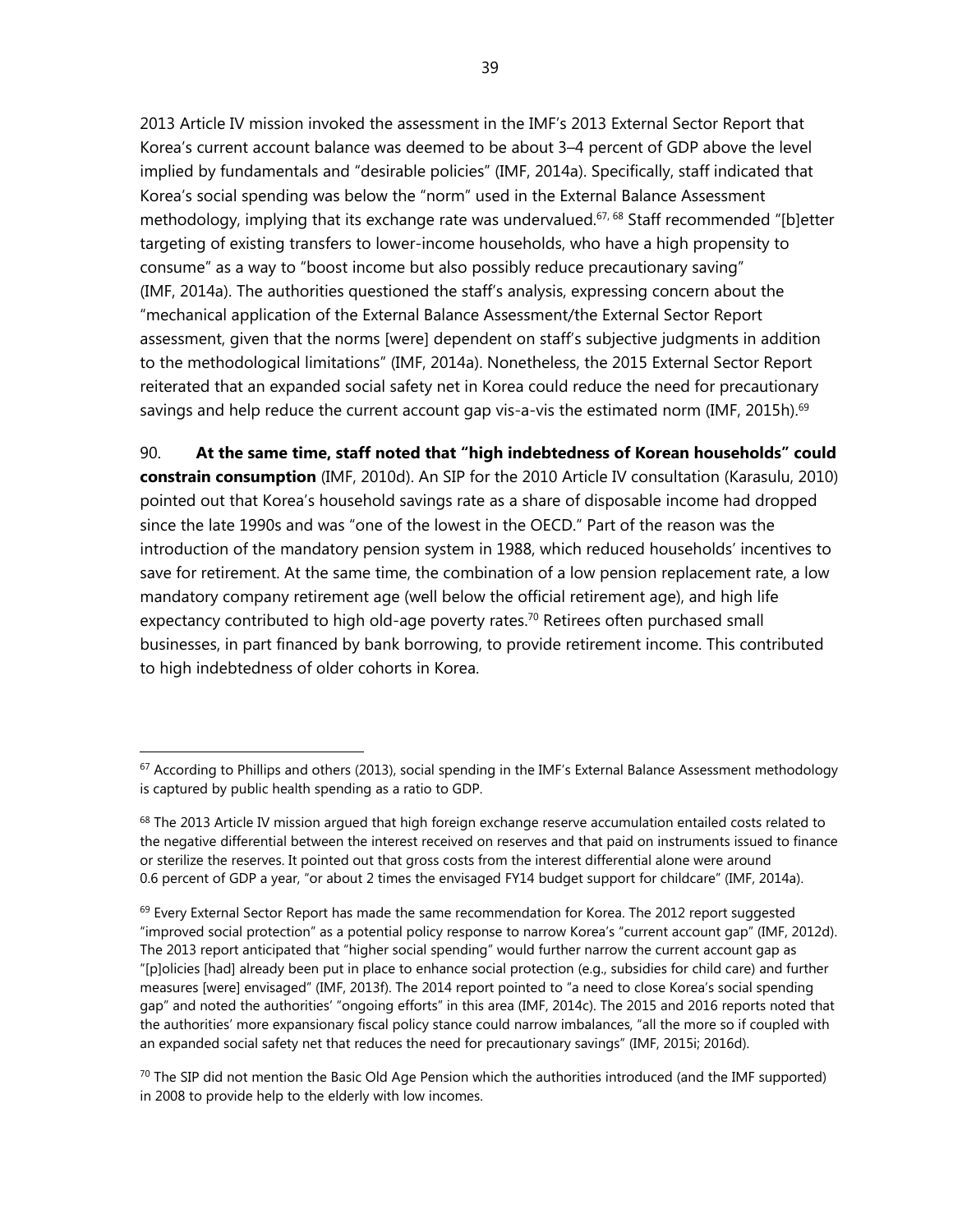2013 Article IV mission invoked the assessment in the IMF's 2013 External Sector Report that Korea's current account balance was deemed to be about 3–4 percent of GDP above the level implied by fundamentals and "desirable policies" (IMF, 2014a). Specifically, staff indicated that Korea's social spending was below the "norm" used in the External Balance Assessment methodology, implying that its exchange rate was undervalued.[67, 68] Staff recommended "[b]etter targeting of existing transfers to lower-income households, who have a high propensity to consume" as a way to "boost income but also possibly reduce precautionary saving" (IMF, 2014a). The authorities questioned the staff's analysis, expressing concern about the "mechanical application of the External Balance Assessment/the External Sector Report assessment, given that the norms [were] dependent on staff's subjective judgments in addition to the methodological limitations" (IMF, 2014a). Nonetheless, the 2015 External Sector Report reiterated that an expanded social safety net in Korea could reduce the need for precautionary savings and help reduce the current account gap vis-a-vis the estimated norm (IMF, 2015h).[69]

90. **At the same time, staff noted that "high indebtedness of Korean households" could constrain consumption** (IMF, 2010d). An SIP for the 2010 Article IV consultation (Karasulu, 2010) pointed out that Korea's household savings rate as a share of disposable income had dropped since the late 1990s and was "one of the lowest in the OECD." Part of the reason was the introduction of the mandatory pension system in 1988, which reduced households' incentives to save for retirement. At the same time, the combination of a low pension replacement rate, a low mandatory company retirement age (well below the official retirement age), and high life expectancy contributed to high old-age poverty rates.[70] Retirees often purchased small businesses, in part financed by bank borrowing, to provide retirement income. This contributed to high indebtedness of older cohorts in Korea.

---

[67] According to Phillips and others (2013), social spending in the IMF's External Balance Assessment methodology is captured by public health spending as a ratio to GDP.

[68] The 2013 Article IV mission argued that high foreign exchange reserve accumulation entailed costs related to the negative differential between the interest received on reserves and that paid on instruments issued to finance or sterilize the reserves. It pointed out that gross costs from the interest differential alone were around 0.6 percent of GDP a year, "or about 2 times the envisaged FY14 budget support for childcare" (IMF, 2014a).

[69] Every External Sector Report has made the same recommendation for Korea. The 2012 report suggested "improved social protection" as a potential policy response to narrow Korea's "current account gap" (IMF, 2012d). The 2013 report anticipated that "higher social spending" would further narrow the current account gap as "[p]olicies [had] already been put in place to enhance social protection (e.g., subsidies for child care) and further measures [were] envisaged" (IMF, 2013f). The 2014 report pointed to "a need to close Korea's social spending gap" and noted the authorities' "ongoing efforts" in this area (IMF, 2014c). The 2015 and 2016 reports noted that the authorities' more expansionary fiscal policy stance could narrow imbalances, "all the more so if coupled with an expanded social safety net that reduces the need for precautionary savings" (IMF, 2015i; 2016d).

[70] The SIP did not mention the Basic Old Age Pension which the authorities introduced (and the IMF supported) in 2008 to provide help to the elderly with low incomes.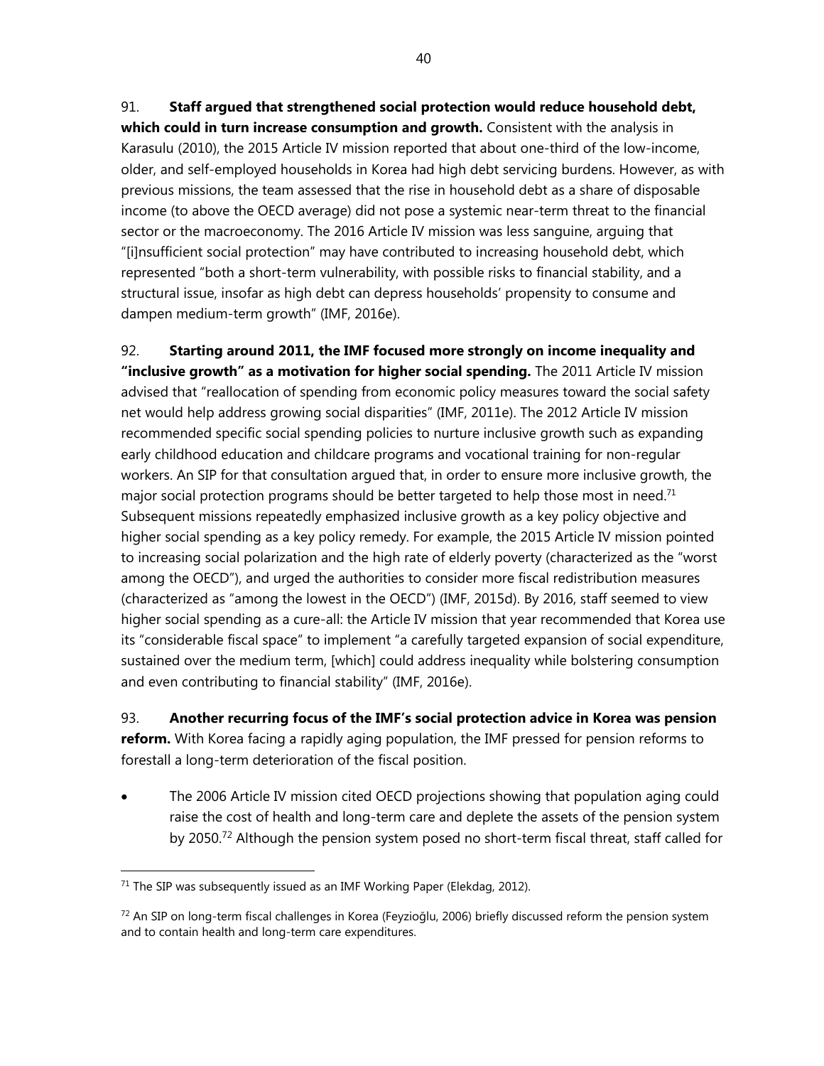91. **Staff argued that strengthened social protection would reduce household debt, which could in turn increase consumption and growth.** Consistent with the analysis in Karasulu (2010), the 2015 Article IV mission reported that about one-third of the low-income, older, and self-employed households in Korea had high debt servicing burdens. However, as with previous missions, the team assessed that the rise in household debt as a share of disposable income (to above the OECD average) did not pose a systemic near-term threat to the financial sector or the macroeconomy. The 2016 Article IV mission was less sanguine, arguing that "[i]nsufficient social protection" may have contributed to increasing household debt, which represented "both a short-term vulnerability, with possible risks to financial stability, and a structural issue, insofar as high debt can depress households' propensity to consume and dampen medium-term growth" (IMF, 2016e).

92. **Starting around 2011, the IMF focused more strongly on income inequality and "inclusive growth" as a motivation for higher social spending.** The 2011 Article IV mission advised that "reallocation of spending from economic policy measures toward the social safety net would help address growing social disparities" (IMF, 2011e). The 2012 Article IV mission recommended specific social spending policies to nurture inclusive growth such as expanding early childhood education and childcare programs and vocational training for non-regular workers. An SIP for that consultation argued that, in order to ensure more inclusive growth, the major social protection programs should be better targeted to help those most in need.[71] Subsequent missions repeatedly emphasized inclusive growth as a key policy objective and higher social spending as a key policy remedy. For example, the 2015 Article IV mission pointed to increasing social polarization and the high rate of elderly poverty (characterized as the "worst among the OECD"), and urged the authorities to consider more fiscal redistribution measures (characterized as "among the lowest in the OECD") (IMF, 2015d). By 2016, staff seemed to view higher social spending as a cure-all: the Article IV mission that year recommended that Korea use its "considerable fiscal space" to implement "a carefully targeted expansion of social expenditure, sustained over the medium term, [which] could address inequality while bolstering consumption and even contributing to financial stability" (IMF, 2016e).

93. **Another recurring focus of the IMF's social protection advice in Korea was pension reform.** With Korea facing a rapidly aging population, the IMF pressed for pension reforms to forestall a long-term deterioration of the fiscal position.

- The 2006 Article IV mission cited OECD projections showing that population aging could raise the cost of health and long-term care and deplete the assets of the pension system by 2050.[72] Although the pension system posed no short-term fiscal threat, staff called for

---

[71] The SIP was subsequently issued as an IMF Working Paper (Elekdag, 2012).

[72] An SIP on long-term fiscal challenges in Korea (Feyzioğlu, 2006) briefly discussed reform the pension system and to contain health and long-term care expenditures.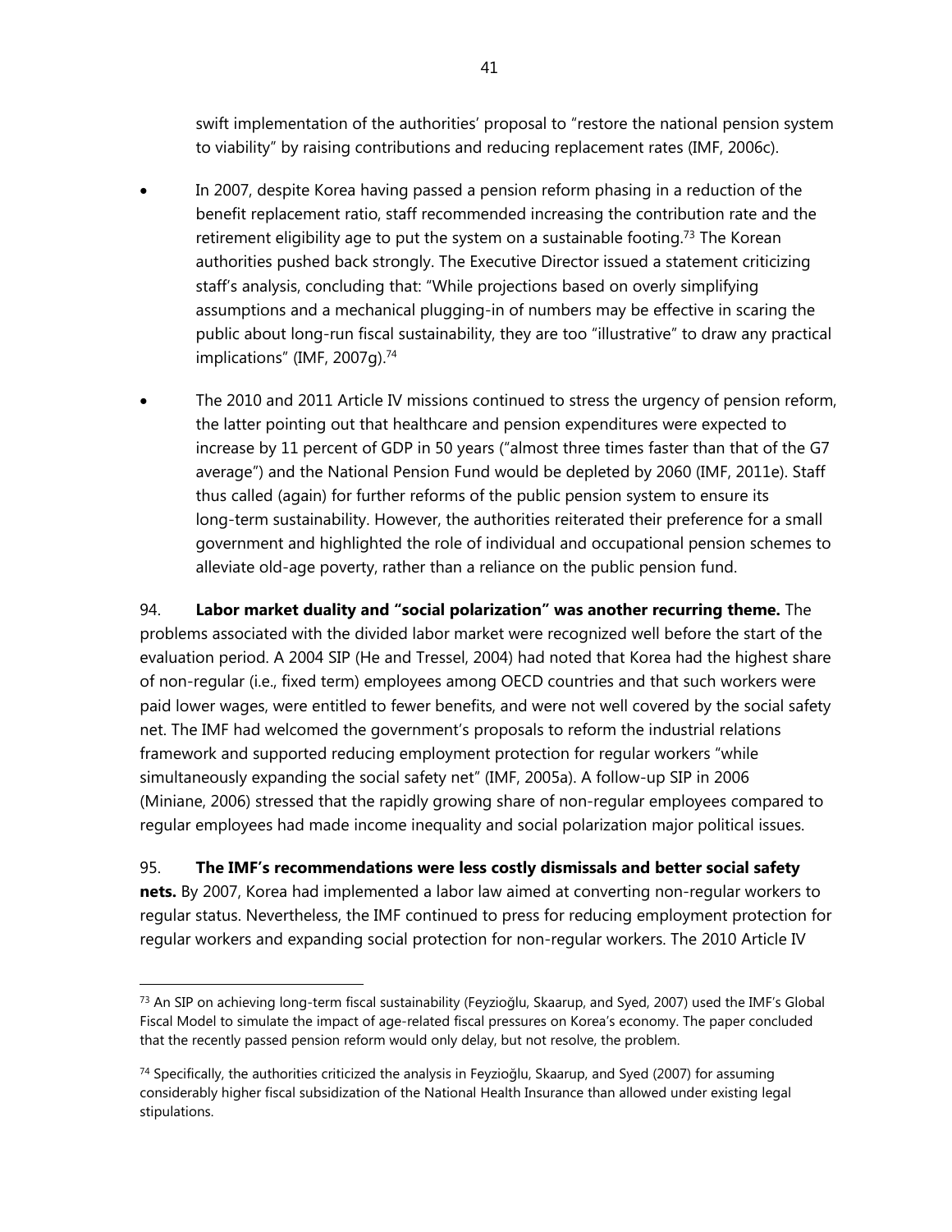swift implementation of the authorities' proposal to "restore the national pension system to viability" by raising contributions and reducing replacement rates (IMF, 2006c).

- In 2007, despite Korea having passed a pension reform phasing in a reduction of the benefit replacement ratio, staff recommended increasing the contribution rate and the retirement eligibility age to put the system on a sustainable footing.[73] The Korean authorities pushed back strongly. The Executive Director issued a statement criticizing staff's analysis, concluding that: "While projections based on overly simplifying assumptions and a mechanical plugging-in of numbers may be effective in scaring the public about long-run fiscal sustainability, they are too "illustrative" to draw any practical implications" (IMF, 2007g).[74]

- The 2010 and 2011 Article IV missions continued to stress the urgency of pension reform, the latter pointing out that healthcare and pension expenditures were expected to increase by 11 percent of GDP in 50 years ("almost three times faster than that of the G7 average") and the National Pension Fund would be depleted by 2060 (IMF, 2011e). Staff thus called (again) for further reforms of the public pension system to ensure its long-term sustainability. However, the authorities reiterated their preference for a small government and highlighted the role of individual and occupational pension schemes to alleviate old-age poverty, rather than a reliance on the public pension fund.

94. **Labor market duality and "social polarization" was another recurring theme.** The problems associated with the divided labor market were recognized well before the start of the evaluation period. A 2004 SIP (He and Tressel, 2004) had noted that Korea had the highest share of non-regular (i.e., fixed term) employees among OECD countries and that such workers were paid lower wages, were entitled to fewer benefits, and were not well covered by the social safety net. The IMF had welcomed the government's proposals to reform the industrial relations framework and supported reducing employment protection for regular workers "while simultaneously expanding the social safety net" (IMF, 2005a). A follow-up SIP in 2006 (Miniane, 2006) stressed that the rapidly growing share of non-regular employees compared to regular employees had made income inequality and social polarization major political issues.

95. **The IMF's recommendations were less costly dismissals and better social safety nets.** By 2007, Korea had implemented a labor law aimed at converting non-regular workers to regular status. Nevertheless, the IMF continued to press for reducing employment protection for regular workers and expanding social protection for non-regular workers. The 2010 Article IV

---

[73] An SIP on achieving long-term fiscal sustainability (Feyzioğlu, Skaarup, and Syed, 2007) used the IMF's Global Fiscal Model to simulate the impact of age-related fiscal pressures on Korea's economy. The paper concluded that the recently passed pension reform would only delay, but not resolve, the problem.

[74] Specifically, the authorities criticized the analysis in Feyzioğlu, Skaarup, and Syed (2007) for assuming considerably higher fiscal subsidization of the National Health Insurance than allowed under existing legal stipulations.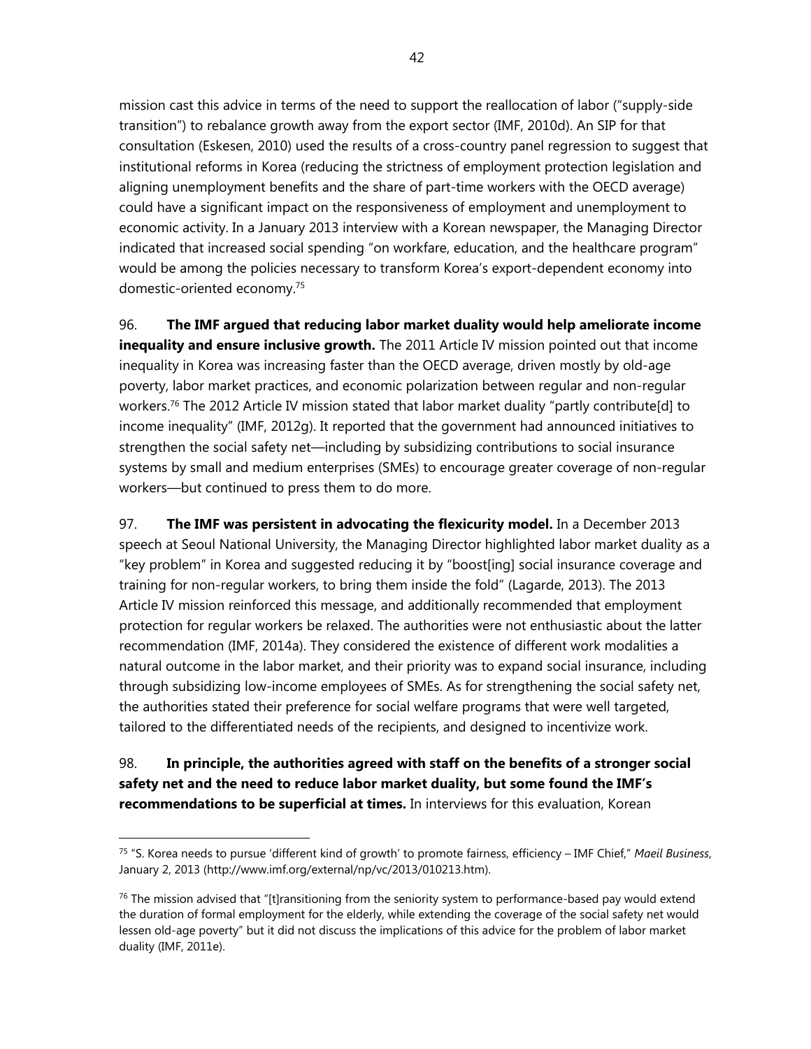mission cast this advice in terms of the need to support the reallocation of labor ("supply-side transition") to rebalance growth away from the export sector (IMF, 2010d). An SIP for that consultation (Eskesen, 2010) used the results of a cross-country panel regression to suggest that institutional reforms in Korea (reducing the strictness of employment protection legislation and aligning unemployment benefits and the share of part-time workers with the OECD average) could have a significant impact on the responsiveness of employment and unemployment to economic activity. In a January 2013 interview with a Korean newspaper, the Managing Director indicated that increased social spending "on workfare, education, and the healthcare program" would be among the policies necessary to transform Korea's export-dependent economy into domestic-oriented economy.[75]

96. **The IMF argued that reducing labor market duality would help ameliorate income inequality and ensure inclusive growth.** The 2011 Article IV mission pointed out that income inequality in Korea was increasing faster than the OECD average, driven mostly by old-age poverty, labor market practices, and economic polarization between regular and non-regular workers.[76] The 2012 Article IV mission stated that labor market duality "partly contribute[d] to income inequality" (IMF, 2012g). It reported that the government had announced initiatives to strengthen the social safety net—including by subsidizing contributions to social insurance systems by small and medium enterprises (SMEs) to encourage greater coverage of non-regular workers—but continued to press them to do more.

97. **The IMF was persistent in advocating the flexicurity model.** In a December 2013 speech at Seoul National University, the Managing Director highlighted labor market duality as a "key problem" in Korea and suggested reducing it by "boost[ing] social insurance coverage and training for non-regular workers, to bring them inside the fold" (Lagarde, 2013). The 2013 Article IV mission reinforced this message, and additionally recommended that employment protection for regular workers be relaxed. The authorities were not enthusiastic about the latter recommendation (IMF, 2014a). They considered the existence of different work modalities a natural outcome in the labor market, and their priority was to expand social insurance, including through subsidizing low-income employees of SMEs. As for strengthening the social safety net, the authorities stated their preference for social welfare programs that were well targeted, tailored to the differentiated needs of the recipients, and designed to incentivize work.

98. **In principle, the authorities agreed with staff on the benefits of a stronger social safety net and the need to reduce labor market duality, but some found the IMF's recommendations to be superficial at times.** In interviews for this evaluation, Korean

---

[75] "S. Korea needs to pursue 'different kind of growth' to promote fairness, efficiency – IMF Chief," *Maeil Business*, January 2, 2013 (http://www.imf.org/external/np/vc/2013/010213.htm).

[76] The mission advised that "[t]ransitioning from the seniority system to performance-based pay would extend the duration of formal employment for the elderly, while extending the coverage of the social safety net would lessen old-age poverty" but it did not discuss the implications of this advice for the problem of labor market duality (IMF, 2011e).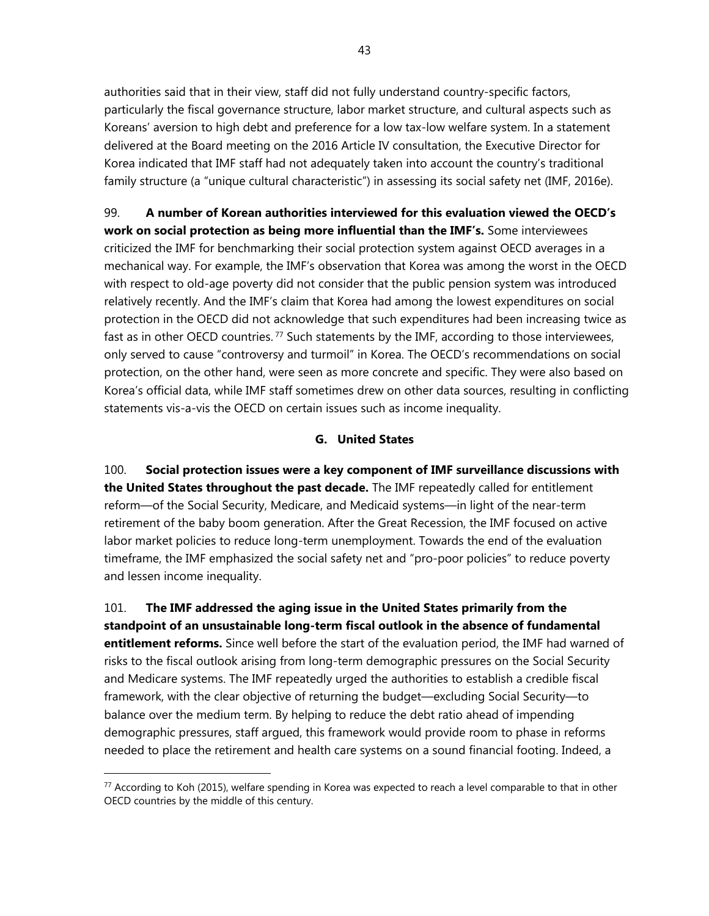authorities said that in their view, staff did not fully understand country-specific factors, particularly the fiscal governance structure, labor market structure, and cultural aspects such as Koreans' aversion to high debt and preference for a low tax-low welfare system. In a statement delivered at the Board meeting on the 2016 Article IV consultation, the Executive Director for Korea indicated that IMF staff had not adequately taken into account the country's traditional family structure (a "unique cultural characteristic") in assessing its social safety net (IMF, 2016e).

99. **A number of Korean authorities interviewed for this evaluation viewed the OECD's work on social protection as being more influential than the IMF's.** Some interviewees criticized the IMF for benchmarking their social protection system against OECD averages in a mechanical way. For example, the IMF's observation that Korea was among the worst in the OECD with respect to old-age poverty did not consider that the public pension system was introduced relatively recently. And the IMF's claim that Korea had among the lowest expenditures on social protection in the OECD did not acknowledge that such expenditures had been increasing twice as fast as in other OECD countries.[77] Such statements by the IMF, according to those interviewees, only served to cause "controversy and turmoil" in Korea. The OECD's recommendations on social protection, on the other hand, were seen as more concrete and specific. They were also based on Korea's official data, while IMF staff sometimes drew on other data sources, resulting in conflicting statements vis-a-vis the OECD on certain issues such as income inequality.

### G. United States

100. **Social protection issues were a key component of IMF surveillance discussions with the United States throughout the past decade.** The IMF repeatedly called for entitlement reform—of the Social Security, Medicare, and Medicaid systems—in light of the near-term retirement of the baby boom generation. After the Great Recession, the IMF focused on active labor market policies to reduce long-term unemployment. Towards the end of the evaluation timeframe, the IMF emphasized the social safety net and "pro-poor policies" to reduce poverty and lessen income inequality.

101. **The IMF addressed the aging issue in the United States primarily from the standpoint of an unsustainable long-term fiscal outlook in the absence of fundamental entitlement reforms.** Since well before the start of the evaluation period, the IMF had warned of risks to the fiscal outlook arising from long-term demographic pressures on the Social Security and Medicare systems. The IMF repeatedly urged the authorities to establish a credible fiscal framework, with the clear objective of returning the budget—excluding Social Security—to balance over the medium term. By helping to reduce the debt ratio ahead of impending demographic pressures, staff argued, this framework would provide room to phase in reforms needed to place the retirement and health care systems on a sound financial footing. Indeed, a

---

[77] According to Koh (2015), welfare spending in Korea was expected to reach a level comparable to that in other OECD countries by the middle of this century.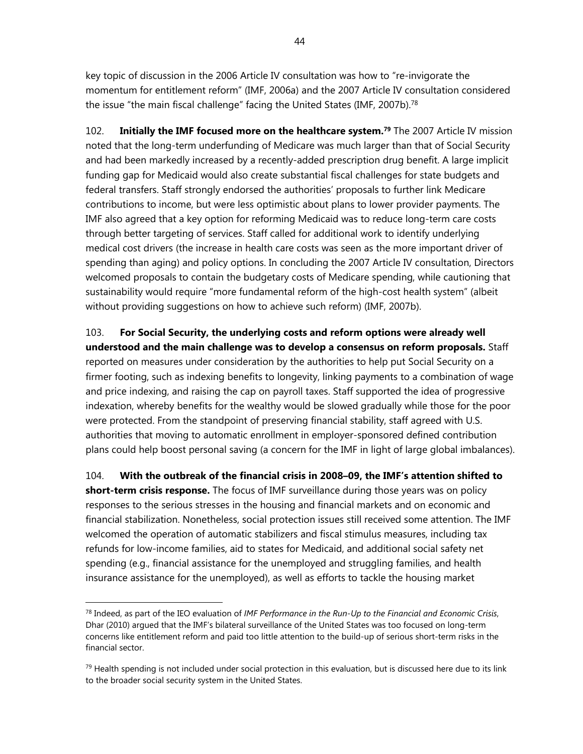key topic of discussion in the 2006 Article IV consultation was how to "re-invigorate the momentum for entitlement reform" (IMF, 2006a) and the 2007 Article IV consultation considered the issue "the main fiscal challenge" facing the United States (IMF, 2007b).[78]

102. **Initially the IMF focused more on the healthcare system.[79]** The 2007 Article IV mission noted that the long-term underfunding of Medicare was much larger than that of Social Security and had been markedly increased by a recently-added prescription drug benefit. A large implicit funding gap for Medicaid would also create substantial fiscal challenges for state budgets and federal transfers. Staff strongly endorsed the authorities' proposals to further link Medicare contributions to income, but were less optimistic about plans to lower provider payments. The IMF also agreed that a key option for reforming Medicaid was to reduce long-term care costs through better targeting of services. Staff called for additional work to identify underlying medical cost drivers (the increase in health care costs was seen as the more important driver of spending than aging) and policy options. In concluding the 2007 Article IV consultation, Directors welcomed proposals to contain the budgetary costs of Medicare spending, while cautioning that sustainability would require "more fundamental reform of the high-cost health system" (albeit without providing suggestions on how to achieve such reform) (IMF, 2007b).

103. **For Social Security, the underlying costs and reform options were already well understood and the main challenge was to develop a consensus on reform proposals.** Staff reported on measures under consideration by the authorities to help put Social Security on a firmer footing, such as indexing benefits to longevity, linking payments to a combination of wage and price indexing, and raising the cap on payroll taxes. Staff supported the idea of progressive indexation, whereby benefits for the wealthy would be slowed gradually while those for the poor were protected. From the standpoint of preserving financial stability, staff agreed with U.S. authorities that moving to automatic enrollment in employer-sponsored defined contribution plans could help boost personal saving (a concern for the IMF in light of large global imbalances).

104. **With the outbreak of the financial crisis in 2008–09, the IMF's attention shifted to short-term crisis response.** The focus of IMF surveillance during those years was on policy responses to the serious stresses in the housing and financial markets and on economic and financial stabilization. Nonetheless, social protection issues still received some attention. The IMF welcomed the operation of automatic stabilizers and fiscal stimulus measures, including tax refunds for low-income families, aid to states for Medicaid, and additional social safety net spending (e.g., financial assistance for the unemployed and struggling families, and health insurance assistance for the unemployed), as well as efforts to tackle the housing market

---

[78] Indeed, as part of the IEO evaluation of *IMF Performance in the Run-Up to the Financial and Economic Crisis*, Dhar (2010) argued that the IMF's bilateral surveillance of the United States was too focused on long-term concerns like entitlement reform and paid too little attention to the build-up of serious short-term risks in the financial sector.

[79] Health spending is not included under social protection in this evaluation, but is discussed here due to its link to the broader social security system in the United States.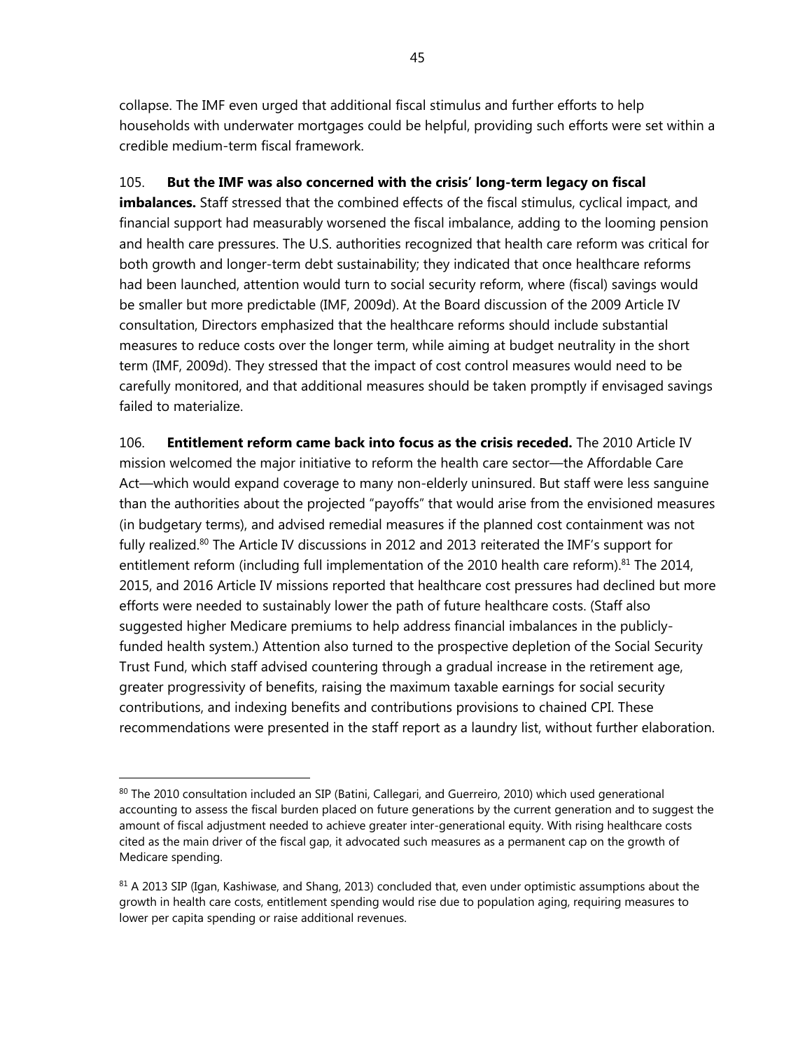collapse. The IMF even urged that additional fiscal stimulus and further efforts to help households with underwater mortgages could be helpful, providing such efforts were set within a credible medium-term fiscal framework.

105. **But the IMF was also concerned with the crisis' long-term legacy on fiscal imbalances.** Staff stressed that the combined effects of the fiscal stimulus, cyclical impact, and financial support had measurably worsened the fiscal imbalance, adding to the looming pension and health care pressures. The U.S. authorities recognized that health care reform was critical for both growth and longer-term debt sustainability; they indicated that once healthcare reforms had been launched, attention would turn to social security reform, where (fiscal) savings would be smaller but more predictable (IMF, 2009d). At the Board discussion of the 2009 Article IV consultation, Directors emphasized that the healthcare reforms should include substantial measures to reduce costs over the longer term, while aiming at budget neutrality in the short term (IMF, 2009d). They stressed that the impact of cost control measures would need to be carefully monitored, and that additional measures should be taken promptly if envisaged savings failed to materialize.

106. **Entitlement reform came back into focus as the crisis receded.** The 2010 Article IV mission welcomed the major initiative to reform the health care sector—the Affordable Care Act—which would expand coverage to many non-elderly uninsured. But staff were less sanguine than the authorities about the projected "payoffs" that would arise from the envisioned measures (in budgetary terms), and advised remedial measures if the planned cost containment was not fully realized.[80] The Article IV discussions in 2012 and 2013 reiterated the IMF's support for entitlement reform (including full implementation of the 2010 health care reform).[81] The 2014, 2015, and 2016 Article IV missions reported that healthcare cost pressures had declined but more efforts were needed to sustainably lower the path of future healthcare costs. (Staff also suggested higher Medicare premiums to help address financial imbalances in the publicly-funded health system.) Attention also turned to the prospective depletion of the Social Security Trust Fund, which staff advised countering through a gradual increase in the retirement age, greater progressivity of benefits, raising the maximum taxable earnings for social security contributions, and indexing benefits and contributions provisions to chained CPI. These recommendations were presented in the staff report as a laundry list, without further elaboration.

---

[80] The 2010 consultation included an SIP (Batini, Callegari, and Guerreiro, 2010) which used generational accounting to assess the fiscal burden placed on future generations by the current generation and to suggest the amount of fiscal adjustment needed to achieve greater inter-generational equity. With rising healthcare costs cited as the main driver of the fiscal gap, it advocated such measures as a permanent cap on the growth of Medicare spending.

[81] A 2013 SIP (Igan, Kashiwase, and Shang, 2013) concluded that, even under optimistic assumptions about the growth in health care costs, entitlement spending would rise due to population aging, requiring measures to lower per capita spending or raise additional revenues.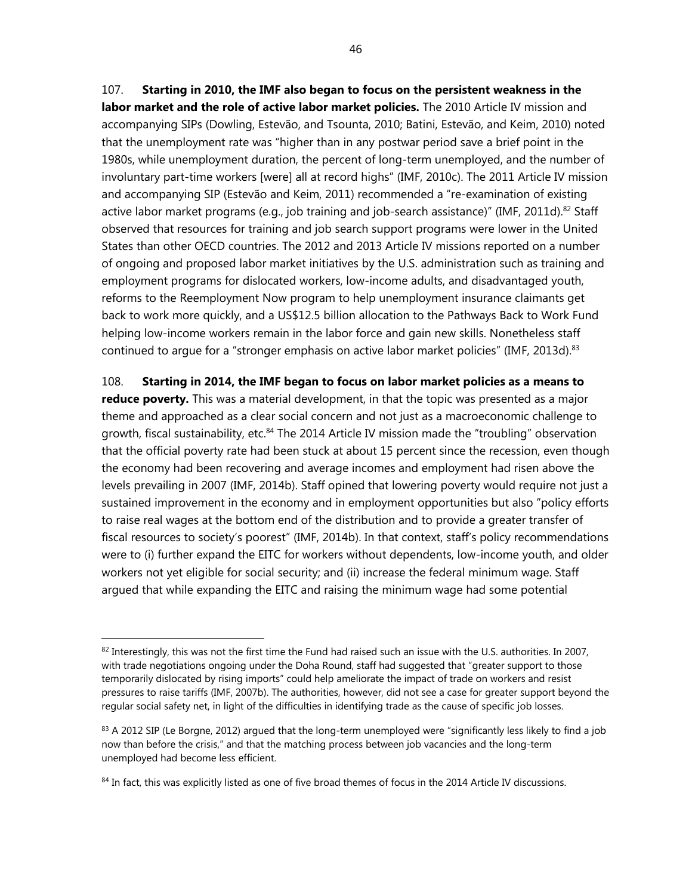107. **Starting in 2010, the IMF also began to focus on the persistent weakness in the labor market and the role of active labor market policies.** The 2010 Article IV mission and accompanying SIPs (Dowling, Estevão, and Tsounta, 2010; Batini, Estevão, and Keim, 2010) noted that the unemployment rate was "higher than in any postwar period save a brief point in the 1980s, while unemployment duration, the percent of long-term unemployed, and the number of involuntary part-time workers [were] all at record highs" (IMF, 2010c). The 2011 Article IV mission and accompanying SIP (Estevão and Keim, 2011) recommended a "re-examination of existing active labor market programs (e.g., job training and job-search assistance)" (IMF, 2011d).[82] Staff observed that resources for training and job search support programs were lower in the United States than other OECD countries. The 2012 and 2013 Article IV missions reported on a number of ongoing and proposed labor market initiatives by the U.S. administration such as training and employment programs for dislocated workers, low-income adults, and disadvantaged youth, reforms to the Reemployment Now program to help unemployment insurance claimants get back to work more quickly, and a US$12.5 billion allocation to the Pathways Back to Work Fund helping low-income workers remain in the labor force and gain new skills. Nonetheless staff continued to argue for a "stronger emphasis on active labor market policies" (IMF, 2013d).[83]

108. **Starting in 2014, the IMF began to focus on labor market policies as a means to reduce poverty.** This was a material development, in that the topic was presented as a major theme and approached as a clear social concern and not just as a macroeconomic challenge to growth, fiscal sustainability, etc.[84] The 2014 Article IV mission made the "troubling" observation that the official poverty rate had been stuck at about 15 percent since the recession, even though the economy had been recovering and average incomes and employment had risen above the levels prevailing in 2007 (IMF, 2014b). Staff opined that lowering poverty would require not just a sustained improvement in the economy and in employment opportunities but also "policy efforts to raise real wages at the bottom end of the distribution and to provide a greater transfer of fiscal resources to society's poorest" (IMF, 2014b). In that context, staff's policy recommendations were to (i) further expand the EITC for workers without dependents, low-income youth, and older workers not yet eligible for social security; and (ii) increase the federal minimum wage. Staff argued that while expanding the EITC and raising the minimum wage had some potential

---

[82] Interestingly, this was not the first time the Fund had raised such an issue with the U.S. authorities. In 2007, with trade negotiations ongoing under the Doha Round, staff had suggested that "greater support to those temporarily dislocated by rising imports" could help ameliorate the impact of trade on workers and resist pressures to raise tariffs (IMF, 2007b). The authorities, however, did not see a case for greater support beyond the regular social safety net, in light of the difficulties in identifying trade as the cause of specific job losses.

[83] A 2012 SIP (Le Borgne, 2012) argued that the long-term unemployed were "significantly less likely to find a job now than before the crisis," and that the matching process between job vacancies and the long-term unemployed had become less efficient.

[84] In fact, this was explicitly listed as one of five broad themes of focus in the 2014 Article IV discussions.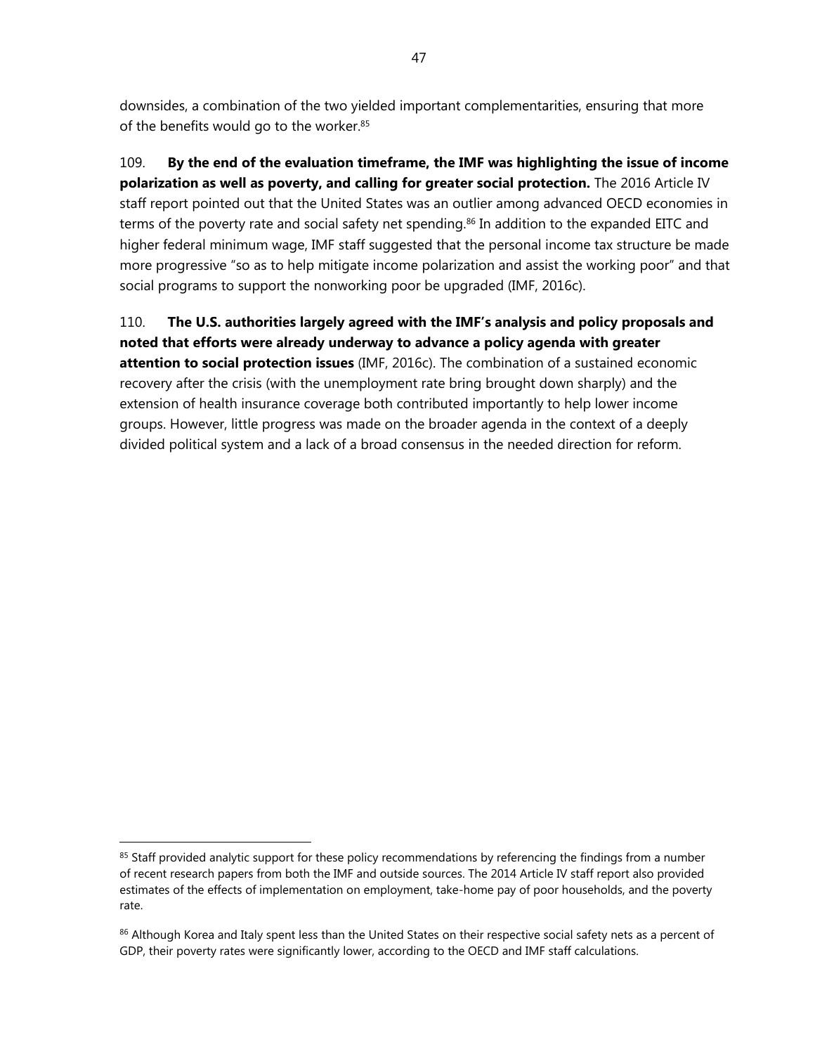downsides, a combination of the two yielded important complementarities, ensuring that more of the benefits would go to the worker.[85]

109. **By the end of the evaluation timeframe, the IMF was highlighting the issue of income polarization as well as poverty, and calling for greater social protection.** The 2016 Article IV staff report pointed out that the United States was an outlier among advanced OECD economies in terms of the poverty rate and social safety net spending.[86] In addition to the expanded EITC and higher federal minimum wage, IMF staff suggested that the personal income tax structure be made more progressive "so as to help mitigate income polarization and assist the working poor" and that social programs to support the nonworking poor be upgraded (IMF, 2016c).

110. **The U.S. authorities largely agreed with the IMF's analysis and policy proposals and noted that efforts were already underway to advance a policy agenda with greater attention to social protection issues** (IMF, 2016c). The combination of a sustained economic recovery after the crisis (with the unemployment rate bring brought down sharply) and the extension of health insurance coverage both contributed importantly to help lower income groups. However, little progress was made on the broader agenda in the context of a deeply divided political system and a lack of a broad consensus in the needed direction for reform.

---

[85] Staff provided analytic support for these policy recommendations by referencing the findings from a number of recent research papers from both the IMF and outside sources. The 2014 Article IV staff report also provided estimates of the effects of implementation on employment, take-home pay of poor households, and the poverty rate.

[86] Although Korea and Italy spent less than the United States on their respective social safety nets as a percent of GDP, their poverty rates were significantly lower, according to the OECD and IMF staff calculations.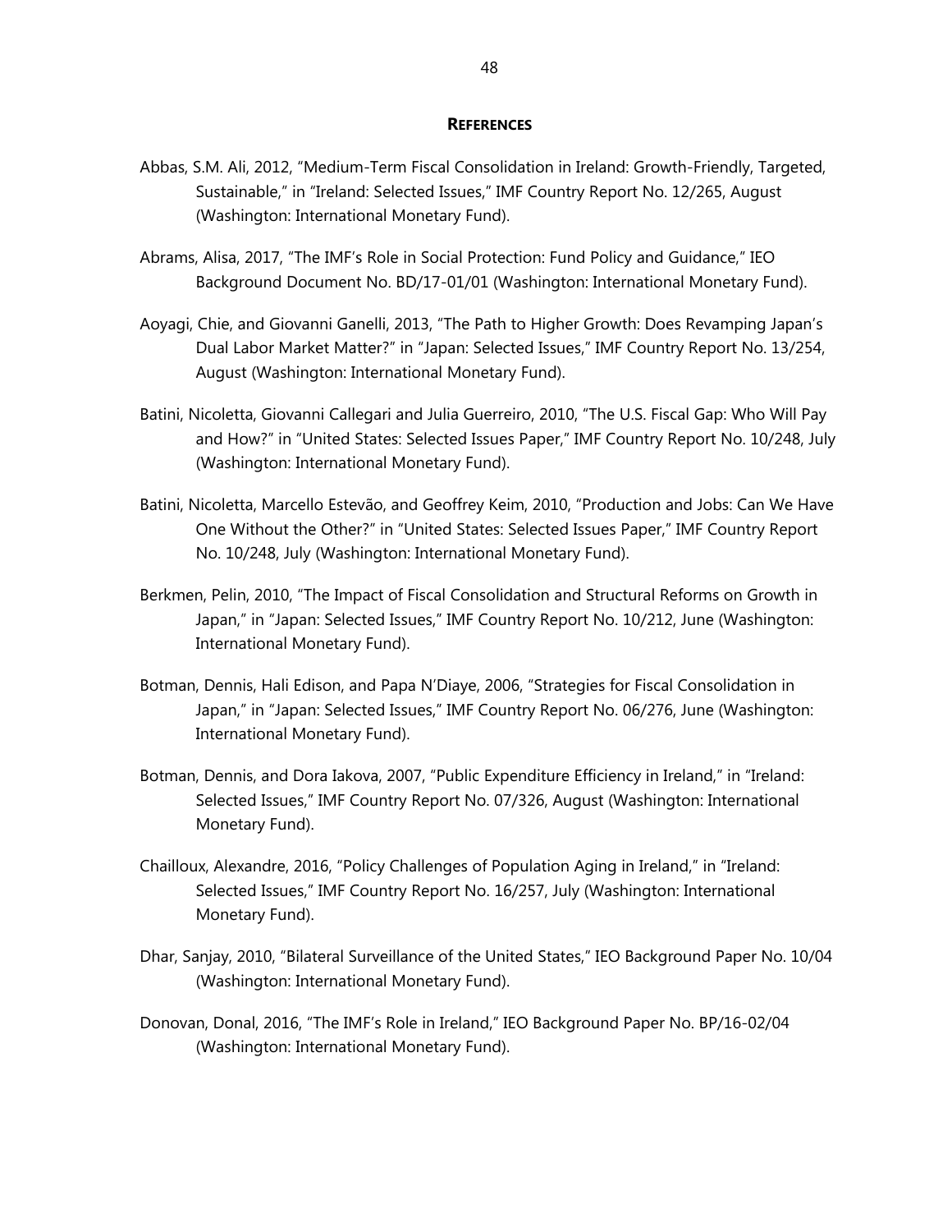## REFERENCES

Abbas, S.M. Ali, 2012, "Medium-Term Fiscal Consolidation in Ireland: Growth-Friendly, Targeted, Sustainable," in "Ireland: Selected Issues," IMF Country Report No. 12/265, August (Washington: International Monetary Fund).

Abrams, Alisa, 2017, "The IMF's Role in Social Protection: Fund Policy and Guidance," IEO Background Document No. BD/17-01/01 (Washington: International Monetary Fund).

Aoyagi, Chie, and Giovanni Ganelli, 2013, "The Path to Higher Growth: Does Revamping Japan's Dual Labor Market Matter?" in "Japan: Selected Issues," IMF Country Report No. 13/254, August (Washington: International Monetary Fund).

Batini, Nicoletta, Giovanni Callegari and Julia Guerreiro, 2010, "The U.S. Fiscal Gap: Who Will Pay and How?" in "United States: Selected Issues Paper," IMF Country Report No. 10/248, July (Washington: International Monetary Fund).

Batini, Nicoletta, Marcello Estevão, and Geoffrey Keim, 2010, "Production and Jobs: Can We Have One Without the Other?" in "United States: Selected Issues Paper," IMF Country Report No. 10/248, July (Washington: International Monetary Fund).

Berkmen, Pelin, 2010, "The Impact of Fiscal Consolidation and Structural Reforms on Growth in Japan," in "Japan: Selected Issues," IMF Country Report No. 10/212, June (Washington: International Monetary Fund).

Botman, Dennis, Hali Edison, and Papa N'Diaye, 2006, "Strategies for Fiscal Consolidation in Japan," in "Japan: Selected Issues," IMF Country Report No. 06/276, June (Washington: International Monetary Fund).

Botman, Dennis, and Dora Iakova, 2007, "Public Expenditure Efficiency in Ireland," in "Ireland: Selected Issues," IMF Country Report No. 07/326, August (Washington: International Monetary Fund).

Chailloux, Alexandre, 2016, "Policy Challenges of Population Aging in Ireland," in "Ireland: Selected Issues," IMF Country Report No. 16/257, July (Washington: International Monetary Fund).

Dhar, Sanjay, 2010, "Bilateral Surveillance of the United States," IEO Background Paper No. 10/04 (Washington: International Monetary Fund).

Donovan, Donal, 2016, "The IMF's Role in Ireland," IEO Background Paper No. BP/16-02/04 (Washington: International Monetary Fund).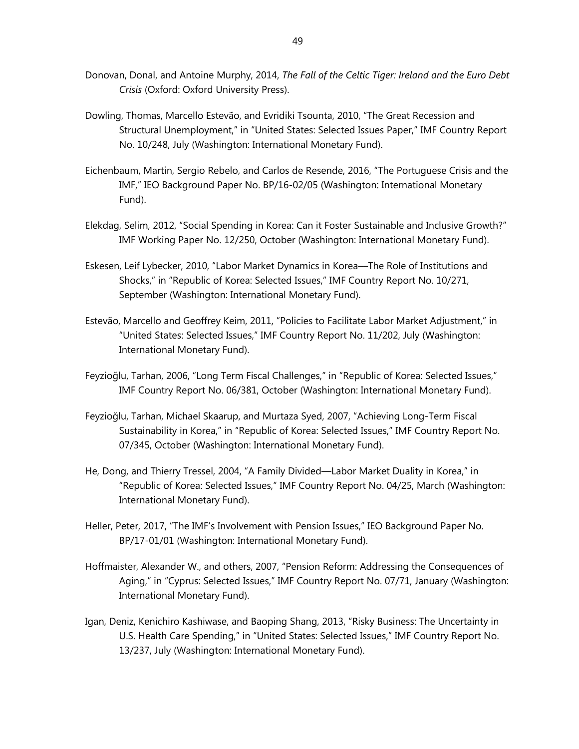Donovan, Donal, and Antoine Murphy, 2014, *The Fall of the Celtic Tiger: Ireland and the Euro Debt Crisis* (Oxford: Oxford University Press).

Dowling, Thomas, Marcello Estevão, and Evridiki Tsounta, 2010, "The Great Recession and Structural Unemployment," in "United States: Selected Issues Paper," IMF Country Report No. 10/248, July (Washington: International Monetary Fund).

Eichenbaum, Martin, Sergio Rebelo, and Carlos de Resende, 2016, "The Portuguese Crisis and the IMF," IEO Background Paper No. BP/16-02/05 (Washington: International Monetary Fund).

Elekdag, Selim, 2012, "Social Spending in Korea: Can it Foster Sustainable and Inclusive Growth?" IMF Working Paper No. 12/250, October (Washington: International Monetary Fund).

Eskesen, Leif Lybecker, 2010, "Labor Market Dynamics in Korea—The Role of Institutions and Shocks," in "Republic of Korea: Selected Issues," IMF Country Report No. 10/271, September (Washington: International Monetary Fund).

Estevão, Marcello and Geoffrey Keim, 2011, "Policies to Facilitate Labor Market Adjustment," in "United States: Selected Issues," IMF Country Report No. 11/202, July (Washington: International Monetary Fund).

Feyzioğlu, Tarhan, 2006, "Long Term Fiscal Challenges," in "Republic of Korea: Selected Issues," IMF Country Report No. 06/381, October (Washington: International Monetary Fund).

Feyzioğlu, Tarhan, Michael Skaarup, and Murtaza Syed, 2007, "Achieving Long-Term Fiscal Sustainability in Korea," in "Republic of Korea: Selected Issues," IMF Country Report No. 07/345, October (Washington: International Monetary Fund).

He, Dong, and Thierry Tressel, 2004, "A Family Divided—Labor Market Duality in Korea," in "Republic of Korea: Selected Issues," IMF Country Report No. 04/25, March (Washington: International Monetary Fund).

Heller, Peter, 2017, "The IMF's Involvement with Pension Issues," IEO Background Paper No. BP/17-01/01 (Washington: International Monetary Fund).

Hoffmaister, Alexander W., and others, 2007, "Pension Reform: Addressing the Consequences of Aging," in "Cyprus: Selected Issues," IMF Country Report No. 07/71, January (Washington: International Monetary Fund).

Igan, Deniz, Kenichiro Kashiwase, and Baoping Shang, 2013, "Risky Business: The Uncertainty in U.S. Health Care Spending," in "United States: Selected Issues," IMF Country Report No. 13/237, July (Washington: International Monetary Fund).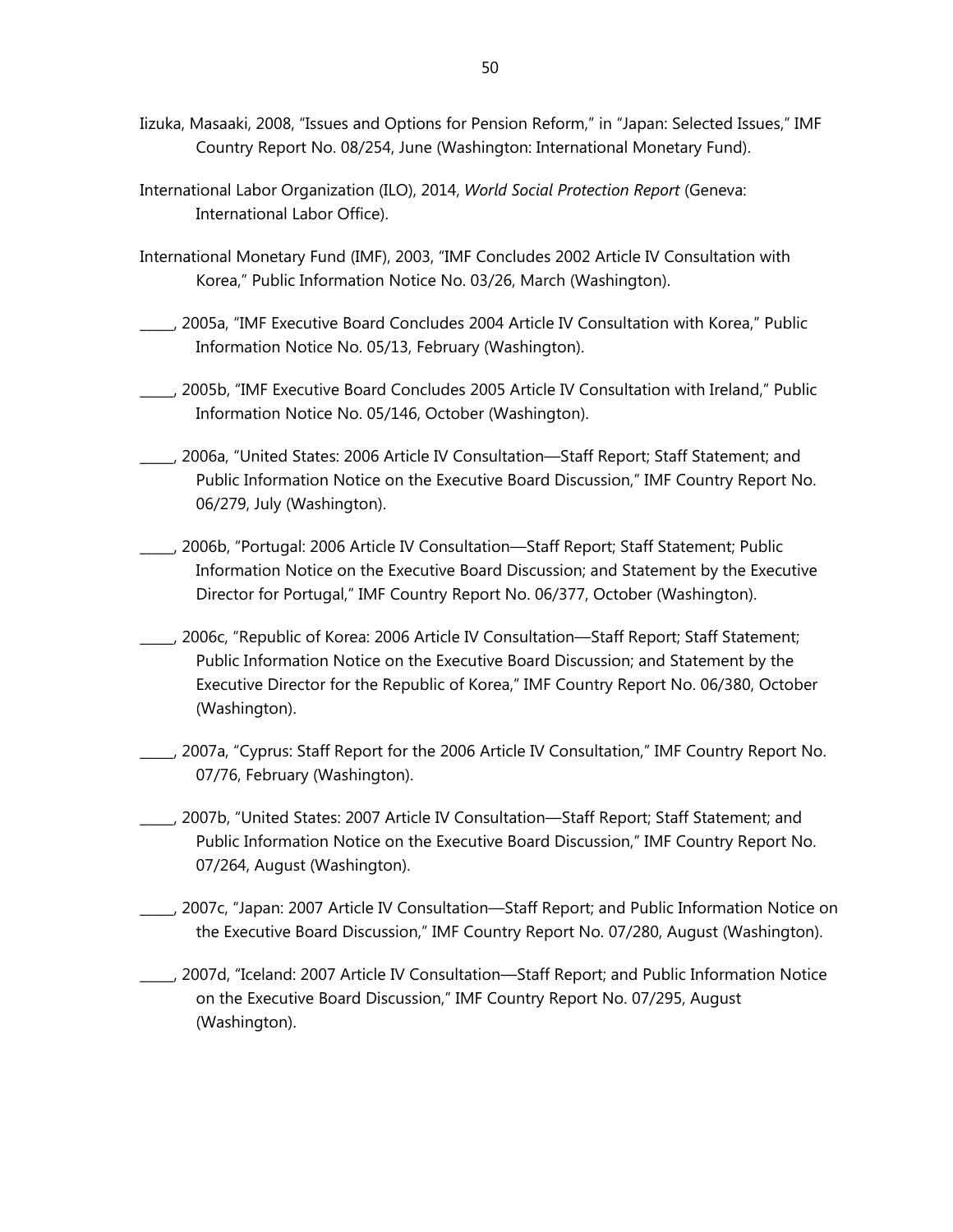Iizuka, Masaaki, 2008, "Issues and Options for Pension Reform," in "Japan: Selected Issues," IMF Country Report No. 08/254, June (Washington: International Monetary Fund).

International Labor Organization (ILO), 2014, *World Social Protection Report* (Geneva: International Labor Office).

International Monetary Fund (IMF), 2003, "IMF Concludes 2002 Article IV Consultation with Korea," Public Information Notice No. 03/26, March (Washington).

_____, 2005a, "IMF Executive Board Concludes 2004 Article IV Consultation with Korea," Public Information Notice No. 05/13, February (Washington).

_____, 2005b, "IMF Executive Board Concludes 2005 Article IV Consultation with Ireland," Public Information Notice No. 05/146, October (Washington).

_____, 2006a, "United States: 2006 Article IV Consultation—Staff Report; Staff Statement; and Public Information Notice on the Executive Board Discussion," IMF Country Report No. 06/279, July (Washington).

_____, 2006b, "Portugal: 2006 Article IV Consultation—Staff Report; Staff Statement; Public Information Notice on the Executive Board Discussion; and Statement by the Executive Director for Portugal," IMF Country Report No. 06/377, October (Washington).

_____, 2006c, "Republic of Korea: 2006 Article IV Consultation—Staff Report; Staff Statement; Public Information Notice on the Executive Board Discussion; and Statement by the Executive Director for the Republic of Korea," IMF Country Report No. 06/380, October (Washington).

_____, 2007a, "Cyprus: Staff Report for the 2006 Article IV Consultation," IMF Country Report No. 07/76, February (Washington).

_____, 2007b, "United States: 2007 Article IV Consultation—Staff Report; Staff Statement; and Public Information Notice on the Executive Board Discussion," IMF Country Report No. 07/264, August (Washington).

_____, 2007c, "Japan: 2007 Article IV Consultation—Staff Report; and Public Information Notice on the Executive Board Discussion," IMF Country Report No. 07/280, August (Washington).

_____, 2007d, "Iceland: 2007 Article IV Consultation—Staff Report; and Public Information Notice on the Executive Board Discussion," IMF Country Report No. 07/295, August (Washington).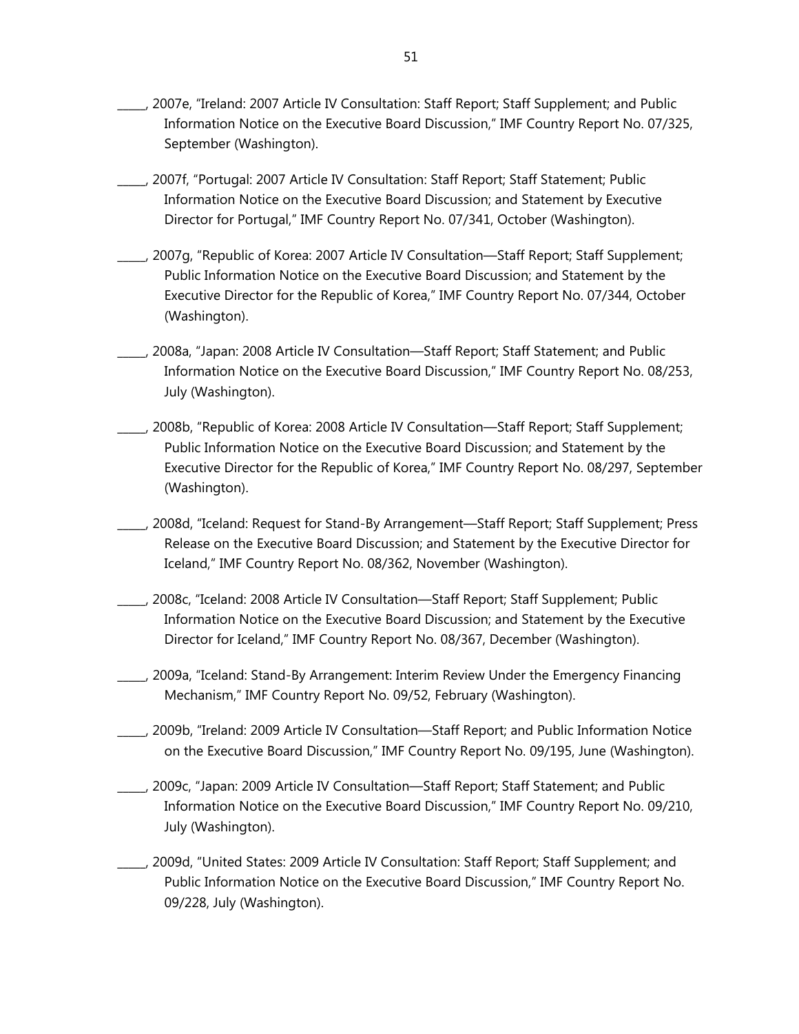\_\_\_\_\_, 2007e, "Ireland: 2007 Article IV Consultation: Staff Report; Staff Supplement; and Public Information Notice on the Executive Board Discussion," IMF Country Report No. 07/325, September (Washington).

\_\_\_\_\_, 2007f, "Portugal: 2007 Article IV Consultation: Staff Report; Staff Statement; Public Information Notice on the Executive Board Discussion; and Statement by Executive Director for Portugal," IMF Country Report No. 07/341, October (Washington).

\_\_\_\_\_, 2007g, "Republic of Korea: 2007 Article IV Consultation—Staff Report; Staff Supplement; Public Information Notice on the Executive Board Discussion; and Statement by the Executive Director for the Republic of Korea," IMF Country Report No. 07/344, October (Washington).

\_\_\_\_\_, 2008a, "Japan: 2008 Article IV Consultation—Staff Report; Staff Statement; and Public Information Notice on the Executive Board Discussion," IMF Country Report No. 08/253, July (Washington).

\_\_\_\_\_, 2008b, "Republic of Korea: 2008 Article IV Consultation—Staff Report; Staff Supplement; Public Information Notice on the Executive Board Discussion; and Statement by the Executive Director for the Republic of Korea," IMF Country Report No. 08/297, September (Washington).

\_\_\_\_\_, 2008d, "Iceland: Request for Stand-By Arrangement—Staff Report; Staff Supplement; Press Release on the Executive Board Discussion; and Statement by the Executive Director for Iceland," IMF Country Report No. 08/362, November (Washington).

\_\_\_\_\_, 2008c, "Iceland: 2008 Article IV Consultation—Staff Report; Staff Supplement; Public Information Notice on the Executive Board Discussion; and Statement by the Executive Director for Iceland," IMF Country Report No. 08/367, December (Washington).

\_\_\_\_\_, 2009a, "Iceland: Stand-By Arrangement: Interim Review Under the Emergency Financing Mechanism," IMF Country Report No. 09/52, February (Washington).

\_\_\_\_\_, 2009b, "Ireland: 2009 Article IV Consultation—Staff Report; and Public Information Notice on the Executive Board Discussion," IMF Country Report No. 09/195, June (Washington).

\_\_\_\_\_, 2009c, "Japan: 2009 Article IV Consultation—Staff Report; Staff Statement; and Public Information Notice on the Executive Board Discussion," IMF Country Report No. 09/210, July (Washington).

\_\_\_\_\_, 2009d, "United States: 2009 Article IV Consultation: Staff Report; Staff Supplement; and Public Information Notice on the Executive Board Discussion," IMF Country Report No. 09/228, July (Washington).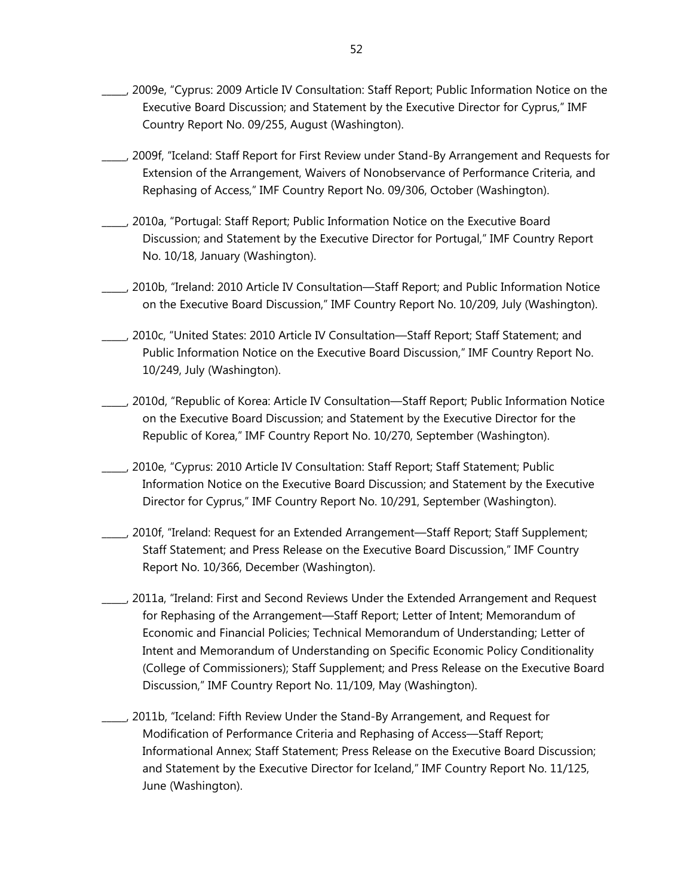_____, 2009e, "Cyprus: 2009 Article IV Consultation: Staff Report; Public Information Notice on the Executive Board Discussion; and Statement by the Executive Director for Cyprus," IMF Country Report No. 09/255, August (Washington).

_____, 2009f, "Iceland: Staff Report for First Review under Stand-By Arrangement and Requests for Extension of the Arrangement, Waivers of Nonobservance of Performance Criteria, and Rephasing of Access," IMF Country Report No. 09/306, October (Washington).

_____, 2010a, "Portugal: Staff Report; Public Information Notice on the Executive Board Discussion; and Statement by the Executive Director for Portugal," IMF Country Report No. 10/18, January (Washington).

_____, 2010b, "Ireland: 2010 Article IV Consultation—Staff Report; and Public Information Notice on the Executive Board Discussion," IMF Country Report No. 10/209, July (Washington).

_____, 2010c, "United States: 2010 Article IV Consultation—Staff Report; Staff Statement; and Public Information Notice on the Executive Board Discussion," IMF Country Report No. 10/249, July (Washington).

_____, 2010d, "Republic of Korea: Article IV Consultation—Staff Report; Public Information Notice on the Executive Board Discussion; and Statement by the Executive Director for the Republic of Korea," IMF Country Report No. 10/270, September (Washington).

_____, 2010e, "Cyprus: 2010 Article IV Consultation: Staff Report; Staff Statement; Public Information Notice on the Executive Board Discussion; and Statement by the Executive Director for Cyprus," IMF Country Report No. 10/291, September (Washington).

_____, 2010f, "Ireland: Request for an Extended Arrangement—Staff Report; Staff Supplement; Staff Statement; and Press Release on the Executive Board Discussion," IMF Country Report No. 10/366, December (Washington).

_____, 2011a, "Ireland: First and Second Reviews Under the Extended Arrangement and Request for Rephasing of the Arrangement—Staff Report; Letter of Intent; Memorandum of Economic and Financial Policies; Technical Memorandum of Understanding; Letter of Intent and Memorandum of Understanding on Specific Economic Policy Conditionality (College of Commissioners); Staff Supplement; and Press Release on the Executive Board Discussion," IMF Country Report No. 11/109, May (Washington).

_____, 2011b, "Iceland: Fifth Review Under the Stand-By Arrangement, and Request for Modification of Performance Criteria and Rephasing of Access—Staff Report; Informational Annex; Staff Statement; Press Release on the Executive Board Discussion; and Statement by the Executive Director for Iceland," IMF Country Report No. 11/125, June (Washington).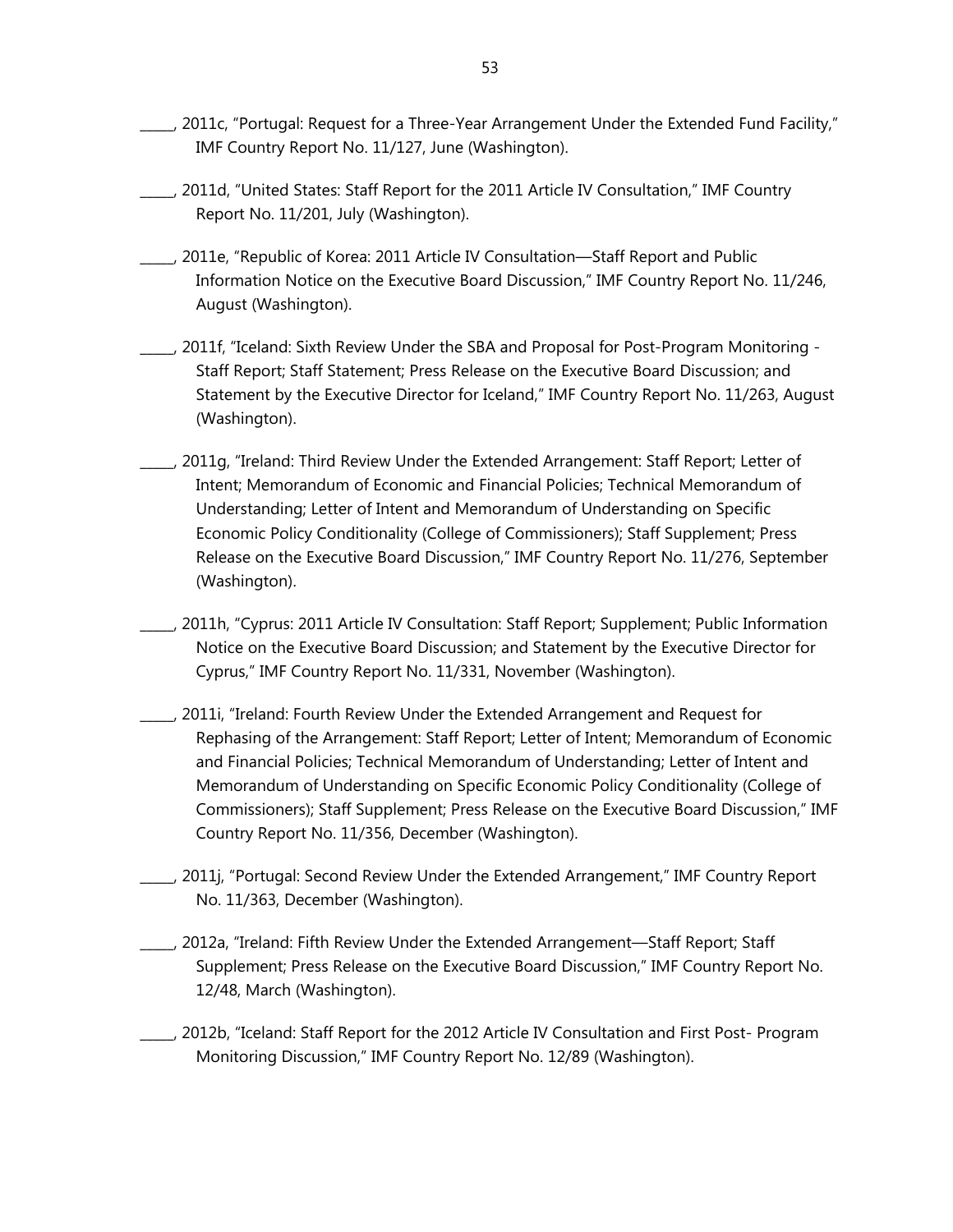_____, 2011c, “Portugal: Request for a Three-Year Arrangement Under the Extended Fund Facility,” IMF Country Report No. 11/127, June (Washington).

_____, 2011d, “United States: Staff Report for the 2011 Article IV Consultation,” IMF Country Report No. 11/201, July (Washington).

_____, 2011e, “Republic of Korea: 2011 Article IV Consultation—Staff Report and Public Information Notice on the Executive Board Discussion,” IMF Country Report No. 11/246, August (Washington).

_____, 2011f, “Iceland: Sixth Review Under the SBA and Proposal for Post-Program Monitoring - Staff Report; Staff Statement; Press Release on the Executive Board Discussion; and Statement by the Executive Director for Iceland,” IMF Country Report No. 11/263, August (Washington).

_____, 2011g, “Ireland: Third Review Under the Extended Arrangement: Staff Report; Letter of Intent; Memorandum of Economic and Financial Policies; Technical Memorandum of Understanding; Letter of Intent and Memorandum of Understanding on Specific Economic Policy Conditionality (College of Commissioners); Staff Supplement; Press Release on the Executive Board Discussion,” IMF Country Report No. 11/276, September (Washington).

_____, 2011h, “Cyprus: 2011 Article IV Consultation: Staff Report; Supplement; Public Information Notice on the Executive Board Discussion; and Statement by the Executive Director for Cyprus,” IMF Country Report No. 11/331, November (Washington).

_____, 2011i, “Ireland: Fourth Review Under the Extended Arrangement and Request for Rephasing of the Arrangement: Staff Report; Letter of Intent; Memorandum of Economic and Financial Policies; Technical Memorandum of Understanding; Letter of Intent and Memorandum of Understanding on Specific Economic Policy Conditionality (College of Commissioners); Staff Supplement; Press Release on the Executive Board Discussion,” IMF Country Report No. 11/356, December (Washington).

_____, 2011j, “Portugal: Second Review Under the Extended Arrangement,” IMF Country Report No. 11/363, December (Washington).

_____, 2012a, “Ireland: Fifth Review Under the Extended Arrangement—Staff Report; Staff Supplement; Press Release on the Executive Board Discussion,” IMF Country Report No. 12/48, March (Washington).

_____, 2012b, “Iceland: Staff Report for the 2012 Article IV Consultation and First Post- Program Monitoring Discussion,” IMF Country Report No. 12/89 (Washington).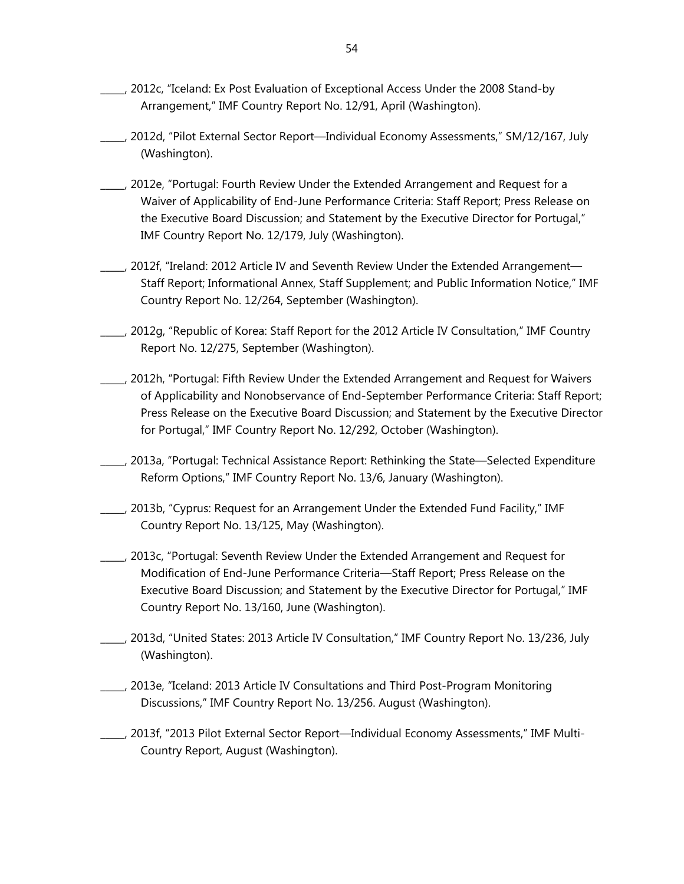_____, 2012c, "Iceland: Ex Post Evaluation of Exceptional Access Under the 2008 Stand-by Arrangement," IMF Country Report No. 12/91, April (Washington).

_____, 2012d, "Pilot External Sector Report—Individual Economy Assessments," SM/12/167, July (Washington).

_____, 2012e, "Portugal: Fourth Review Under the Extended Arrangement and Request for a Waiver of Applicability of End-June Performance Criteria: Staff Report; Press Release on the Executive Board Discussion; and Statement by the Executive Director for Portugal," IMF Country Report No. 12/179, July (Washington).

_____, 2012f, "Ireland: 2012 Article IV and Seventh Review Under the Extended Arrangement—Staff Report; Informational Annex, Staff Supplement; and Public Information Notice," IMF Country Report No. 12/264, September (Washington).

_____, 2012g, "Republic of Korea: Staff Report for the 2012 Article IV Consultation," IMF Country Report No. 12/275, September (Washington).

_____, 2012h, "Portugal: Fifth Review Under the Extended Arrangement and Request for Waivers of Applicability and Nonobservance of End-September Performance Criteria: Staff Report; Press Release on the Executive Board Discussion; and Statement by the Executive Director for Portugal," IMF Country Report No. 12/292, October (Washington).

_____, 2013a, "Portugal: Technical Assistance Report: Rethinking the State—Selected Expenditure Reform Options," IMF Country Report No. 13/6, January (Washington).

_____, 2013b, "Cyprus: Request for an Arrangement Under the Extended Fund Facility," IMF Country Report No. 13/125, May (Washington).

_____, 2013c, "Portugal: Seventh Review Under the Extended Arrangement and Request for Modification of End-June Performance Criteria—Staff Report; Press Release on the Executive Board Discussion; and Statement by the Executive Director for Portugal," IMF Country Report No. 13/160, June (Washington).

_____, 2013d, "United States: 2013 Article IV Consultation," IMF Country Report No. 13/236, July (Washington).

_____, 2013e, "Iceland: 2013 Article IV Consultations and Third Post-Program Monitoring Discussions," IMF Country Report No. 13/256. August (Washington).

_____, 2013f, "2013 Pilot External Sector Report—Individual Economy Assessments," IMF Multi-Country Report, August (Washington).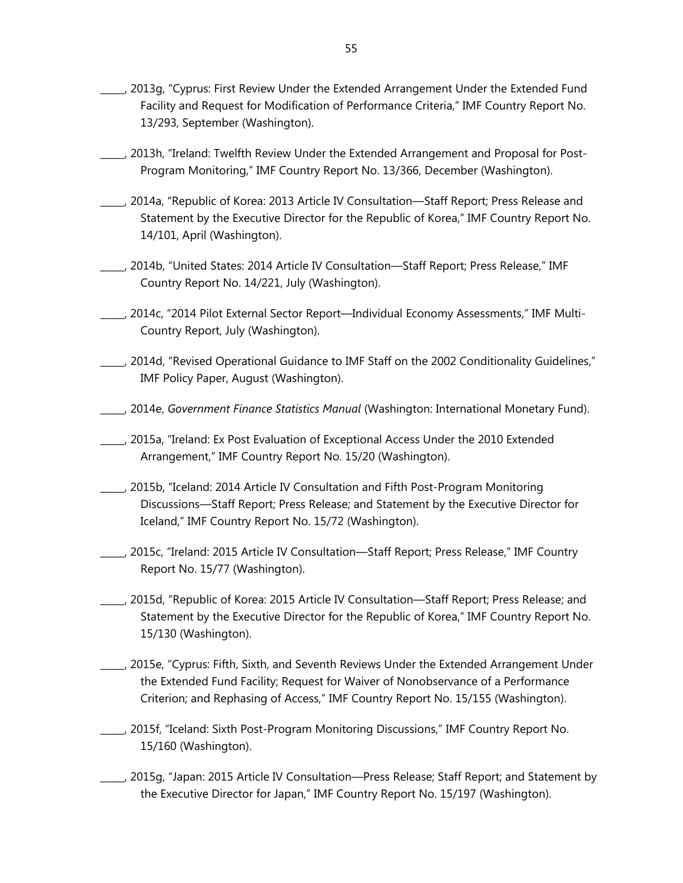_____, 2013g, "Cyprus: First Review Under the Extended Arrangement Under the Extended Fund Facility and Request for Modification of Performance Criteria," IMF Country Report No. 13/293, September (Washington).

_____, 2013h, "Ireland: Twelfth Review Under the Extended Arrangement and Proposal for Post-Program Monitoring," IMF Country Report No. 13/366, December (Washington).

_____, 2014a, "Republic of Korea: 2013 Article IV Consultation—Staff Report; Press Release and Statement by the Executive Director for the Republic of Korea," IMF Country Report No. 14/101, April (Washington).

_____, 2014b, "United States: 2014 Article IV Consultation—Staff Report; Press Release," IMF Country Report No. 14/221, July (Washington).

_____, 2014c, "2014 Pilot External Sector Report—Individual Economy Assessments," IMF Multi-Country Report, July (Washington).

_____, 2014d, "Revised Operational Guidance to IMF Staff on the 2002 Conditionality Guidelines," IMF Policy Paper, August (Washington).

_____, 2014e, *Government Finance Statistics Manual* (Washington: International Monetary Fund).

_____, 2015a, "Ireland: Ex Post Evaluation of Exceptional Access Under the 2010 Extended Arrangement," IMF Country Report No. 15/20 (Washington).

_____, 2015b, "Iceland: 2014 Article IV Consultation and Fifth Post-Program Monitoring Discussions—Staff Report; Press Release; and Statement by the Executive Director for Iceland," IMF Country Report No. 15/72 (Washington).

_____, 2015c, "Ireland: 2015 Article IV Consultation—Staff Report; Press Release," IMF Country Report No. 15/77 (Washington).

_____, 2015d, "Republic of Korea: 2015 Article IV Consultation—Staff Report; Press Release; and Statement by the Executive Director for the Republic of Korea," IMF Country Report No. 15/130 (Washington).

_____, 2015e, "Cyprus: Fifth, Sixth, and Seventh Reviews Under the Extended Arrangement Under the Extended Fund Facility; Request for Waiver of Nonobservance of a Performance Criterion; and Rephasing of Access," IMF Country Report No. 15/155 (Washington).

_____, 2015f, "Iceland: Sixth Post-Program Monitoring Discussions," IMF Country Report No. 15/160 (Washington).

_____, 2015g, "Japan: 2015 Article IV Consultation—Press Release; Staff Report; and Statement by the Executive Director for Japan," IMF Country Report No. 15/197 (Washington).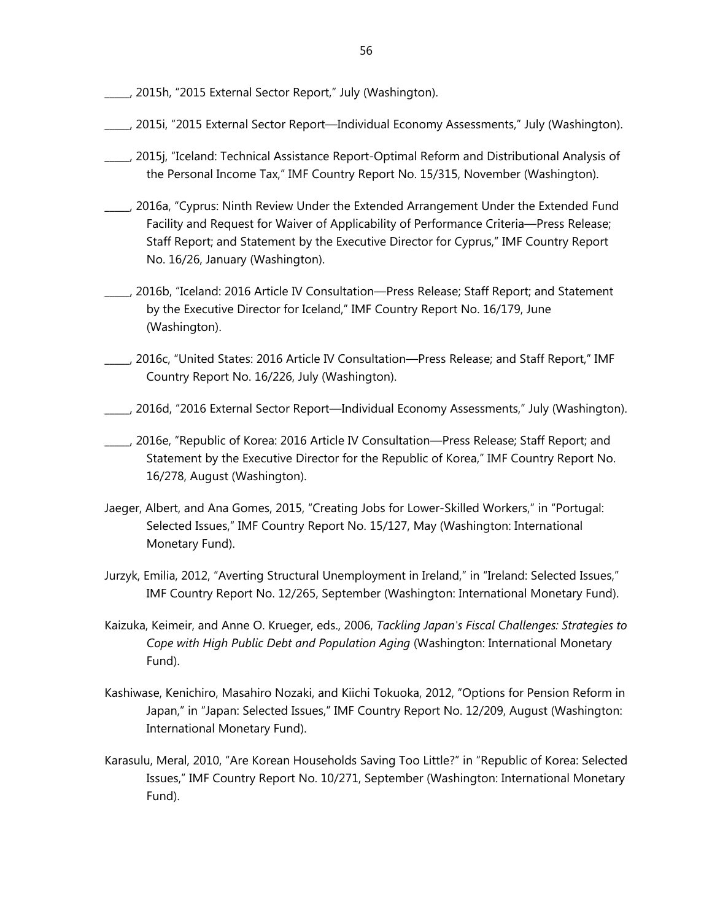_____, 2015h, "2015 External Sector Report," July (Washington).

_____, 2015i, "2015 External Sector Report—Individual Economy Assessments," July (Washington).

_____, 2015j, "Iceland: Technical Assistance Report-Optimal Reform and Distributional Analysis of the Personal Income Tax," IMF Country Report No. 15/315, November (Washington).

_____, 2016a, "Cyprus: Ninth Review Under the Extended Arrangement Under the Extended Fund Facility and Request for Waiver of Applicability of Performance Criteria—Press Release; Staff Report; and Statement by the Executive Director for Cyprus," IMF Country Report No. 16/26, January (Washington).

_____, 2016b, "Iceland: 2016 Article IV Consultation—Press Release; Staff Report; and Statement by the Executive Director for Iceland," IMF Country Report No. 16/179, June (Washington).

_____, 2016c, "United States: 2016 Article IV Consultation—Press Release; and Staff Report," IMF Country Report No. 16/226, July (Washington).

_____, 2016d, "2016 External Sector Report—Individual Economy Assessments," July (Washington).

_____, 2016e, "Republic of Korea: 2016 Article IV Consultation—Press Release; Staff Report; and Statement by the Executive Director for the Republic of Korea," IMF Country Report No. 16/278, August (Washington).

Jaeger, Albert, and Ana Gomes, 2015, "Creating Jobs for Lower-Skilled Workers," in "Portugal: Selected Issues," IMF Country Report No. 15/127, May (Washington: International Monetary Fund).

Jurzyk, Emilia, 2012, "Averting Structural Unemployment in Ireland," in "Ireland: Selected Issues," IMF Country Report No. 12/265, September (Washington: International Monetary Fund).

Kaizuka, Keimeir, and Anne O. Krueger, eds., 2006, *Tackling Japan's Fiscal Challenges: Strategies to Cope with High Public Debt and Population Aging* (Washington: International Monetary Fund).

Kashiwase, Kenichiro, Masahiro Nozaki, and Kiichi Tokuoka, 2012, "Options for Pension Reform in Japan," in "Japan: Selected Issues," IMF Country Report No. 12/209, August (Washington: International Monetary Fund).

Karasulu, Meral, 2010, "Are Korean Households Saving Too Little?" in "Republic of Korea: Selected Issues," IMF Country Report No. 10/271, September (Washington: International Monetary Fund).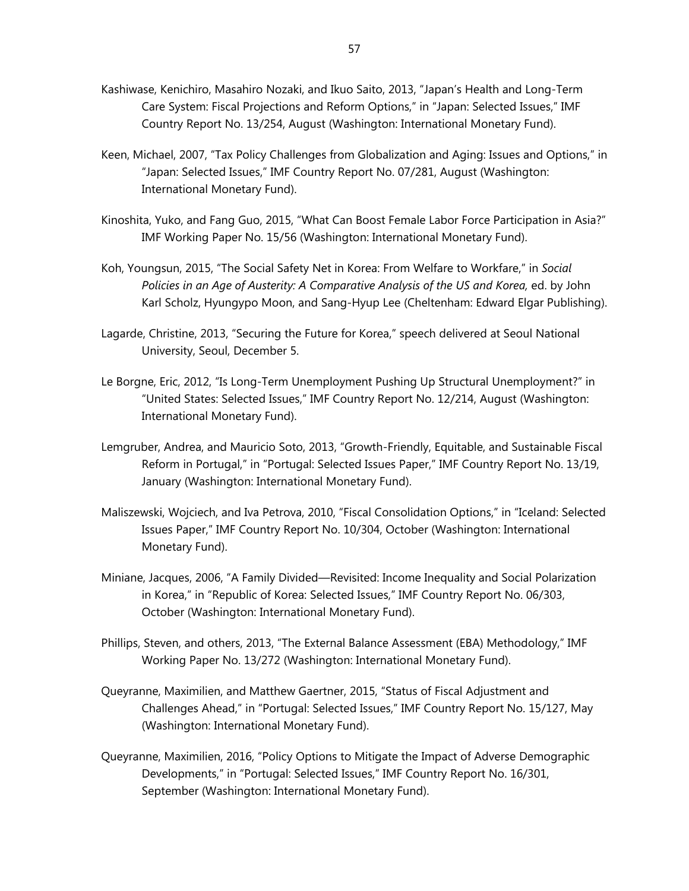Kashiwase, Kenichiro, Masahiro Nozaki, and Ikuo Saito, 2013, "Japan's Health and Long-Term Care System: Fiscal Projections and Reform Options," in "Japan: Selected Issues," IMF Country Report No. 13/254, August (Washington: International Monetary Fund).

Keen, Michael, 2007, "Tax Policy Challenges from Globalization and Aging: Issues and Options," in "Japan: Selected Issues," IMF Country Report No. 07/281, August (Washington: International Monetary Fund).

Kinoshita, Yuko, and Fang Guo, 2015, "What Can Boost Female Labor Force Participation in Asia?" IMF Working Paper No. 15/56 (Washington: International Monetary Fund).

Koh, Youngsun, 2015, "The Social Safety Net in Korea: From Welfare to Workfare," in *Social Policies in an Age of Austerity: A Comparative Analysis of the US and Korea,* ed. by John Karl Scholz, Hyungypo Moon, and Sang-Hyup Lee (Cheltenham: Edward Elgar Publishing).

Lagarde, Christine, 2013, "Securing the Future for Korea," speech delivered at Seoul National University, Seoul, December 5.

Le Borgne, Eric, 2012, "Is Long-Term Unemployment Pushing Up Structural Unemployment?" in "United States: Selected Issues," IMF Country Report No. 12/214, August (Washington: International Monetary Fund).

Lemgruber, Andrea, and Mauricio Soto, 2013, "Growth-Friendly, Equitable, and Sustainable Fiscal Reform in Portugal," in "Portugal: Selected Issues Paper," IMF Country Report No. 13/19, January (Washington: International Monetary Fund).

Maliszewski, Wojciech, and Iva Petrova, 2010, "Fiscal Consolidation Options," in "Iceland: Selected Issues Paper," IMF Country Report No. 10/304, October (Washington: International Monetary Fund).

Miniane, Jacques, 2006, "A Family Divided—Revisited: Income Inequality and Social Polarization in Korea," in "Republic of Korea: Selected Issues," IMF Country Report No. 06/303, October (Washington: International Monetary Fund).

Phillips, Steven, and others, 2013, "The External Balance Assessment (EBA) Methodology," IMF Working Paper No. 13/272 (Washington: International Monetary Fund).

Queyranne, Maximilien, and Matthew Gaertner, 2015, "Status of Fiscal Adjustment and Challenges Ahead," in "Portugal: Selected Issues," IMF Country Report No. 15/127, May (Washington: International Monetary Fund).

Queyranne, Maximilien, 2016, "Policy Options to Mitigate the Impact of Adverse Demographic Developments," in "Portugal: Selected Issues," IMF Country Report No. 16/301, September (Washington: International Monetary Fund).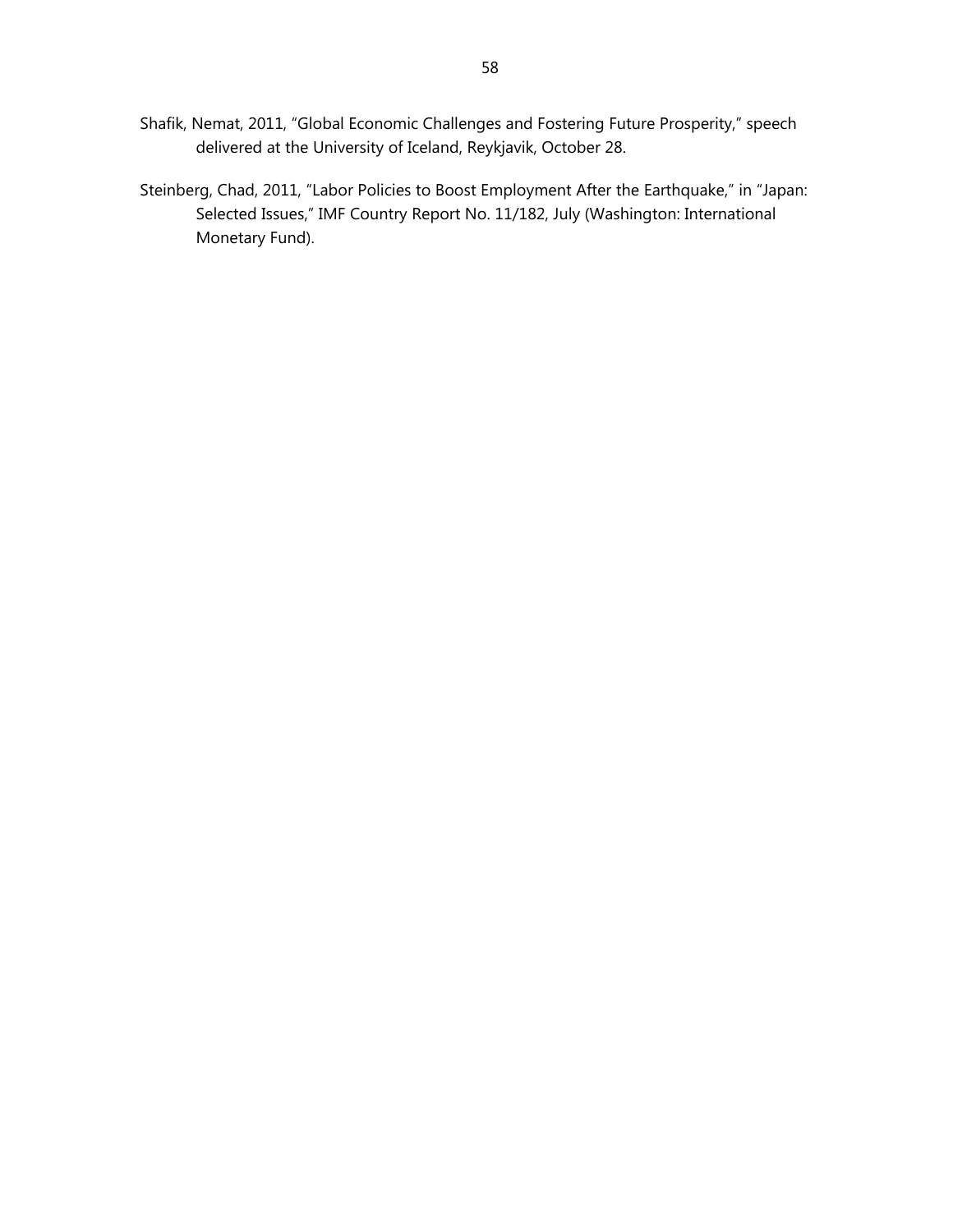Shafik, Nemat, 2011, "Global Economic Challenges and Fostering Future Prosperity," speech delivered at the University of Iceland, Reykjavik, October 28.

Steinberg, Chad, 2011, "Labor Policies to Boost Employment After the Earthquake," in "Japan: Selected Issues," IMF Country Report No. 11/182, July (Washington: International Monetary Fund).